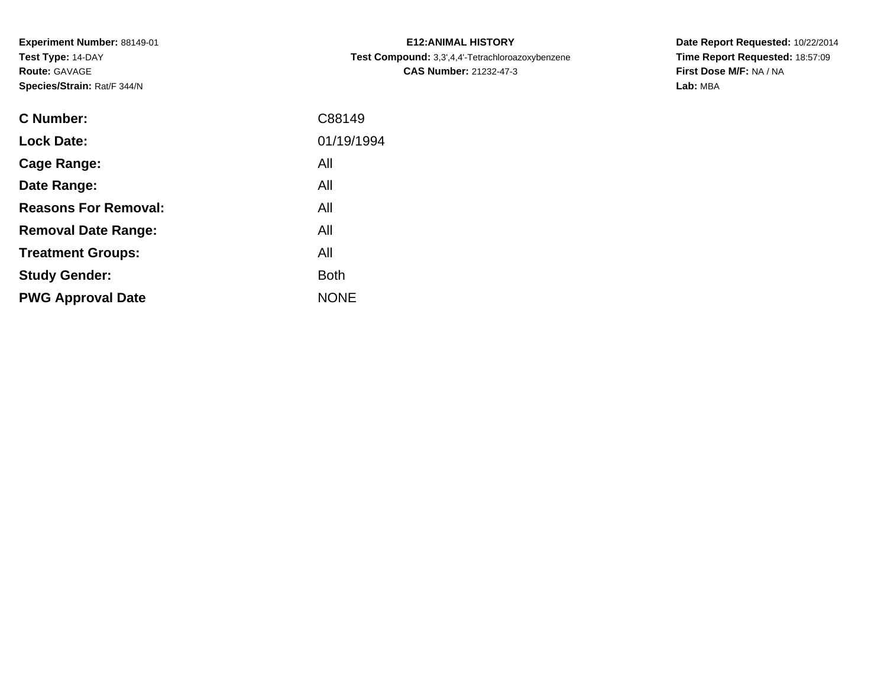**Experiment Number:** 88149-01
**Test Type:** 14-DAY
**Route:** GAVAGE
**Species/Strain:** Rat/F 344/N

**E12:ANIMAL HISTORY**
**Test Compound:** 3,3',4,4'-Tetrachloroazoxybenzene
**CAS Number:** 21232-47-3

**Date Report Requested:** 10/22/2014
**Time Report Requested:** 18:57:09
**First Dose M/F:** NA / NA
**Lab:** MBA

| | |
|---|---|
| **C Number:** | C88149 |
| **Lock Date:** | 01/19/1994 |
| **Cage Range:** | All |
| **Date Range:** | All |
| **Reasons For Removal:** | All |
| **Removal Date Range:** | All |
| **Treatment Groups:** | All |
| **Study Gender:** | Both |
| **PWG Approval Date** | NONE |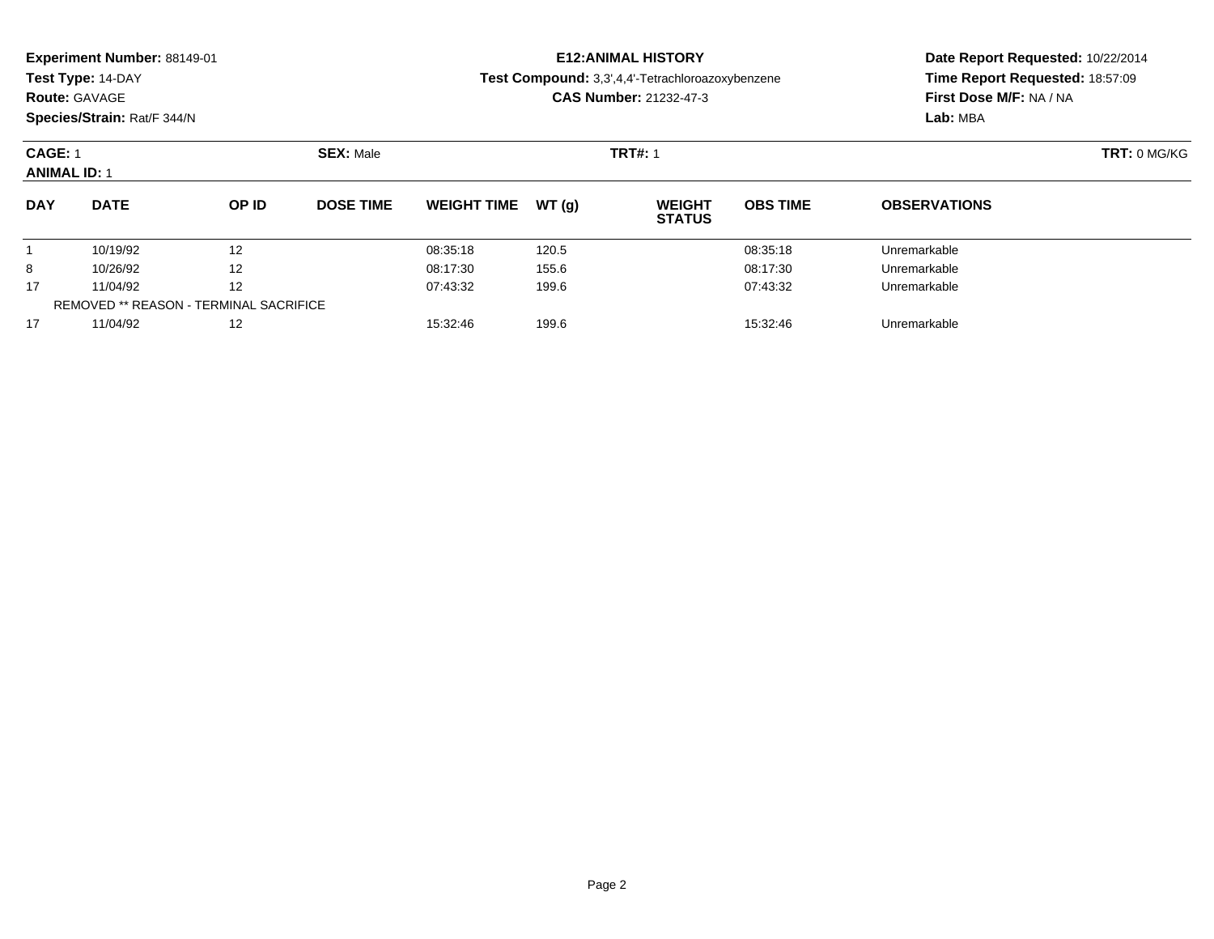**Experiment Number:** 88149-01
**Test Type:** 14-DAY
**Route:** GAVAGE
**Species/Strain:** Rat/F 344/N

**E12:ANIMAL HISTORY**
**Test Compound:** 3,3',4,4'-Tetrachloroazoxybenzene
**CAS Number:** 21232-47-3

**Date Report Requested:** 10/22/2014
**Time Report Requested:** 18:57:09
**First Dose M/F:** NA / NA
**Lab:** MBA

**CAGE:** 1 **SEX:** Male **TRT#:** 1 **TRT:** 0 MG/KG
**ANIMAL ID:** 1

| DAY | DATE | OP ID | DOSE TIME | WEIGHT TIME | WT (g) | WEIGHT STATUS | OBS TIME | OBSERVATIONS |
|---|---|---|---|---|---|---|---|---|
| 1 | 10/19/92 | 12 | | 08:35:18 | 120.5 | | 08:35:18 | Unremarkable |
| 8 | 10/26/92 | 12 | | 08:17:30 | 155.6 | | 08:17:30 | Unremarkable |
| 17 | 11/04/92 | 12 | | 07:43:32 | 199.6 | | 07:43:32 | Unremarkable |
| REMOVED ** REASON - TERMINAL SACRIFICE | | | | | | | | |
| 17 | 11/04/92 | 12 | | 15:32:46 | 199.6 | | 15:32:46 | Unremarkable |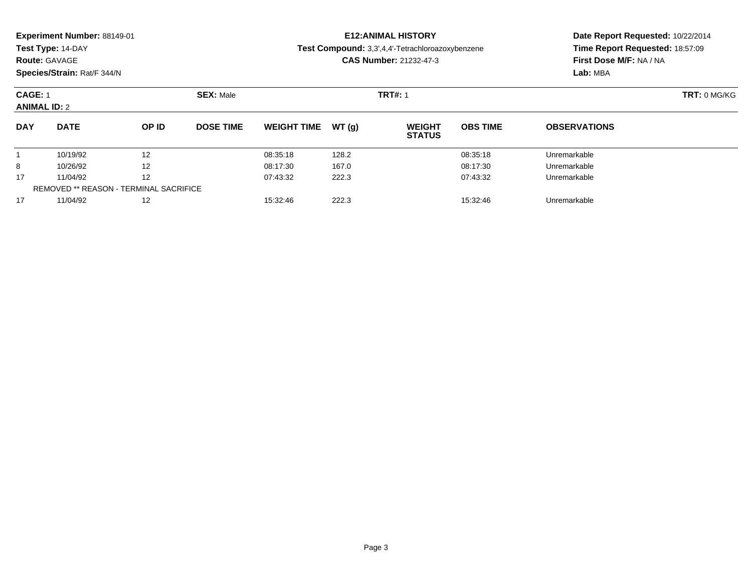**Experiment Number:** 88149-01
**Test Type:** 14-DAY
**Route:** GAVAGE
**Species/Strain:** Rat/F 344/N

**E12:ANIMAL HISTORY**
**Test Compound:** 3,3',4,4'-Tetrachloroazoxybenzene
**CAS Number:** 21232-47-3

**Date Report Requested:** 10/22/2014
**Time Report Requested:** 18:57:09
**First Dose M/F:** NA / NA
**Lab:** MBA

**CAGE:** 1 **SEX:** Male **TRT#:** 1 **TRT:** 0 MG/KG
**ANIMAL ID:** 2

| DAY | DATE | OP ID | DOSE TIME | WEIGHT TIME | WT (g) | WEIGHT STATUS | OBS TIME | OBSERVATIONS |
|---|---|---|---|---|---|---|---|---|
| 1 | 10/19/92 | 12 | | 08:35:18 | 128.2 | | 08:35:18 | Unremarkable |
| 8 | 10/26/92 | 12 | | 08:17:30 | 167.0 | | 08:17:30 | Unremarkable |
| 17 | 11/04/92 | 12 | | 07:43:32 | 222.3 | | 07:43:32 | Unremarkable |
| REMOVED ** REASON - TERMINAL SACRIFICE | | | | | | | | |
| 17 | 11/04/92 | 12 | | 15:32:46 | 222.3 | | 15:32:46 | Unremarkable |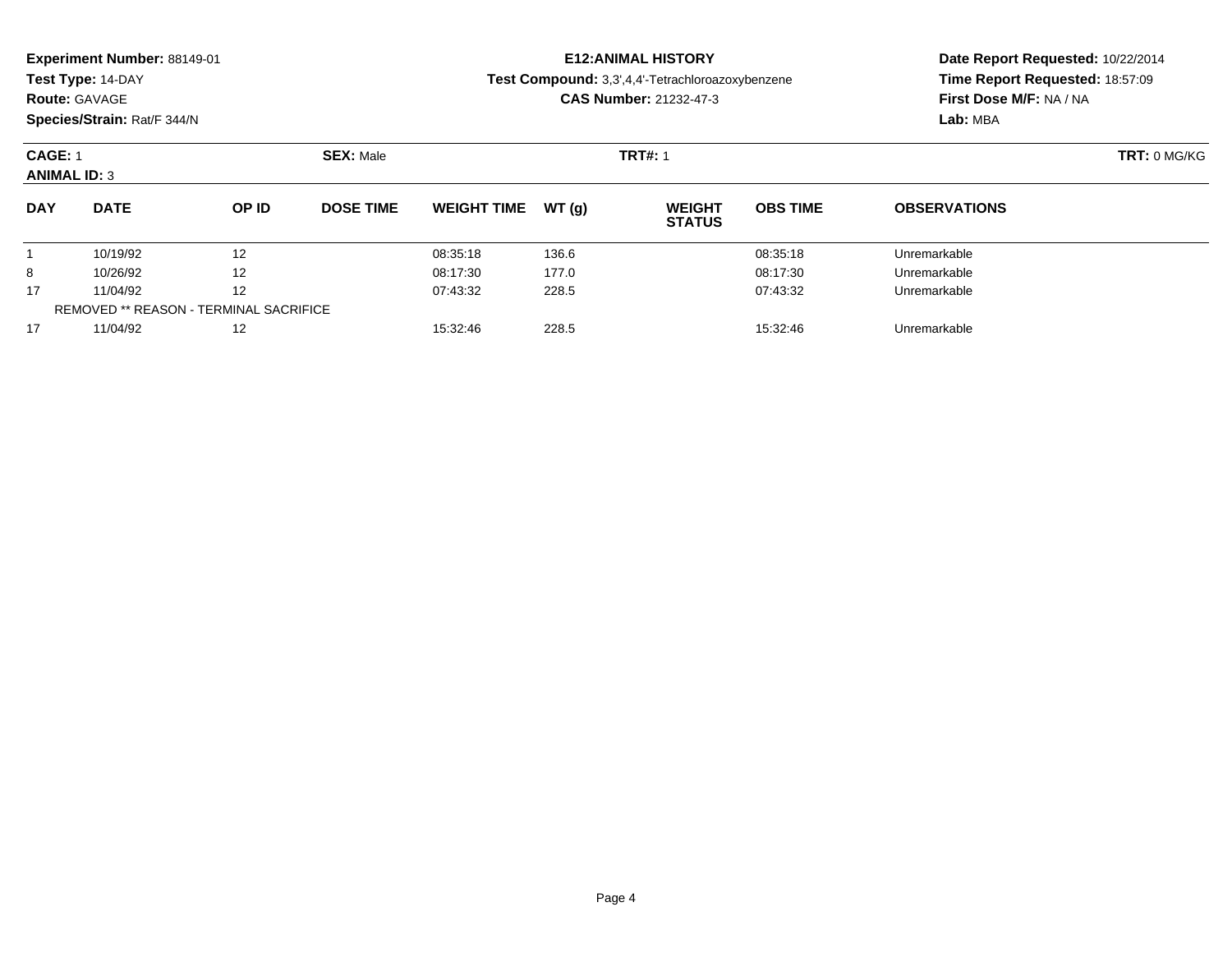**Experiment Number:** 88149-01
**Test Type:** 14-DAY
**Route:** GAVAGE
**Species/Strain:** Rat/F 344/N

**E12:ANIMAL HISTORY**
**Test Compound:** 3,3',4,4'-Tetrachloroazoxybenzene
**CAS Number:** 21232-47-3

**Date Report Requested:** 10/22/2014
**Time Report Requested:** 18:57:09
**First Dose M/F:** NA / NA
**Lab:** MBA

**CAGE:** 1 **SEX:** Male **TRT#:** 1 **TRT:** 0 MG/KG
**ANIMAL ID:** 3

| DAY | DATE | OP ID | DOSE TIME | WEIGHT TIME | WT (g) | WEIGHT STATUS | OBS TIME | OBSERVATIONS |
|---|---|---|---|---|---|---|---|---|
| 1 | 10/19/92 | 12 | | 08:35:18 | 136.6 | | 08:35:18 | Unremarkable |
| 8 | 10/26/92 | 12 | | 08:17:30 | 177.0 | | 08:17:30 | Unremarkable |
| 17 | 11/04/92 | 12 | | 07:43:32 | 228.5 | | 07:43:32 | Unremarkable |
| REMOVED ** REASON - TERMINAL SACRIFICE | | | | | | | | |
| 17 | 11/04/92 | 12 | | 15:32:46 | 228.5 | | 15:32:46 | Unremarkable |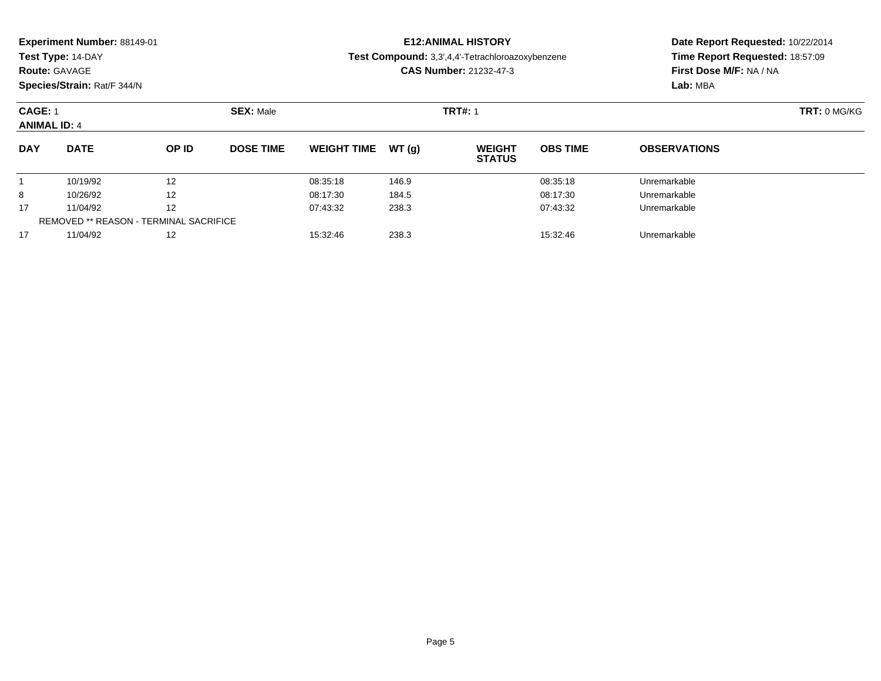**Experiment Number:** 88149-01
**Test Type:** 14-DAY
**Route:** GAVAGE
**Species/Strain:** Rat/F 344/N

**E12:ANIMAL HISTORY**
**Test Compound:** 3,3',4,4'-Tetrachloroazoxybenzene
**CAS Number:** 21232-47-3

**Date Report Requested:** 10/22/2014
**Time Report Requested:** 18:57:09
**First Dose M/F:** NA / NA
**Lab:** MBA

**CAGE:** 1 **SEX:** Male **TRT#:** 1 **TRT:** 0 MG/KG
**ANIMAL ID:** 4

| DAY | DATE | OP ID | DOSE TIME | WEIGHT TIME | WT (g) | WEIGHT STATUS | OBS TIME | OBSERVATIONS |
|---|---|---|---|---|---|---|---|---|
| 1 | 10/19/92 | 12 | | 08:35:18 | 146.9 | | 08:35:18 | Unremarkable |
| 8 | 10/26/92 | 12 | | 08:17:30 | 184.5 | | 08:17:30 | Unremarkable |
| 17 | 11/04/92 | 12 | | 07:43:32 | 238.3 | | 07:43:32 | Unremarkable |
| REMOVED ** REASON - TERMINAL SACRIFICE | | | | | | | | |
| 17 | 11/04/92 | 12 | | 15:32:46 | 238.3 | | 15:32:46 | Unremarkable |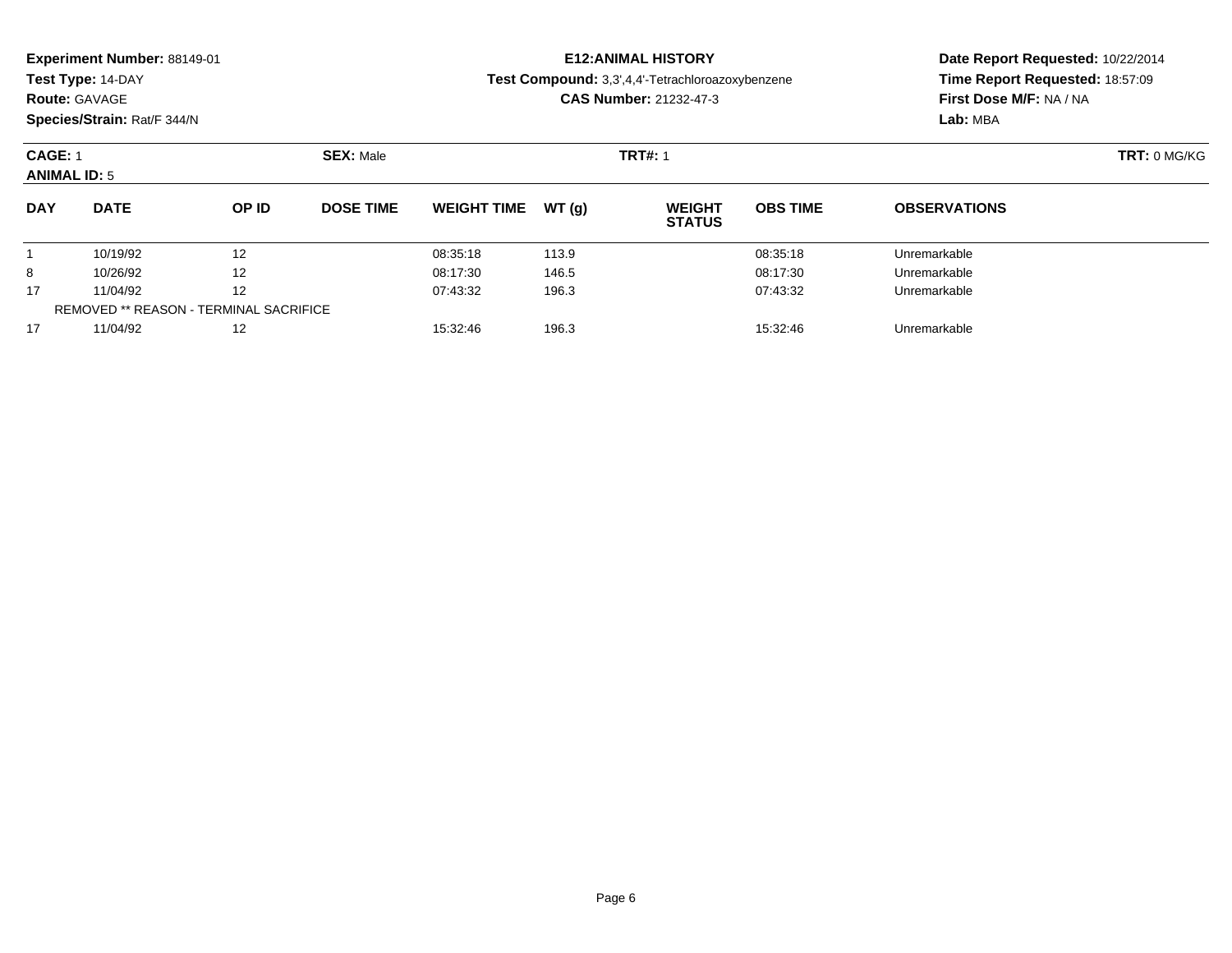**Experiment Number:** 88149-01
**Test Type:** 14-DAY
**Route:** GAVAGE
**Species/Strain:** Rat/F 344/N

**E12:ANIMAL HISTORY**
**Test Compound:** 3,3',4,4'-Tetrachloroazoxybenzene
**CAS Number:** 21232-47-3

**Date Report Requested:** 10/22/2014
**Time Report Requested:** 18:57:09
**First Dose M/F:** NA / NA
**Lab:** MBA

**CAGE:** 1 **SEX:** Male **TRT#:** 1 **TRT:** 0 MG/KG
**ANIMAL ID:** 5

| DAY | DATE | OP ID | DOSE TIME | WEIGHT TIME | WT (g) | WEIGHT STATUS | OBS TIME | OBSERVATIONS |
|---|---|---|---|---|---|---|---|---|
| 1 | 10/19/92 | 12 | | 08:35:18 | 113.9 | | 08:35:18 | Unremarkable |
| 8 | 10/26/92 | 12 | | 08:17:30 | 146.5 | | 08:17:30 | Unremarkable |
| 17 | 11/04/92 | 12 | | 07:43:32 | 196.3 | | 07:43:32 | Unremarkable |
| REMOVED ** REASON - TERMINAL SACRIFICE | | | | | | | | |
| 17 | 11/04/92 | 12 | | 15:32:46 | 196.3 | | 15:32:46 | Unremarkable |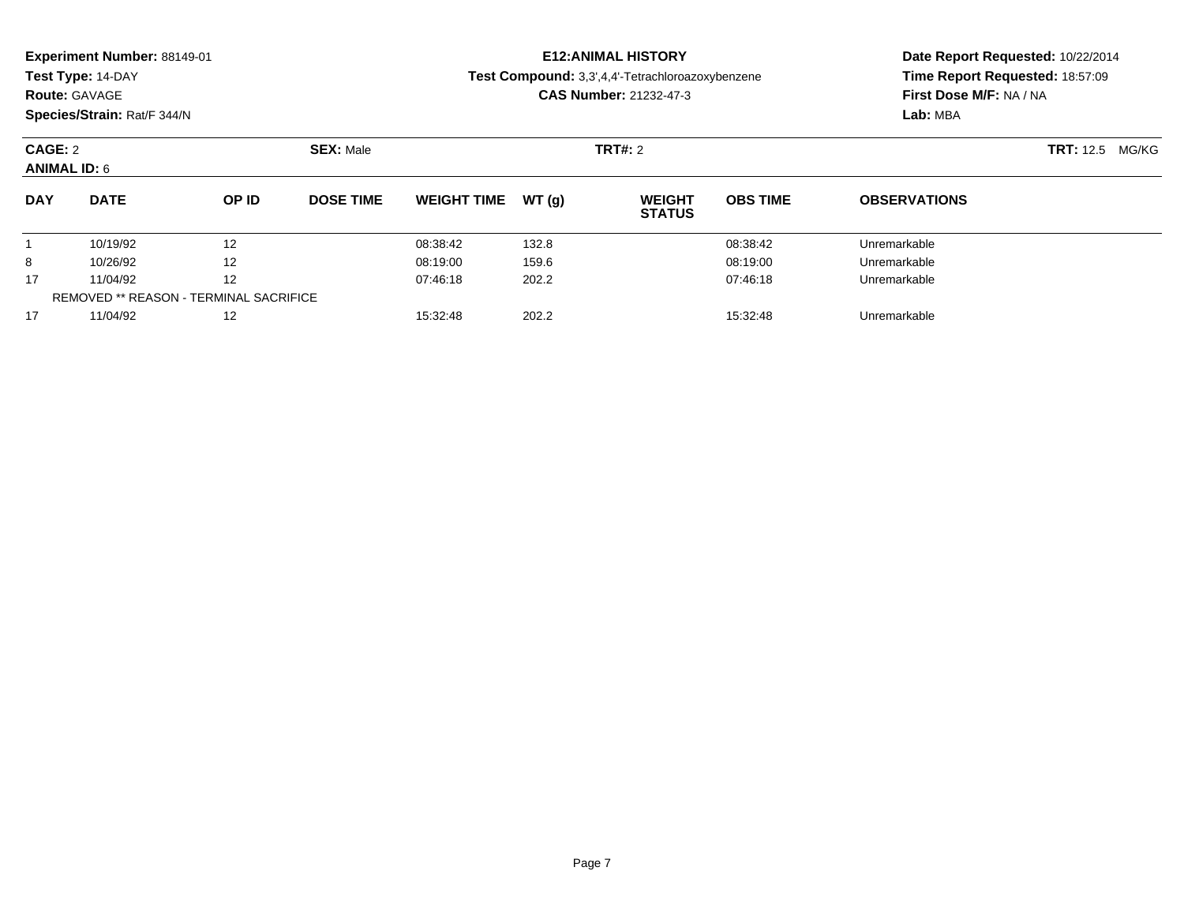**Experiment Number:** 88149-01
**Test Type:** 14-DAY
**Route:** GAVAGE
**Species/Strain:** Rat/F 344/N

**E12:ANIMAL HISTORY**
**Test Compound:** 3,3',4,4'-Tetrachloroazoxybenzene
**CAS Number:** 21232-47-3

**Date Report Requested:** 10/22/2014
**Time Report Requested:** 18:57:09
**First Dose M/F:** NA / NA
**Lab:** MBA

**CAGE:** 2 **SEX:** Male **TRT#:** 2 **TRT:** 12.5 MG/KG
**ANIMAL ID:** 6

| DAY | DATE | OP ID | DOSE TIME | WEIGHT TIME | WT (g) | WEIGHT STATUS | OBS TIME | OBSERVATIONS |
|---|---|---|---|---|---|---|---|---|
| 1 | 10/19/92 | 12 | | 08:38:42 | 132.8 | | 08:38:42 | Unremarkable |
| 8 | 10/26/92 | 12 | | 08:19:00 | 159.6 | | 08:19:00 | Unremarkable |
| 17 | 11/04/92 | 12 | | 07:46:18 | 202.2 | | 07:46:18 | Unremarkable |
| REMOVED ** REASON - TERMINAL SACRIFICE | | | | | | | | |
| 17 | 11/04/92 | 12 | | 15:32:48 | 202.2 | | 15:32:48 | Unremarkable |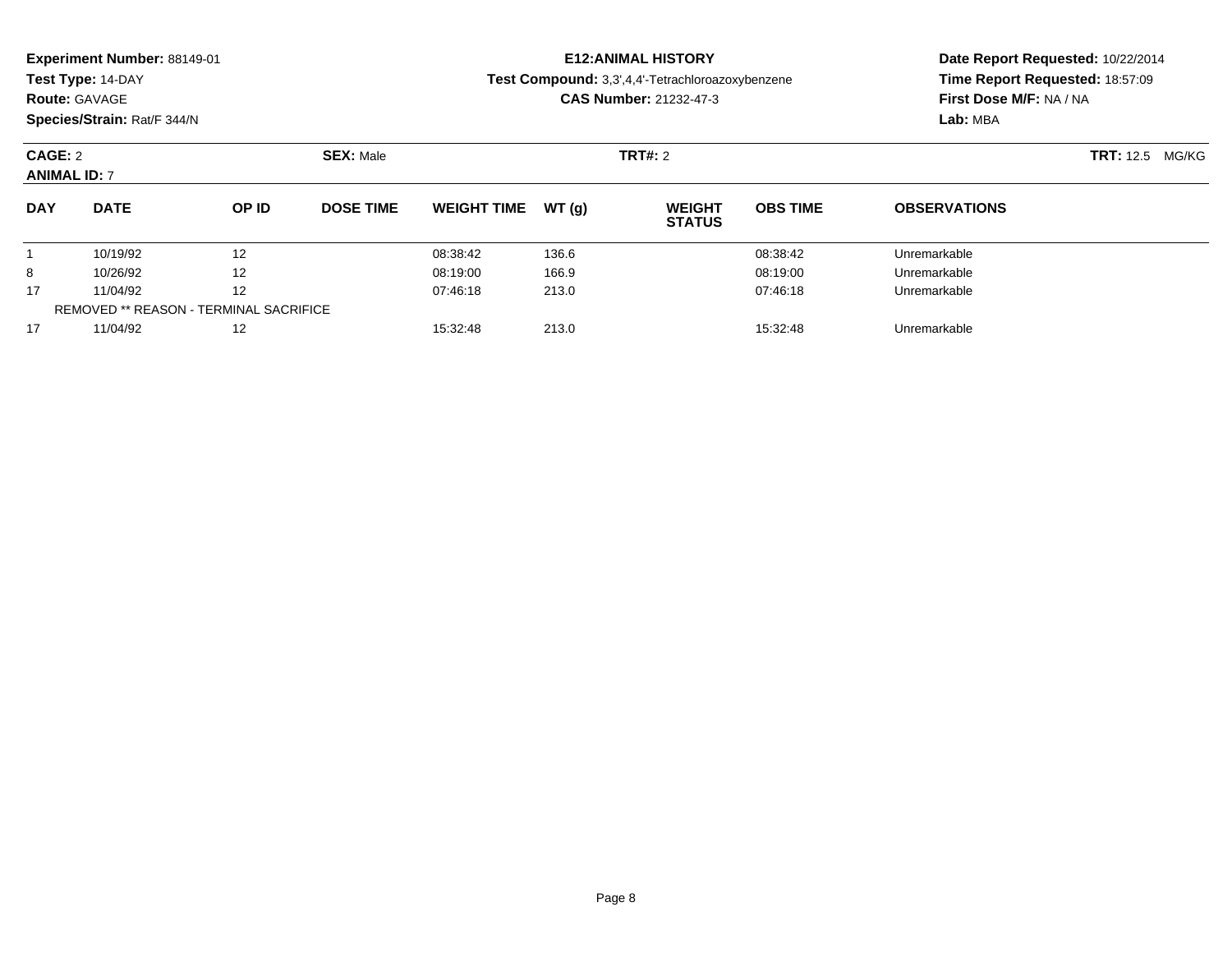**Experiment Number:** 88149-01
**Test Type:** 14-DAY
**Route:** GAVAGE
**Species/Strain:** Rat/F 344/N

**E12:ANIMAL HISTORY**
**Test Compound:** 3,3',4,4'-Tetrachloroazoxybenzene
**CAS Number:** 21232-47-3

**Date Report Requested:** 10/22/2014
**Time Report Requested:** 18:57:09
**First Dose M/F:** NA / NA
**Lab:** MBA

**CAGE:** 2 **SEX:** Male **TRT#:** 2 **TRT:** 12.5 MG/KG
**ANIMAL ID:** 7

| DAY | DATE | OP ID | DOSE TIME | WEIGHT TIME | WT (g) | WEIGHT STATUS | OBS TIME | OBSERVATIONS |
|---|---|---|---|---|---|---|---|---|
| 1 | 10/19/92 | 12 | | 08:38:42 | 136.6 | | 08:38:42 | Unremarkable |
| 8 | 10/26/92 | 12 | | 08:19:00 | 166.9 | | 08:19:00 | Unremarkable |
| 17 | 11/04/92 | 12 | | 07:46:18 | 213.0 | | 07:46:18 | Unremarkable |
| REMOVED ** REASON - TERMINAL SACRIFICE | | | | | | | | |
| 17 | 11/04/92 | 12 | | 15:32:48 | 213.0 | | 15:32:48 | Unremarkable |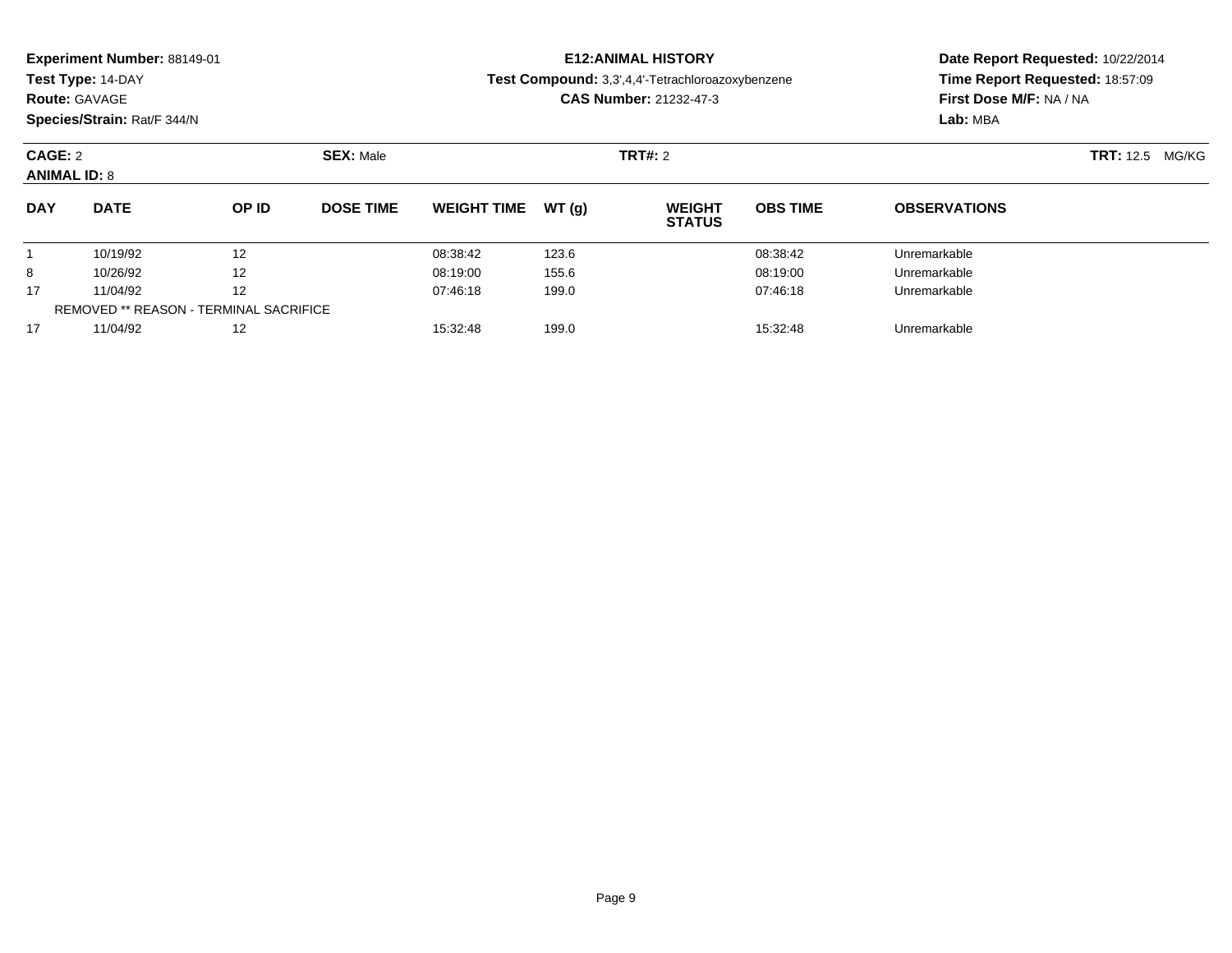**Experiment Number:** 88149-01
**Test Type:** 14-DAY
**Route:** GAVAGE
**Species/Strain:** Rat/F 344/N

**E12:ANIMAL HISTORY**
**Test Compound:** 3,3',4,4'-Tetrachloroazoxybenzene
**CAS Number:** 21232-47-3

**Date Report Requested:** 10/22/2014
**Time Report Requested:** 18:57:09
**First Dose M/F:** NA / NA
**Lab:** MBA

**CAGE:** 2 **SEX:** Male **TRT#:** 2 **TRT:** 12.5 MG/KG
**ANIMAL ID:** 8

| DAY | DATE | OP ID | DOSE TIME | WEIGHT TIME | WT (g) | WEIGHT STATUS | OBS TIME | OBSERVATIONS |
|---|---|---|---|---|---|---|---|---|
| 1 | 10/19/92 | 12 | | 08:38:42 | 123.6 | | 08:38:42 | Unremarkable |
| 8 | 10/26/92 | 12 | | 08:19:00 | 155.6 | | 08:19:00 | Unremarkable |
| 17 | 11/04/92 | 12 | | 07:46:18 | 199.0 | | 07:46:18 | Unremarkable |
| REMOVED ** REASON - TERMINAL SACRIFICE | | | | | | | | |
| 17 | 11/04/92 | 12 | | 15:32:48 | 199.0 | | 15:32:48 | Unremarkable |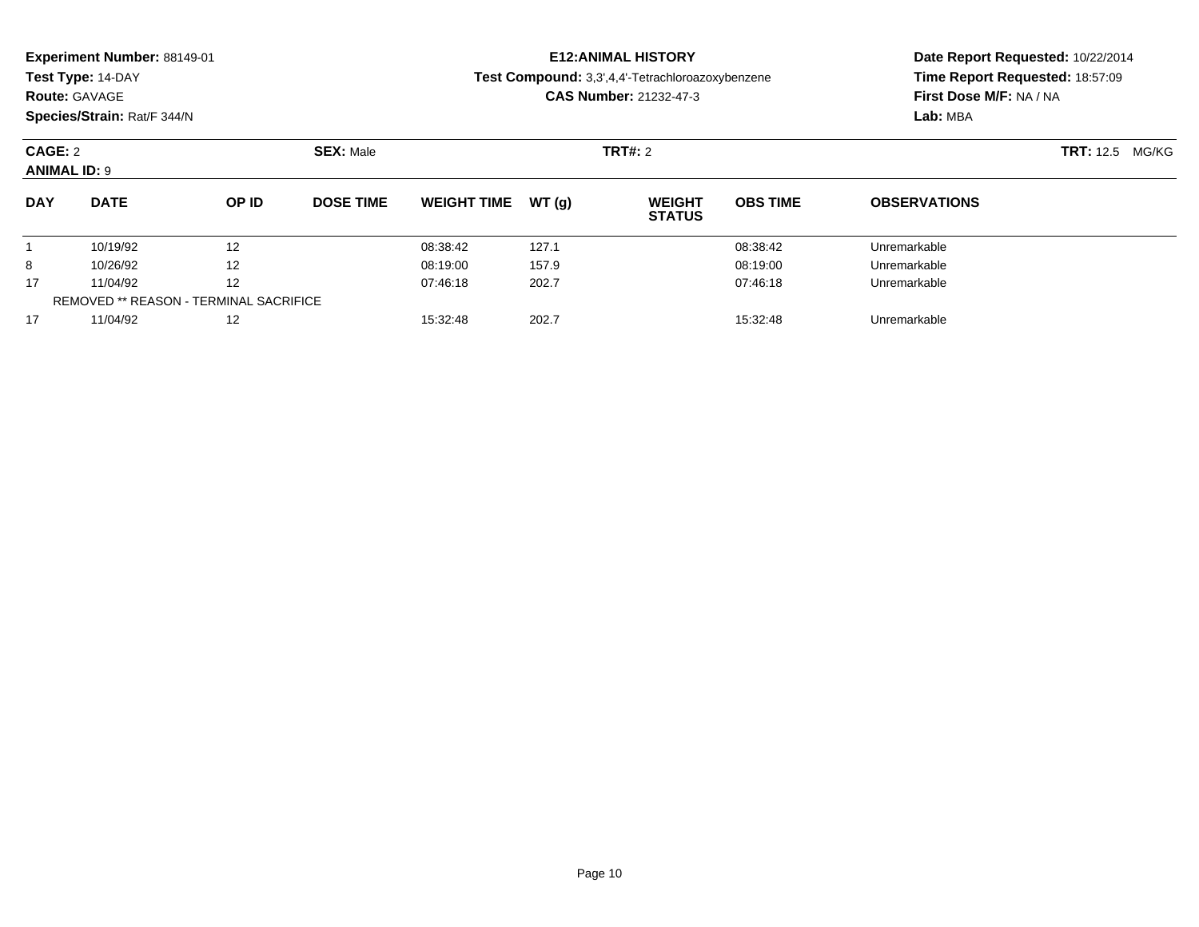**Experiment Number:** 88149-01
**Test Type:** 14-DAY
**Route:** GAVAGE
**Species/Strain:** Rat/F 344/N

**E12:ANIMAL HISTORY**
**Test Compound:** 3,3',4,4'-Tetrachloroazoxybenzene
**CAS Number:** 21232-47-3

**Date Report Requested:** 10/22/2014
**Time Report Requested:** 18:57:09
**First Dose M/F:** NA / NA
**Lab:** MBA

**CAGE:** 2 **SEX:** Male **TRT#:** 2 **TRT:** 12.5 MG/KG
**ANIMAL ID:** 9

| DAY | DATE | OP ID | DOSE TIME | WEIGHT TIME | WT (g) | WEIGHT STATUS | OBS TIME | OBSERVATIONS |
|---|---|---|---|---|---|---|---|---|
| 1 | 10/19/92 | 12 | | 08:38:42 | 127.1 | | 08:38:42 | Unremarkable |
| 8 | 10/26/92 | 12 | | 08:19:00 | 157.9 | | 08:19:00 | Unremarkable |
| 17 | 11/04/92 | 12 | | 07:46:18 | 202.7 | | 07:46:18 | Unremarkable |
| REMOVED ** REASON - TERMINAL SACRIFICE | | | | | | | | |
| 17 | 11/04/92 | 12 | | 15:32:48 | 202.7 | | 15:32:48 | Unremarkable |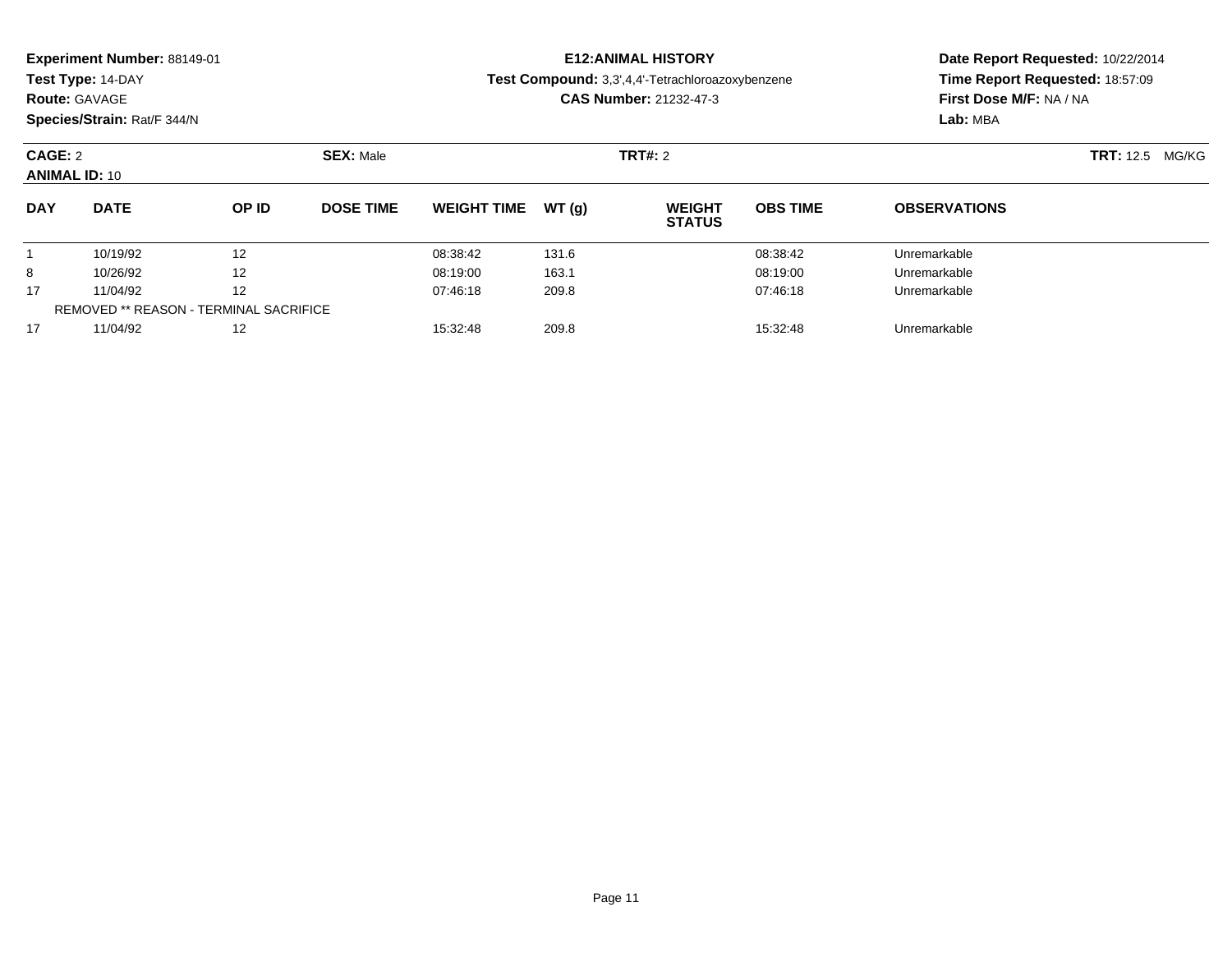**Experiment Number:** 88149-01
**Test Type:** 14-DAY
**Route:** GAVAGE
**Species/Strain:** Rat/F 344/N

**E12:ANIMAL HISTORY**
**Test Compound:** 3,3',4,4'-Tetrachloroazoxybenzene
**CAS Number:** 21232-47-3

**Date Report Requested:** 10/22/2014
**Time Report Requested:** 18:57:09
**First Dose M/F:** NA / NA
**Lab:** MBA

**CAGE:** 2
**SEX:** Male
**TRT#:** 2
**TRT:** 12.5 MG/KG
**ANIMAL ID:** 10

| DAY | DATE | OP ID | DOSE TIME | WEIGHT TIME | WT (g) | WEIGHT STATUS | OBS TIME | OBSERVATIONS |
|---|---|---|---|---|---|---|---|---|
| 1 | 10/19/92 | 12 | | 08:38:42 | 131.6 | | 08:38:42 | Unremarkable |
| 8 | 10/26/92 | 12 | | 08:19:00 | 163.1 | | 08:19:00 | Unremarkable |
| 17 | 11/04/92 | 12 | | 07:46:18 | 209.8 | | 07:46:18 | Unremarkable |
| REMOVED ** REASON - TERMINAL SACRIFICE | | | | | | | | |
| 17 | 11/04/92 | 12 | | 15:32:48 | 209.8 | | 15:32:48 | Unremarkable |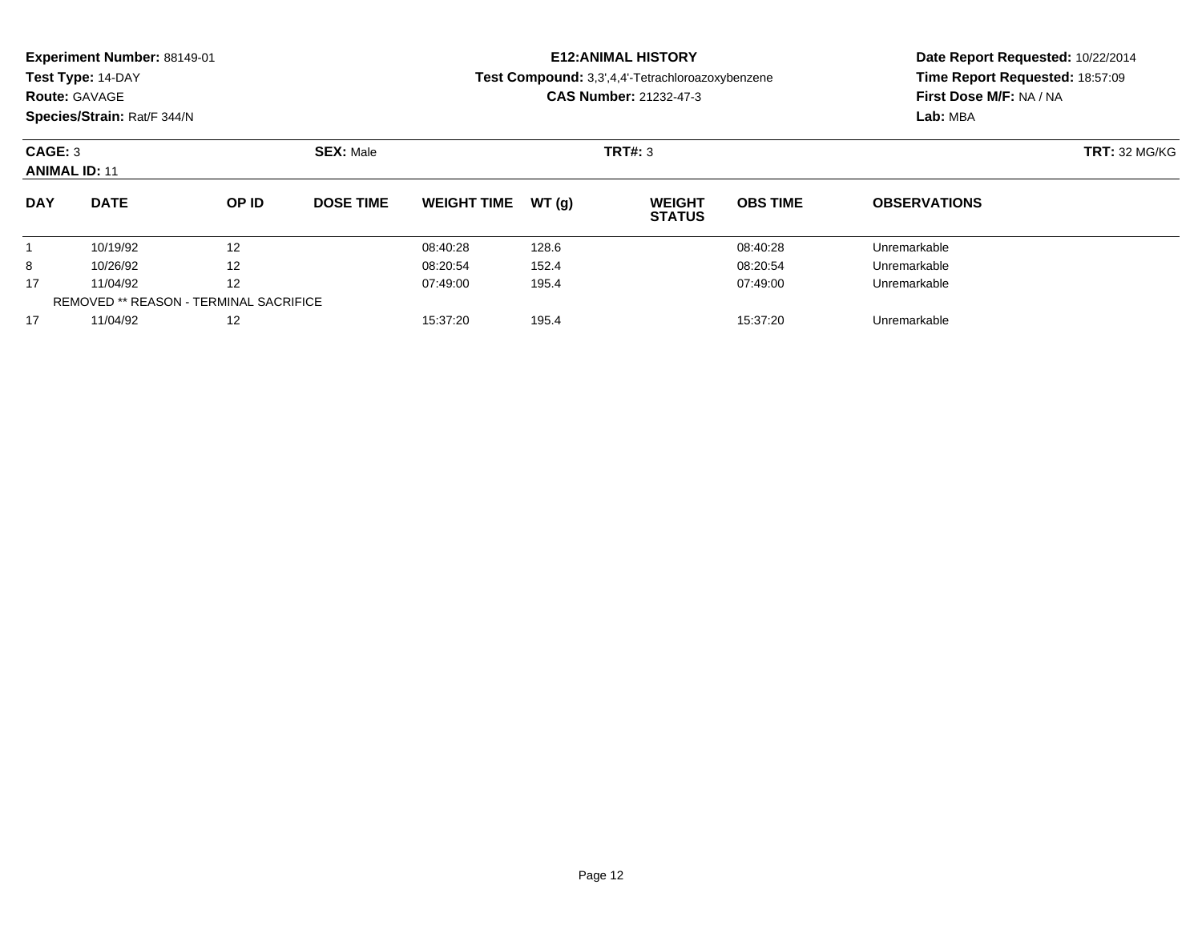**Experiment Number:** 88149-01
**Test Type:** 14-DAY
**Route:** GAVAGE
**Species/Strain:** Rat/F 344/N

**E12:ANIMAL HISTORY**
**Test Compound:** 3,3',4,4'-Tetrachloroazoxybenzene
**CAS Number:** 21232-47-3

**Date Report Requested:** 10/22/2014
**Time Report Requested:** 18:57:09
**First Dose M/F:** NA / NA
**Lab:** MBA

**CAGE:** 3 **SEX:** Male **TRT#:** 3 **TRT:** 32 MG/KG
**ANIMAL ID:** 11

| DAY | DATE | OP ID | DOSE TIME | WEIGHT TIME | WT (g) | WEIGHT STATUS | OBS TIME | OBSERVATIONS |
|---|---|---|---|---|---|---|---|---|
| 1 | 10/19/92 | 12 | | 08:40:28 | 128.6 | | 08:40:28 | Unremarkable |
| 8 | 10/26/92 | 12 | | 08:20:54 | 152.4 | | 08:20:54 | Unremarkable |
| 17 | 11/04/92 | 12 | | 07:49:00 | 195.4 | | 07:49:00 | Unremarkable |
| REMOVED ** REASON - TERMINAL SACRIFICE | | | | | | | | |
| 17 | 11/04/92 | 12 | | 15:37:20 | 195.4 | | 15:37:20 | Unremarkable |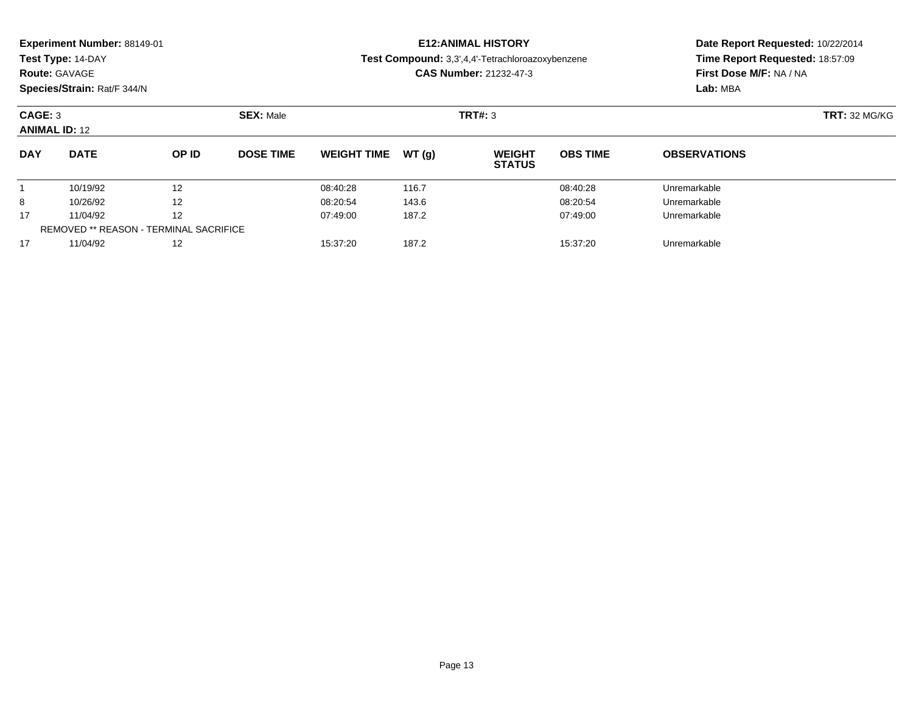**Experiment Number:** 88149-01
**Test Type:** 14-DAY
**Route:** GAVAGE
**Species/Strain:** Rat/F 344/N

**E12:ANIMAL HISTORY**
**Test Compound:** 3,3',4,4'-Tetrachloroazoxybenzene
**CAS Number:** 21232-47-3

**Date Report Requested:** 10/22/2014
**Time Report Requested:** 18:57:09
**First Dose M/F:** NA / NA
**Lab:** MBA

**CAGE:** 3 **SEX:** Male **TRT#:** 3 **TRT:** 32 MG/KG
**ANIMAL ID:** 12

| DAY | DATE | OP ID | DOSE TIME | WEIGHT TIME | WT (g) | WEIGHT STATUS | OBS TIME | OBSERVATIONS |
|---|---|---|---|---|---|---|---|---|
| 1 | 10/19/92 | 12 | | 08:40:28 | 116.7 | | 08:40:28 | Unremarkable |
| 8 | 10/26/92 | 12 | | 08:20:54 | 143.6 | | 08:20:54 | Unremarkable |
| 17 | 11/04/92 | 12 | | 07:49:00 | 187.2 | | 07:49:00 | Unremarkable |
| REMOVED ** REASON - TERMINAL SACRIFICE | | | | | | | | |
| 17 | 11/04/92 | 12 | | 15:37:20 | 187.2 | | 15:37:20 | Unremarkable |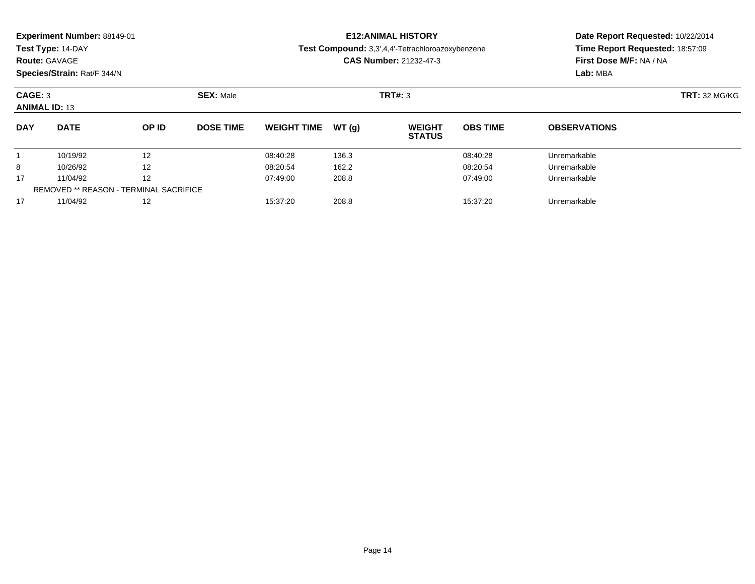**Experiment Number:** 88149-01
**Test Type:** 14-DAY
**Route:** GAVAGE
**Species/Strain:** Rat/F 344/N

**E12:ANIMAL HISTORY**
**Test Compound:** 3,3',4,4'-Tetrachloroazoxybenzene
**CAS Number:** 21232-47-3

**Date Report Requested:** 10/22/2014
**Time Report Requested:** 18:57:09
**First Dose M/F:** NA / NA
**Lab:** MBA

**CAGE:** 3 **SEX:** Male **TRT#:** 3 **TRT:** 32 MG/KG
**ANIMAL ID:** 13

| DAY | DATE | OP ID | DOSE TIME | WEIGHT TIME | WT (g) | WEIGHT STATUS | OBS TIME | OBSERVATIONS |
|---|---|---|---|---|---|---|---|---|
| 1 | 10/19/92 | 12 | | 08:40:28 | 136.3 | | 08:40:28 | Unremarkable |
| 8 | 10/26/92 | 12 | | 08:20:54 | 162.2 | | 08:20:54 | Unremarkable |
| 17 | 11/04/92 | 12 | | 07:49:00 | 208.8 | | 07:49:00 | Unremarkable |
| REMOVED ** REASON - TERMINAL SACRIFICE | | | | | | | | |
| 17 | 11/04/92 | 12 | | 15:37:20 | 208.8 | | 15:37:20 | Unremarkable |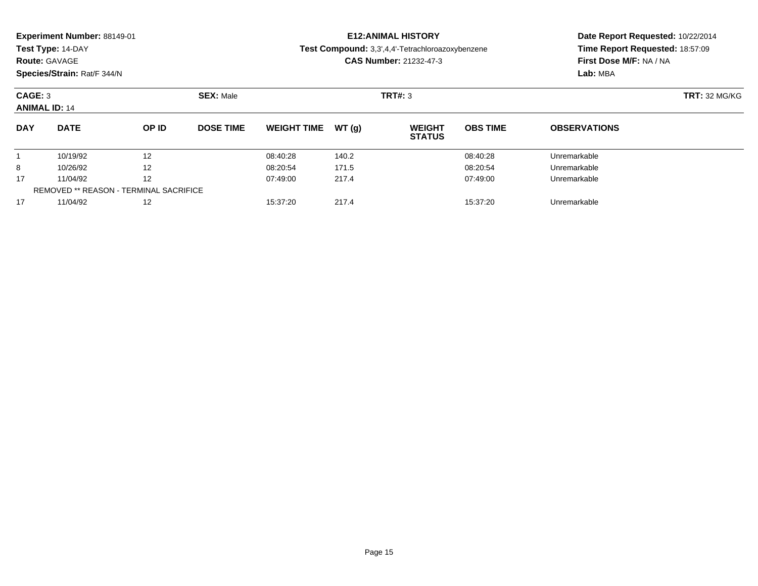**Experiment Number:** 88149-01
**Test Type:** 14-DAY
**Route:** GAVAGE
**Species/Strain:** Rat/F 344/N

**E12:ANIMAL HISTORY**
**Test Compound:** 3,3',4,4'-Tetrachloroazoxybenzene
**CAS Number:** 21232-47-3

**Date Report Requested:** 10/22/2014
**Time Report Requested:** 18:57:09
**First Dose M/F:** NA / NA
**Lab:** MBA

**CAGE:** 3 **SEX:** Male **TRT#:** 3 **TRT:** 32 MG/KG
**ANIMAL ID:** 14

| DAY | DATE | OP ID | DOSE TIME | WEIGHT TIME | WT (g) | WEIGHT STATUS | OBS TIME | OBSERVATIONS |
|---|---|---|---|---|---|---|---|---|
| 1 | 10/19/92 | 12 | | 08:40:28 | 140.2 | | 08:40:28 | Unremarkable |
| 8 | 10/26/92 | 12 | | 08:20:54 | 171.5 | | 08:20:54 | Unremarkable |
| 17 | 11/04/92 | 12 | | 07:49:00 | 217.4 | | 07:49:00 | Unremarkable |
| REMOVED ** REASON - TERMINAL SACRIFICE | | | | | | | | |
| 17 | 11/04/92 | 12 | | 15:37:20 | 217.4 | | 15:37:20 | Unremarkable |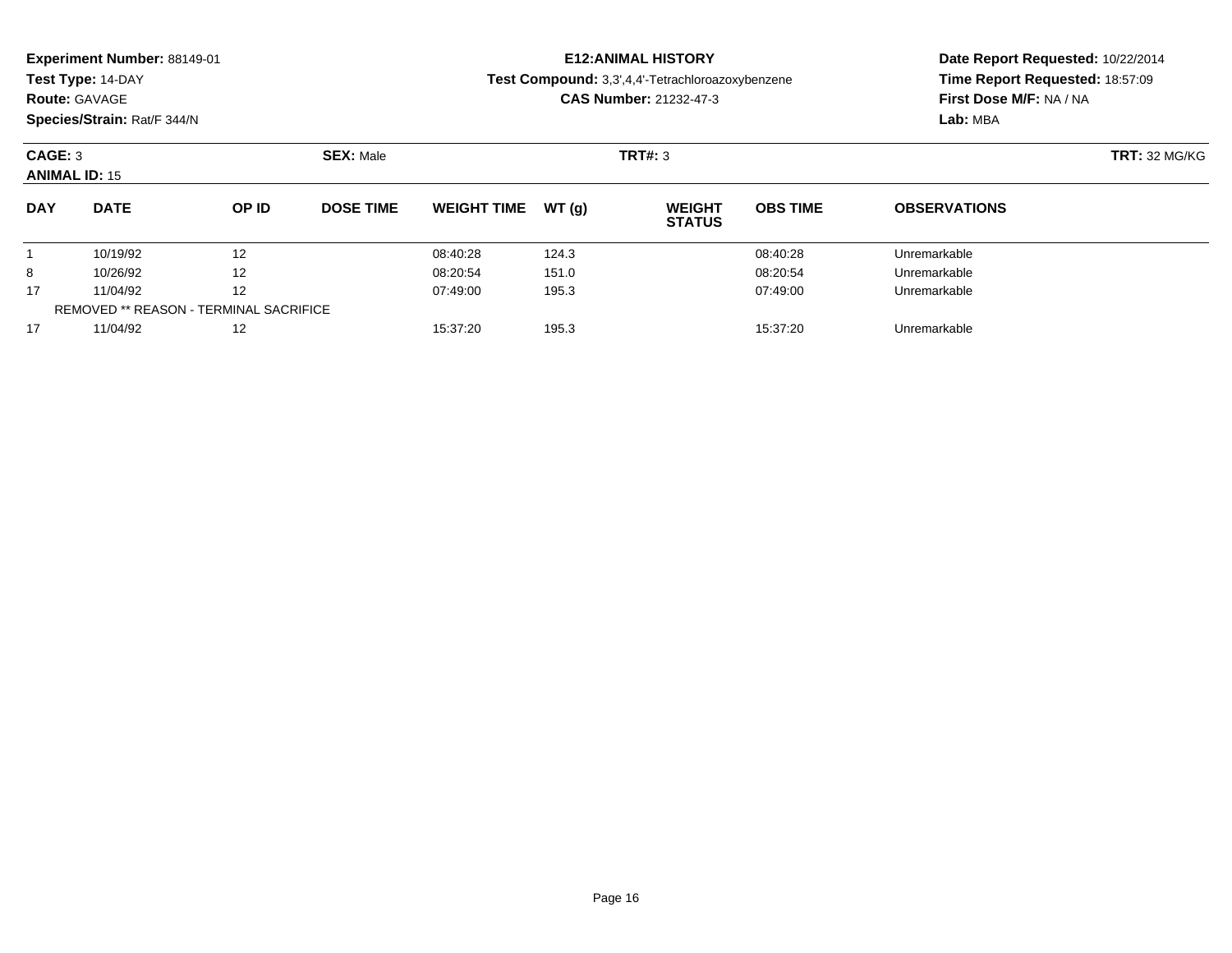**Experiment Number:** 88149-01
**Test Type:** 14-DAY
**Route:** GAVAGE
**Species/Strain:** Rat/F 344/N

**E12:ANIMAL HISTORY**
**Test Compound:** 3,3',4,4'-Tetrachloroazoxybenzene
**CAS Number:** 21232-47-3

**Date Report Requested:** 10/22/2014
**Time Report Requested:** 18:57:09
**First Dose M/F:** NA / NA
**Lab:** MBA

**CAGE:** 3 **SEX:** Male **TRT#:** 3 **TRT:** 32 MG/KG
**ANIMAL ID:** 15

| DAY | DATE | OP ID | DOSE TIME | WEIGHT TIME | WT (g) | WEIGHT STATUS | OBS TIME | OBSERVATIONS |
|---|---|---|---|---|---|---|---|---|
| 1 | 10/19/92 | 12 | | 08:40:28 | 124.3 | | 08:40:28 | Unremarkable |
| 8 | 10/26/92 | 12 | | 08:20:54 | 151.0 | | 08:20:54 | Unremarkable |
| 17 | 11/04/92 | 12 | | 07:49:00 | 195.3 | | 07:49:00 | Unremarkable |
| REMOVED ** REASON - TERMINAL SACRIFICE | | | | | | | | |
| 17 | 11/04/92 | 12 | | 15:37:20 | 195.3 | | 15:37:20 | Unremarkable |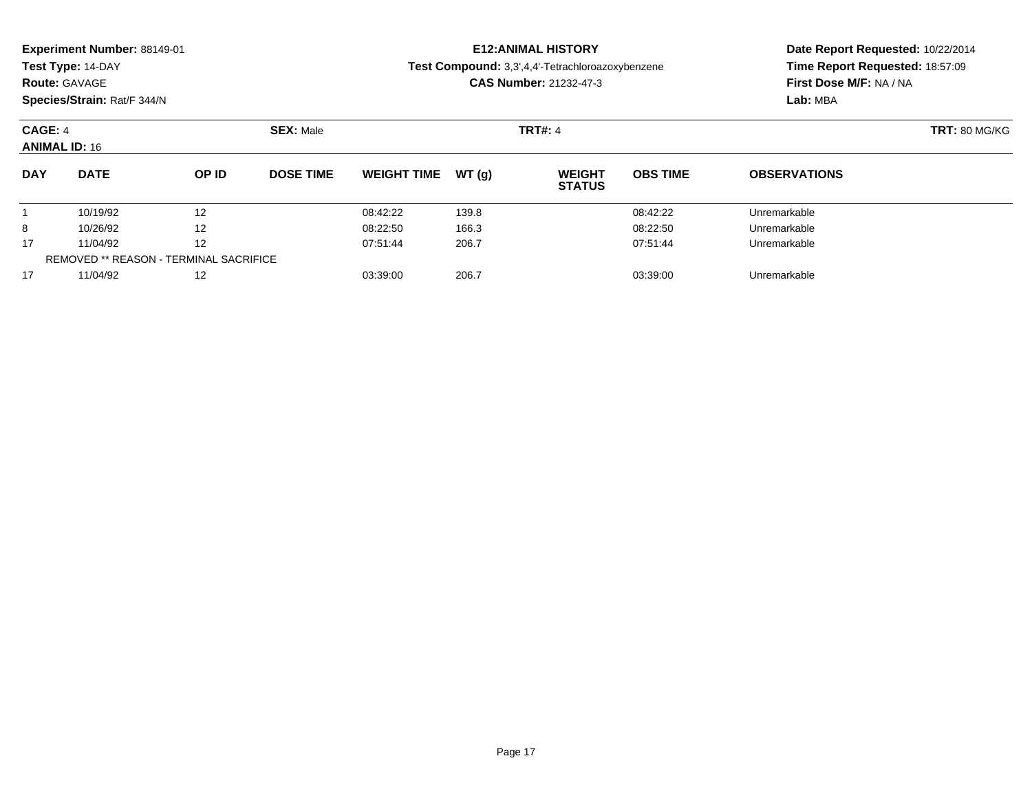**Experiment Number:** 88149-01
**Test Type:** 14-DAY
**Route:** GAVAGE
**Species/Strain:** Rat/F 344/N

**E12:ANIMAL HISTORY**
**Test Compound:** 3,3',4,4'-Tetrachloroazoxybenzene
**CAS Number:** 21232-47-3

**Date Report Requested:** 10/22/2014
**Time Report Requested:** 18:57:09
**First Dose M/F:** NA / NA
**Lab:** MBA

**CAGE:** 4 **SEX:** Male **TRT#:** 4 **TRT:** 80 MG/KG
**ANIMAL ID:** 16

| DAY | DATE | OP ID | DOSE TIME | WEIGHT TIME | WT (g) | WEIGHT STATUS | OBS TIME | OBSERVATIONS |
|---|---|---|---|---|---|---|---|---|
| 1 | 10/19/92 | 12 | | 08:42:22 | 139.8 | | 08:42:22 | Unremarkable |
| 8 | 10/26/92 | 12 | | 08:22:50 | 166.3 | | 08:22:50 | Unremarkable |
| 17 | 11/04/92 | 12 | | 07:51:44 | 206.7 | | 07:51:44 | Unremarkable |
| REMOVED ** REASON - TERMINAL SACRIFICE | | | | | | | | |
| 17 | 11/04/92 | 12 | | 03:39:00 | 206.7 | | 03:39:00 | Unremarkable |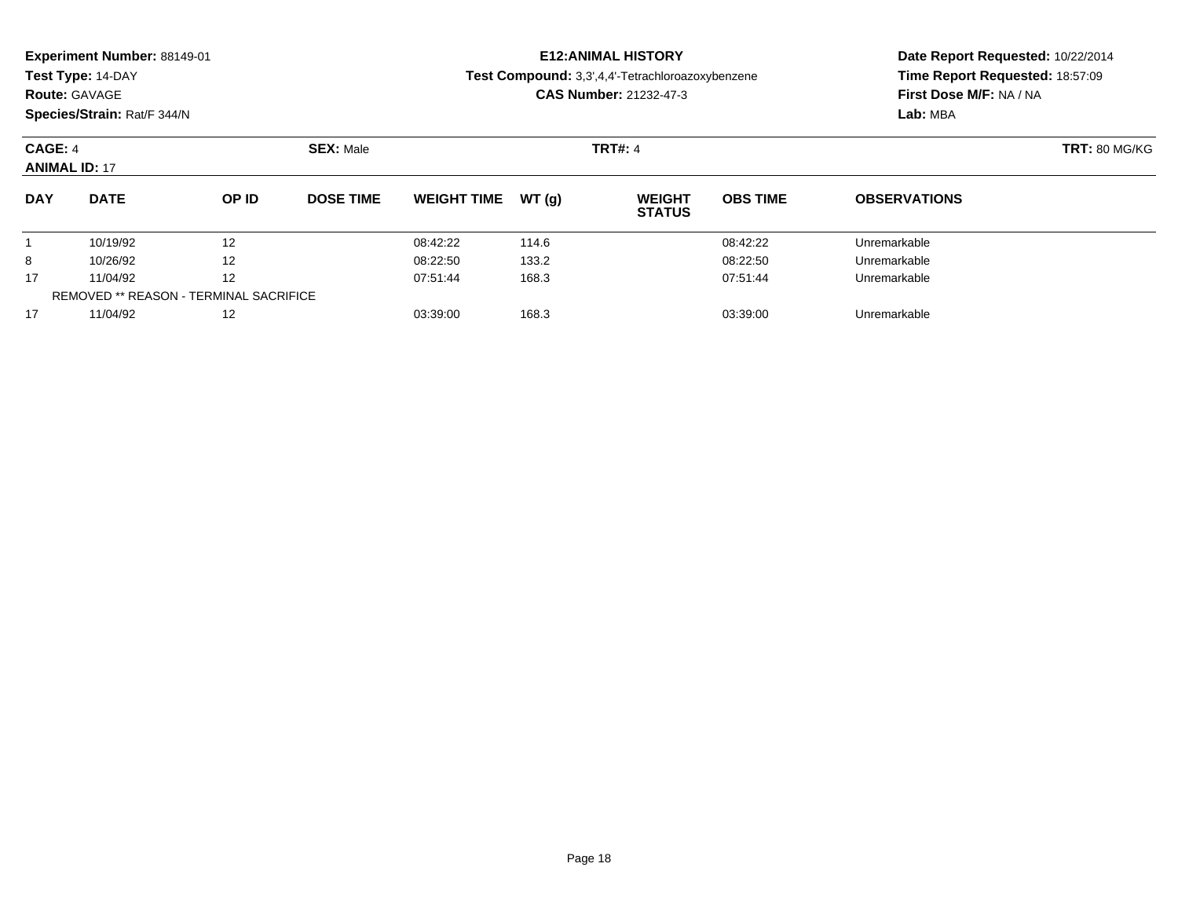**Experiment Number:** 88149-01
**Test Type:** 14-DAY
**Route:** GAVAGE
**Species/Strain:** Rat/F 344/N

**E12:ANIMAL HISTORY**
**Test Compound:** 3,3',4,4'-Tetrachloroazoxybenzene
**CAS Number:** 21232-47-3

**Date Report Requested:** 10/22/2014
**Time Report Requested:** 18:57:09
**First Dose M/F:** NA / NA
**Lab:** MBA

**CAGE:** 4 **SEX:** Male **TRT#:** 4 **TRT:** 80 MG/KG
**ANIMAL ID:** 17

| DAY | DATE | OP ID | DOSE TIME | WEIGHT TIME | WT (g) | WEIGHT STATUS | OBS TIME | OBSERVATIONS |
|---|---|---|---|---|---|---|---|---|
| 1 | 10/19/92 | 12 | | 08:42:22 | 114.6 | | 08:42:22 | Unremarkable |
| 8 | 10/26/92 | 12 | | 08:22:50 | 133.2 | | 08:22:50 | Unremarkable |
| 17 | 11/04/92 | 12 | | 07:51:44 | 168.3 | | 07:51:44 | Unremarkable |
| REMOVED ** REASON - TERMINAL SACRIFICE | | | | | | | | |
| 17 | 11/04/92 | 12 | | 03:39:00 | 168.3 | | 03:39:00 | Unremarkable |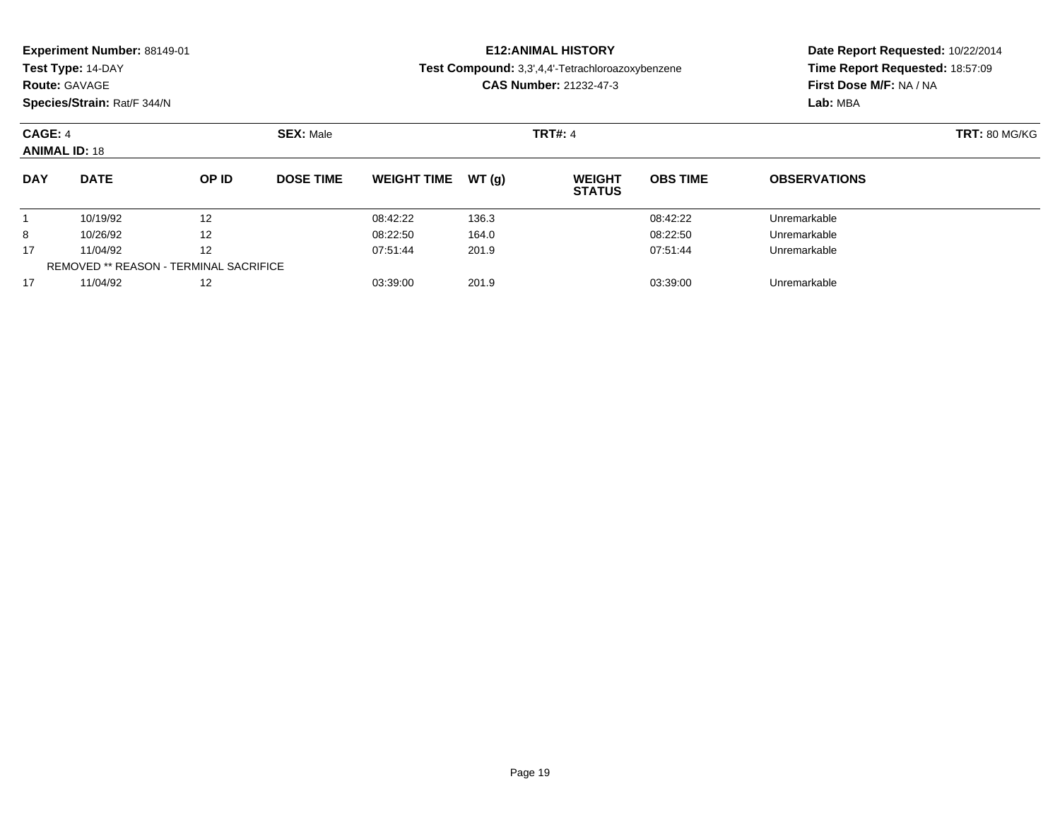**Experiment Number:** 88149-01
**Test Type:** 14-DAY
**Route:** GAVAGE
**Species/Strain:** Rat/F 344/N

**E12:ANIMAL HISTORY**
**Test Compound:** 3,3',4,4'-Tetrachloroazoxybenzene
**CAS Number:** 21232-47-3

**Date Report Requested:** 10/22/2014
**Time Report Requested:** 18:57:09
**First Dose M/F:** NA / NA
**Lab:** MBA

**CAGE:** 4 **SEX:** Male **TRT#:** 4 **TRT:** 80 MG/KG
**ANIMAL ID:** 18

| DAY | DATE | OP ID | DOSE TIME | WEIGHT TIME | WT (g) | WEIGHT STATUS | OBS TIME | OBSERVATIONS |
|---|---|---|---|---|---|---|---|---|
| 1 | 10/19/92 | 12 | | 08:42:22 | 136.3 | | 08:42:22 | Unremarkable |
| 8 | 10/26/92 | 12 | | 08:22:50 | 164.0 | | 08:22:50 | Unremarkable |
| 17 | 11/04/92 | 12 | | 07:51:44 | 201.9 | | 07:51:44 | Unremarkable |
| REMOVED ** REASON - TERMINAL SACRIFICE | | | | | | | | |
| 17 | 11/04/92 | 12 | | 03:39:00 | 201.9 | | 03:39:00 | Unremarkable |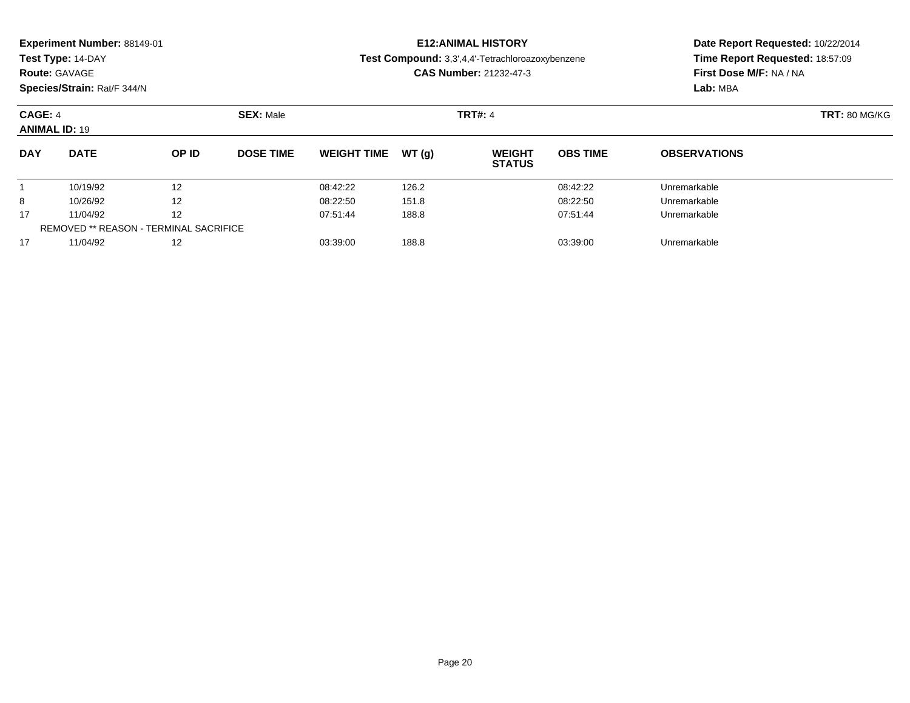**Experiment Number:** 88149-01
**Test Type:** 14-DAY
**Route:** GAVAGE
**Species/Strain:** Rat/F 344/N

**E12:ANIMAL HISTORY**
**Test Compound:** 3,3',4,4'-Tetrachloroazoxybenzene
**CAS Number:** 21232-47-3

**Date Report Requested:** 10/22/2014
**Time Report Requested:** 18:57:09
**First Dose M/F:** NA / NA
**Lab:** MBA

**CAGE:** 4 **SEX:** Male **TRT#:** 4 **TRT:** 80 MG/KG
**ANIMAL ID:** 19

| DAY | DATE | OP ID | DOSE TIME | WEIGHT TIME | WT (g) | WEIGHT STATUS | OBS TIME | OBSERVATIONS |
|---|---|---|---|---|---|---|---|---|
| 1 | 10/19/92 | 12 | | 08:42:22 | 126.2 | | 08:42:22 | Unremarkable |
| 8 | 10/26/92 | 12 | | 08:22:50 | 151.8 | | 08:22:50 | Unremarkable |
| 17 | 11/04/92 | 12 | | 07:51:44 | 188.8 | | 07:51:44 | Unremarkable |
| REMOVED ** REASON - TERMINAL SACRIFICE | | | | | | | | |
| 17 | 11/04/92 | 12 | | 03:39:00 | 188.8 | | 03:39:00 | Unremarkable |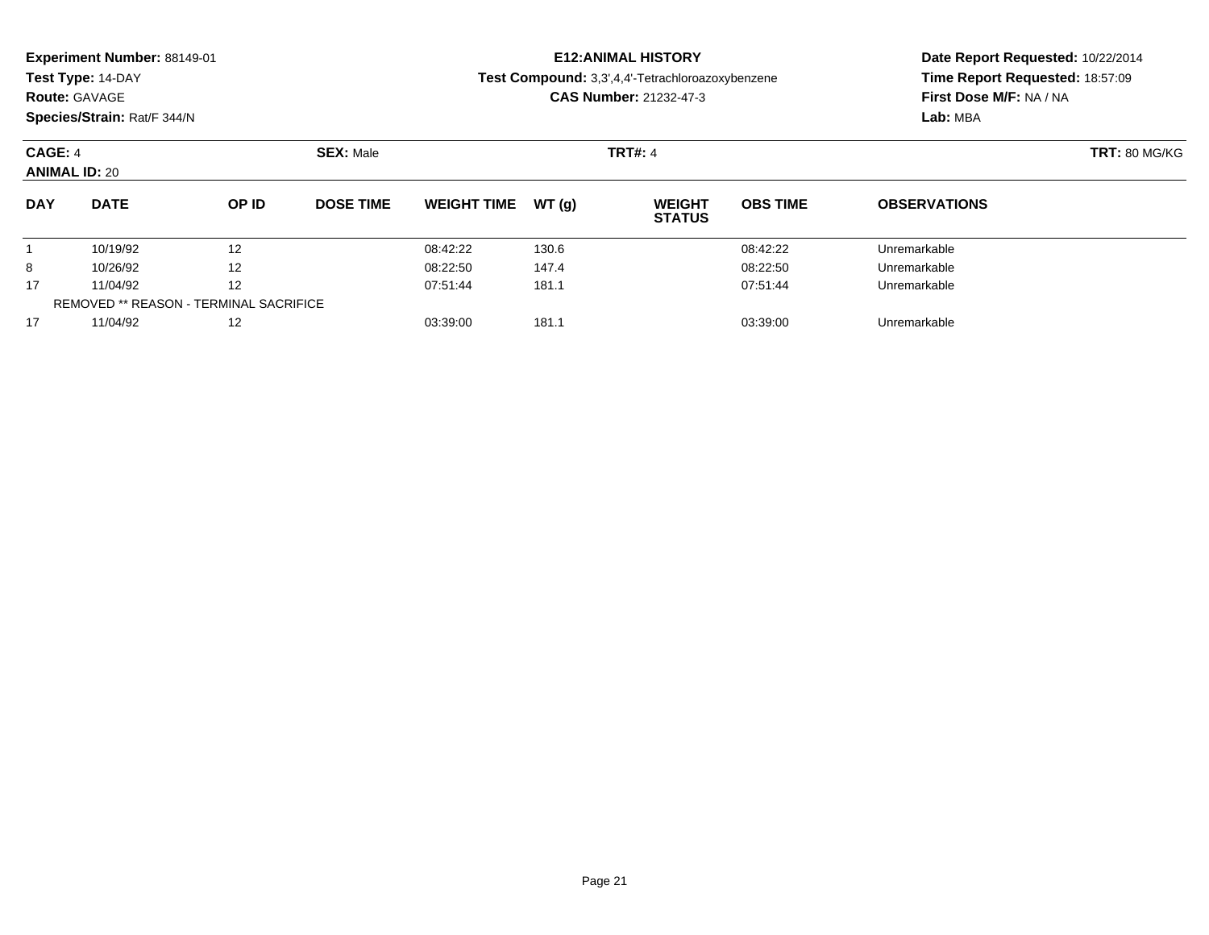**Experiment Number:** 88149-01
**Test Type:** 14-DAY
**Route:** GAVAGE
**Species/Strain:** Rat/F 344/N

**E12:ANIMAL HISTORY**
**Test Compound:** 3,3',4,4'-Tetrachloroazoxybenzene
**CAS Number:** 21232-47-3

**Date Report Requested:** 10/22/2014
**Time Report Requested:** 18:57:09
**First Dose M/F:** NA / NA
**Lab:** MBA

**CAGE:** 4 **SEX:** Male **TRT#:** 4 **TRT:** 80 MG/KG
**ANIMAL ID:** 20

| DAY | DATE | OP ID | DOSE TIME | WEIGHT TIME | WT (g) | WEIGHT STATUS | OBS TIME | OBSERVATIONS |
|---|---|---|---|---|---|---|---|---|
| 1 | 10/19/92 | 12 | | 08:42:22 | 130.6 | | 08:42:22 | Unremarkable |
| 8 | 10/26/92 | 12 | | 08:22:50 | 147.4 | | 08:22:50 | Unremarkable |
| 17 | 11/04/92 | 12 | | 07:51:44 | 181.1 | | 07:51:44 | Unremarkable |
| REMOVED ** REASON - TERMINAL SACRIFICE | | | | | | | | |
| 17 | 11/04/92 | 12 | | 03:39:00 | 181.1 | | 03:39:00 | Unremarkable |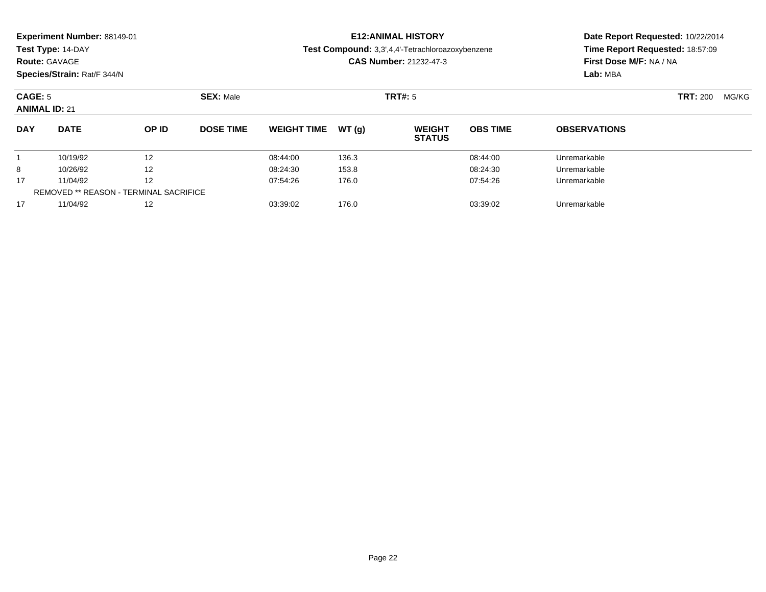**Experiment Number:** 88149-01
**Test Type:** 14-DAY
**Route:** GAVAGE
**Species/Strain:** Rat/F 344/N

## E12:ANIMAL HISTORY

**Test Compound:** 3,3',4,4'-Tetrachloroazoxybenzene
**CAS Number:** 21232-47-3

**Date Report Requested:** 10/22/2014
**Time Report Requested:** 18:57:09
**First Dose M/F:** NA / NA
**Lab:** MBA

**CAGE:** 5 **SEX:** Male **TRT#:** 5 **TRT:** 200 MG/KG
**ANIMAL ID:** 21

| DAY | DATE | OP ID | DOSE TIME | WEIGHT TIME | WT (g) | WEIGHT STATUS | OBS TIME | OBSERVATIONS |
|---|---|---|---|---|---|---|---|---|
| 1 | 10/19/92 | 12 | | 08:44:00 | 136.3 | | 08:44:00 | Unremarkable |
| 8 | 10/26/92 | 12 | | 08:24:30 | 153.8 | | 08:24:30 | Unremarkable |
| 17 | 11/04/92 | 12 | | 07:54:26 | 176.0 | | 07:54:26 | Unremarkable |
| REMOVED ** REASON - TERMINAL SACRIFICE | | | | | | | | |
| 17 | 11/04/92 | 12 | | 03:39:02 | 176.0 | | 03:39:02 | Unremarkable |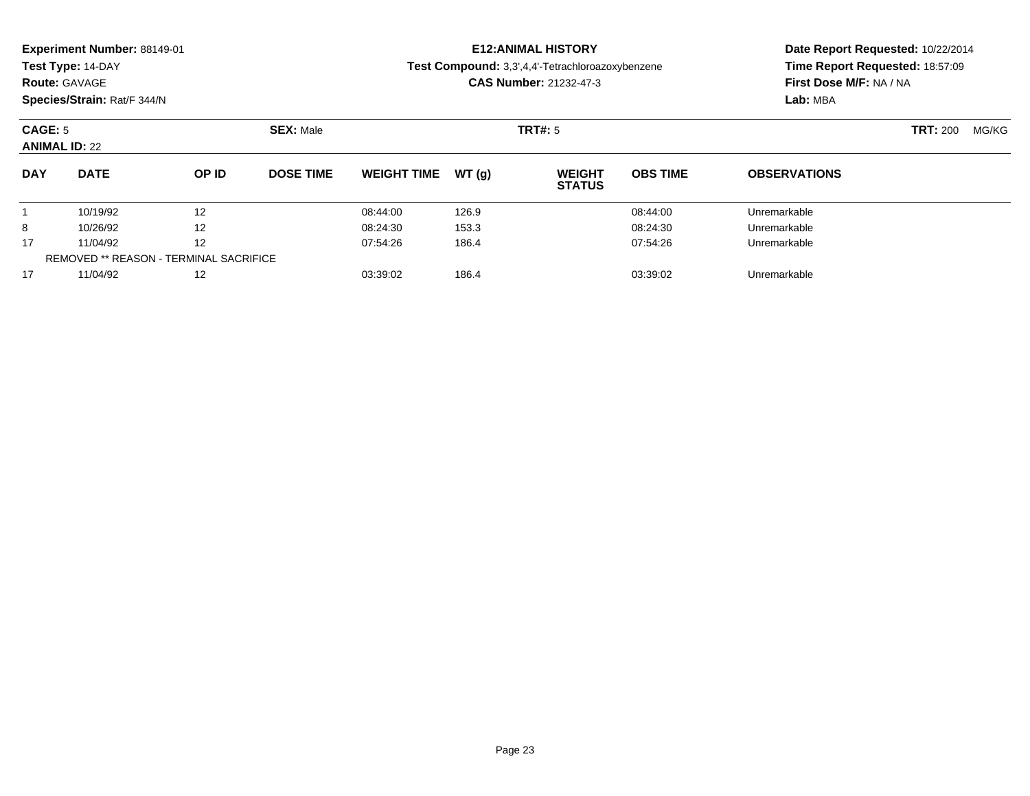**Experiment Number:** 88149-01
**Test Type:** 14-DAY
**Route:** GAVAGE
**Species/Strain:** Rat/F 344/N

**E12:ANIMAL HISTORY**
**Test Compound:** 3,3',4,4'-Tetrachloroazoxybenzene
**CAS Number:** 21232-47-3

**Date Report Requested:** 10/22/2014
**Time Report Requested:** 18:57:09
**First Dose M/F:** NA / NA
**Lab:** MBA

**CAGE:** 5 **SEX:** Male **TRT#:** 5 **TRT:** 200 MG/KG
**ANIMAL ID:** 22

| DAY | DATE | OP ID | DOSE TIME | WEIGHT TIME | WT (g) | WEIGHT STATUS | OBS TIME | OBSERVATIONS |
|---|---|---|---|---|---|---|---|---|
| 1 | 10/19/92 | 12 | | 08:44:00 | 126.9 | | 08:44:00 | Unremarkable |
| 8 | 10/26/92 | 12 | | 08:24:30 | 153.3 | | 08:24:30 | Unremarkable |
| 17 | 11/04/92 | 12 | | 07:54:26 | 186.4 | | 07:54:26 | Unremarkable |
| REMOVED ** REASON - TERMINAL SACRIFICE | | | | | | | | |
| 17 | 11/04/92 | 12 | | 03:39:02 | 186.4 | | 03:39:02 | Unremarkable |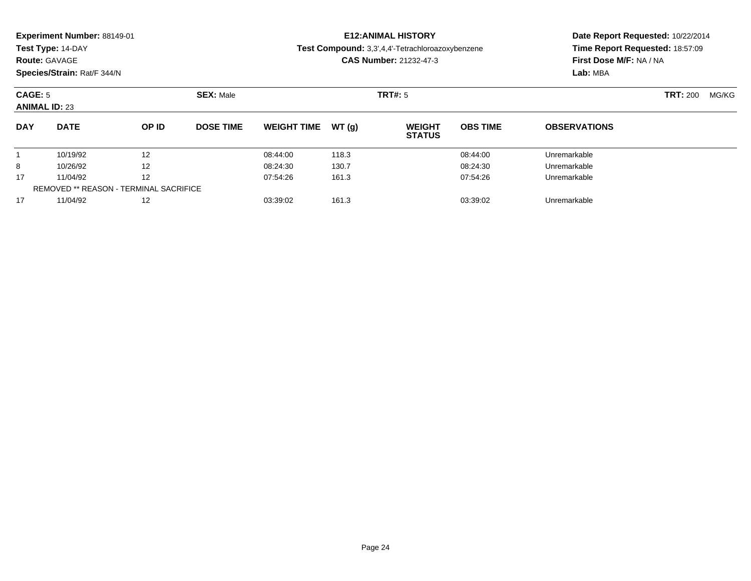**Experiment Number:** 88149-01
**Test Type:** 14-DAY
**Route:** GAVAGE
**Species/Strain:** Rat/F 344/N

**E12:ANIMAL HISTORY**
**Test Compound:** 3,3',4,4'-Tetrachloroazoxybenzene
**CAS Number:** 21232-47-3

**Date Report Requested:** 10/22/2014
**Time Report Requested:** 18:57:09
**First Dose M/F:** NA / NA
**Lab:** MBA

**CAGE:** 5 **SEX:** Male **TRT#:** 5 **TRT:** 200 MG/KG
**ANIMAL ID:** 23

| DAY | DATE | OP ID | DOSE TIME | WEIGHT TIME | WT (g) | WEIGHT STATUS | OBS TIME | OBSERVATIONS |
|---|---|---|---|---|---|---|---|---|
| 1 | 10/19/92 | 12 | | 08:44:00 | 118.3 | | 08:44:00 | Unremarkable |
| 8 | 10/26/92 | 12 | | 08:24:30 | 130.7 | | 08:24:30 | Unremarkable |
| 17 | 11/04/92 | 12 | | 07:54:26 | 161.3 | | 07:54:26 | Unremarkable |
| REMOVED ** REASON - TERMINAL SACRIFICE | | | | | | | | |
| 17 | 11/04/92 | 12 | | 03:39:02 | 161.3 | | 03:39:02 | Unremarkable |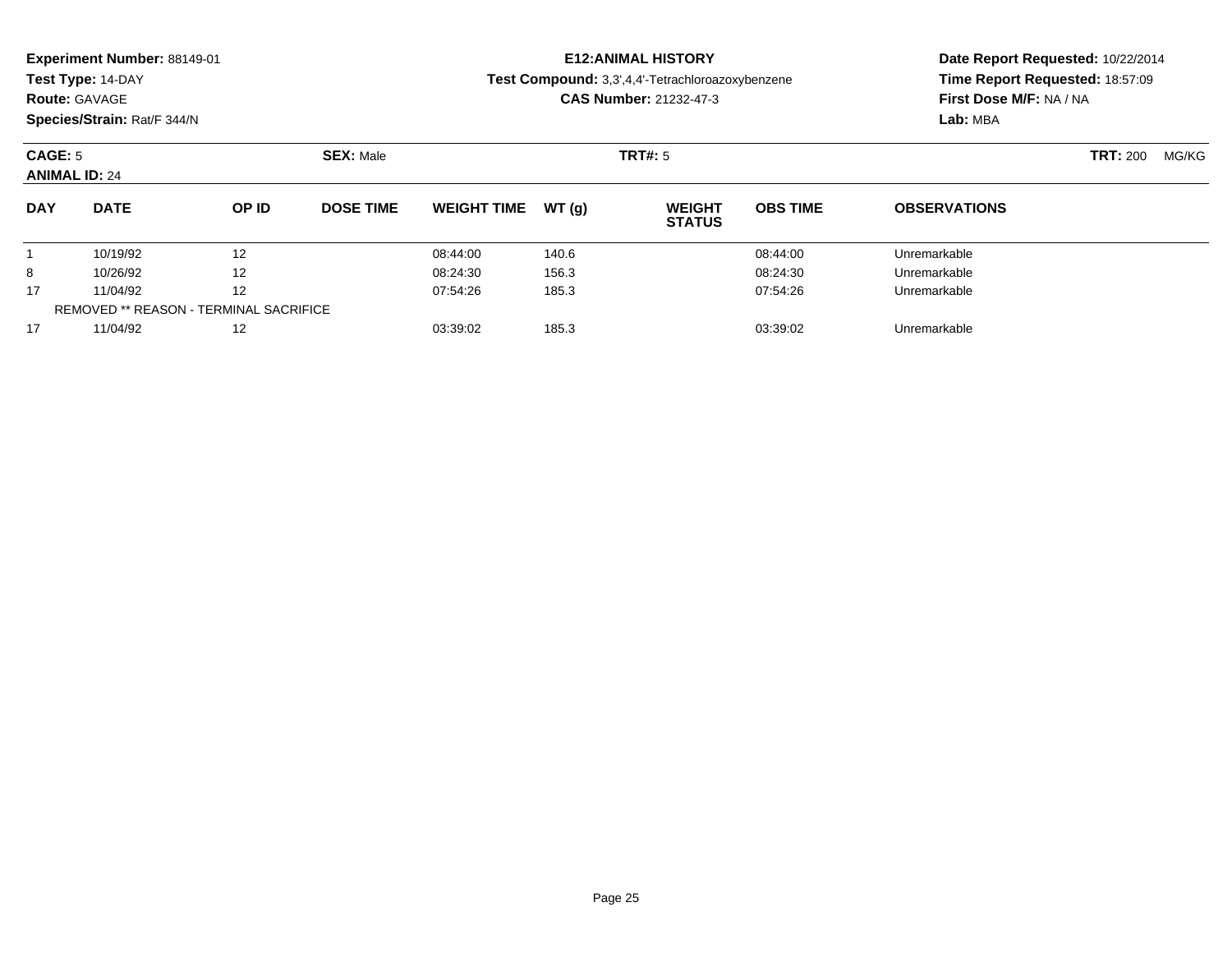**Experiment Number:** 88149-01
**Test Type:** 14-DAY
**Route:** GAVAGE
**Species/Strain:** Rat/F 344/N

**E12:ANIMAL HISTORY**
**Test Compound:** 3,3',4,4'-Tetrachloroazoxybenzene
**CAS Number:** 21232-47-3

**Date Report Requested:** 10/22/2014
**Time Report Requested:** 18:57:09
**First Dose M/F:** NA / NA
**Lab:** MBA

**CAGE:** 5 **SEX:** Male **TRT#:** 5 **TRT:** 200 MG/KG
**ANIMAL ID:** 24

| DAY | DATE | OP ID | DOSE TIME | WEIGHT TIME | WT (g) | WEIGHT STATUS | OBS TIME | OBSERVATIONS |
|---|---|---|---|---|---|---|---|---|
| 1 | 10/19/92 | 12 | | 08:44:00 | 140.6 | | 08:44:00 | Unremarkable |
| 8 | 10/26/92 | 12 | | 08:24:30 | 156.3 | | 08:24:30 | Unremarkable |
| 17 | 11/04/92 | 12 | | 07:54:26 | 185.3 | | 07:54:26 | Unremarkable |
| REMOVED ** REASON - TERMINAL SACRIFICE | | | | | | | | |
| 17 | 11/04/92 | 12 | | 03:39:02 | 185.3 | | 03:39:02 | Unremarkable |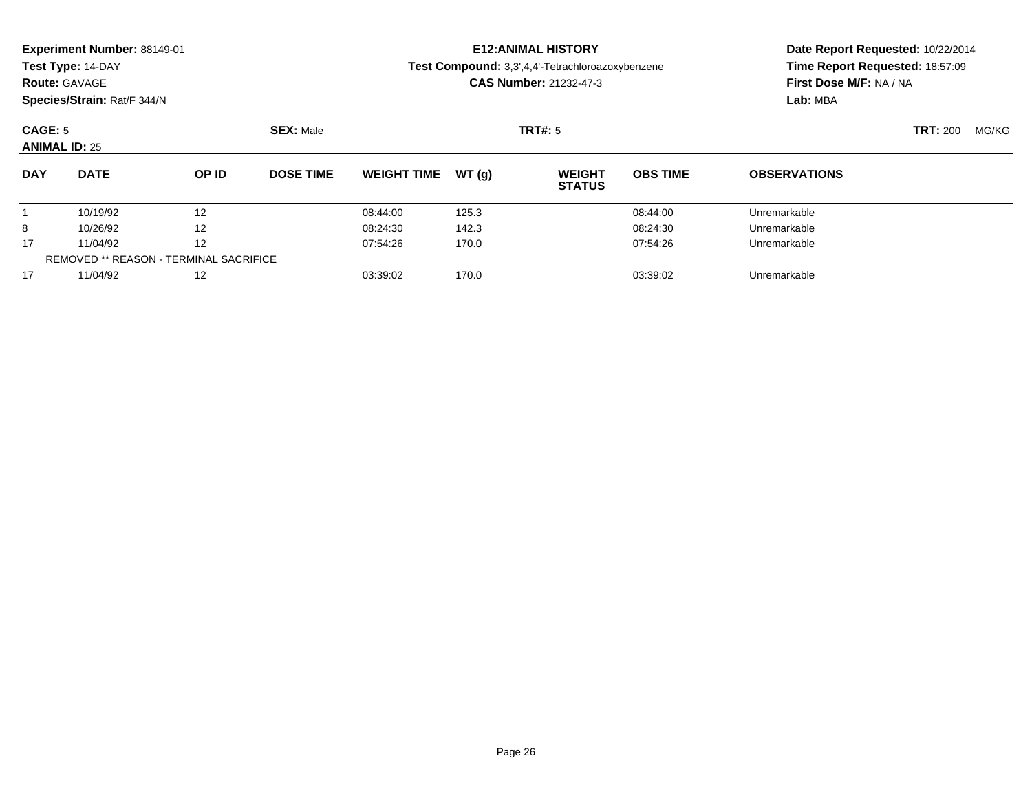**Experiment Number:** 88149-01
**Test Type:** 14-DAY
**Route:** GAVAGE
**Species/Strain:** Rat/F 344/N

**E12:ANIMAL HISTORY**
**Test Compound:** 3,3',4,4'-Tetrachloroazoxybenzene
**CAS Number:** 21232-47-3

**Date Report Requested:** 10/22/2014
**Time Report Requested:** 18:57:09
**First Dose M/F:** NA / NA
**Lab:** MBA

**CAGE:** 5 **SEX:** Male **TRT#:** 5 **TRT:** 200 MG/KG
**ANIMAL ID:** 25

| DAY | DATE | OP ID | DOSE TIME | WEIGHT TIME | WT (g) | WEIGHT STATUS | OBS TIME | OBSERVATIONS |
|---|---|---|---|---|---|---|---|---|
| 1 | 10/19/92 | 12 | | 08:44:00 | 125.3 | | 08:44:00 | Unremarkable |
| 8 | 10/26/92 | 12 | | 08:24:30 | 142.3 | | 08:24:30 | Unremarkable |
| 17 | 11/04/92 | 12 | | 07:54:26 | 170.0 | | 07:54:26 | Unremarkable |
| REMOVED ** REASON - TERMINAL SACRIFICE | | | | | | | | |
| 17 | 11/04/92 | 12 | | 03:39:02 | 170.0 | | 03:39:02 | Unremarkable |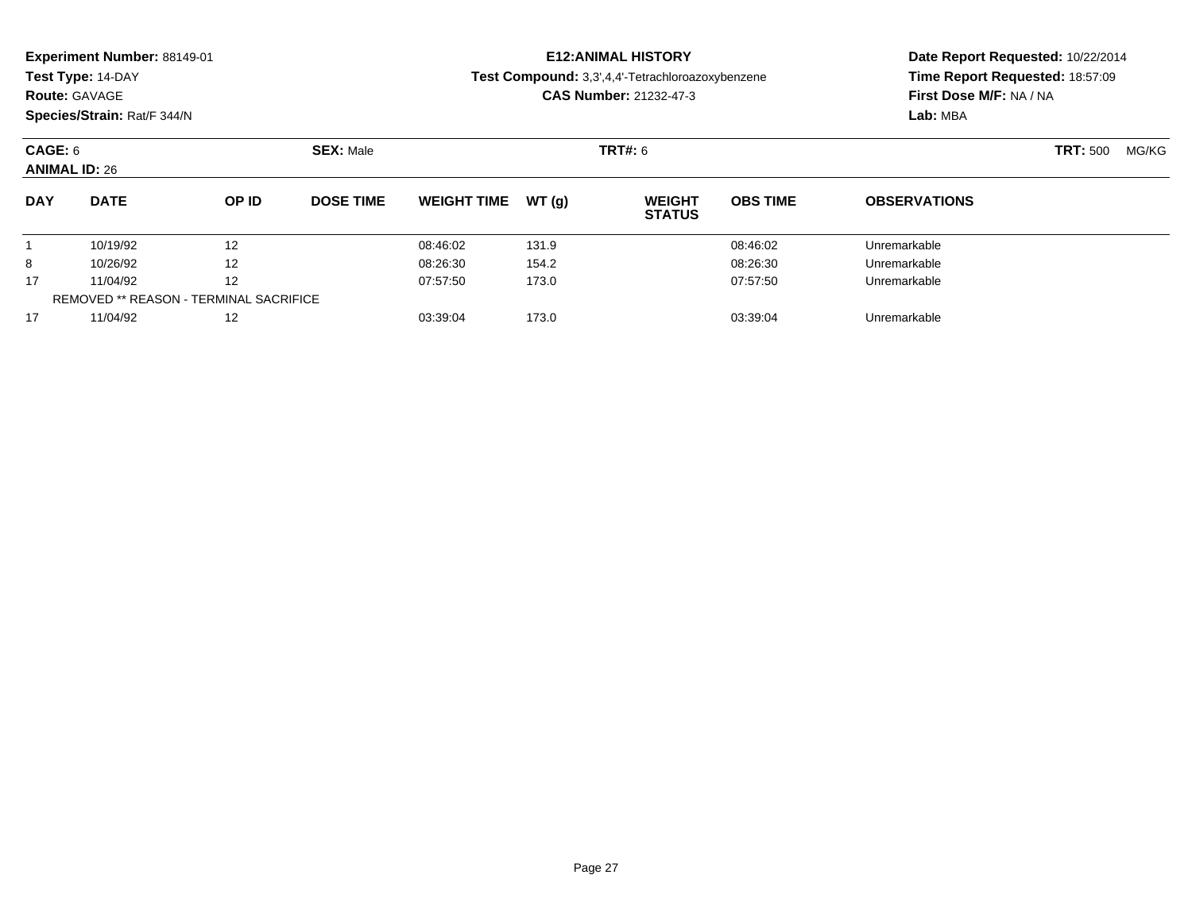**Experiment Number:** 88149-01
**Test Type:** 14-DAY
**Route:** GAVAGE
**Species/Strain:** Rat/F 344/N

**E12:ANIMAL HISTORY**
**Test Compound:** 3,3',4,4'-Tetrachloroazoxybenzene
**CAS Number:** 21232-47-3

**Date Report Requested:** 10/22/2014
**Time Report Requested:** 18:57:09
**First Dose M/F:** NA / NA
**Lab:** MBA

**CAGE:** 6 **SEX:** Male **TRT#:** 6 **TRT:** 500 MG/KG
**ANIMAL ID:** 26

| DAY | DATE | OP ID | DOSE TIME | WEIGHT TIME | WT (g) | WEIGHT STATUS | OBS TIME | OBSERVATIONS |
|---|---|---|---|---|---|---|---|---|
| 1 | 10/19/92 | 12 | | 08:46:02 | 131.9 | | 08:46:02 | Unremarkable |
| 8 | 10/26/92 | 12 | | 08:26:30 | 154.2 | | 08:26:30 | Unremarkable |
| 17 | 11/04/92 | 12 | | 07:57:50 | 173.0 | | 07:57:50 | Unremarkable |
| REMOVED ** REASON - TERMINAL SACRIFICE | | | | | | | | |
| 17 | 11/04/92 | 12 | | 03:39:04 | 173.0 | | 03:39:04 | Unremarkable |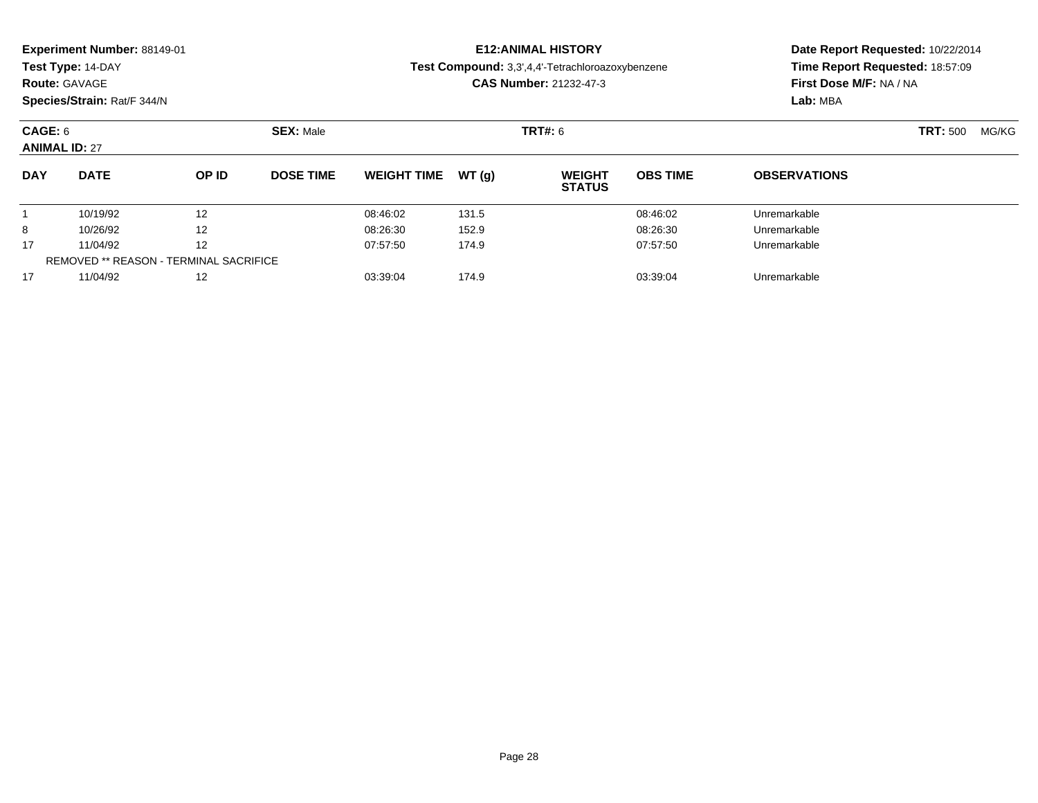**Experiment Number:** 88149-01
**Test Type:** 14-DAY
**Route:** GAVAGE
**Species/Strain:** Rat/F 344/N

**E12:ANIMAL HISTORY**
**Test Compound:** 3,3',4,4'-Tetrachloroazoxybenzene
**CAS Number:** 21232-47-3

**Date Report Requested:** 10/22/2014
**Time Report Requested:** 18:57:09
**First Dose M/F:** NA / NA
**Lab:** MBA

**CAGE:** 6 **SEX:** Male **TRT#:** 6 **TRT:** 500 MG/KG
**ANIMAL ID:** 27

| DAY | DATE | OP ID | DOSE TIME | WEIGHT TIME | WT (g) | WEIGHT STATUS | OBS TIME | OBSERVATIONS |
|---|---|---|---|---|---|---|---|---|
| 1 | 10/19/92 | 12 | | 08:46:02 | 131.5 | | 08:46:02 | Unremarkable |
| 8 | 10/26/92 | 12 | | 08:26:30 | 152.9 | | 08:26:30 | Unremarkable |
| 17 | 11/04/92 | 12 | | 07:57:50 | 174.9 | | 07:57:50 | Unremarkable |
| REMOVED ** REASON - TERMINAL SACRIFICE | | | | | | | | |
| 17 | 11/04/92 | 12 | | 03:39:04 | 174.9 | | 03:39:04 | Unremarkable |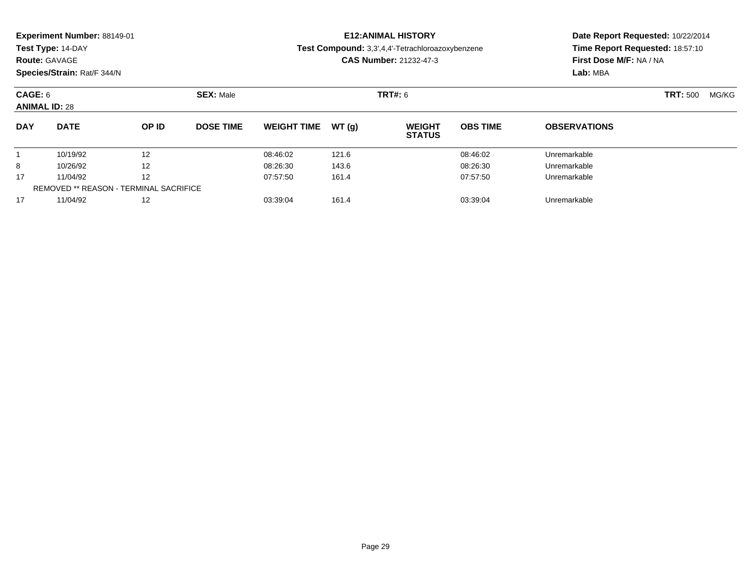**Experiment Number:** 88149-01
**Test Type:** 14-DAY
**Route:** GAVAGE
**Species/Strain:** Rat/F 344/N

**E12:ANIMAL HISTORY**
**Test Compound:** 3,3',4,4'-Tetrachloroazoxybenzene
**CAS Number:** 21232-47-3

**Date Report Requested:** 10/22/2014
**Time Report Requested:** 18:57:10
**First Dose M/F:** NA / NA
**Lab:** MBA

**CAGE:** 6 **SEX:** Male **TRT#:** 6 **TRT:** 500 MG/KG
**ANIMAL ID:** 28

| DAY | DATE | OP ID | DOSE TIME | WEIGHT TIME | WT (g) | WEIGHT STATUS | OBS TIME | OBSERVATIONS |
|---|---|---|---|---|---|---|---|---|
| 1 | 10/19/92 | 12 | | 08:46:02 | 121.6 | | 08:46:02 | Unremarkable |
| 8 | 10/26/92 | 12 | | 08:26:30 | 143.6 | | 08:26:30 | Unremarkable |
| 17 | 11/04/92 | 12 | | 07:57:50 | 161.4 | | 07:57:50 | Unremarkable |
| REMOVED ** REASON - TERMINAL SACRIFICE | | | | | | | | |
| 17 | 11/04/92 | 12 | | 03:39:04 | 161.4 | | 03:39:04 | Unremarkable |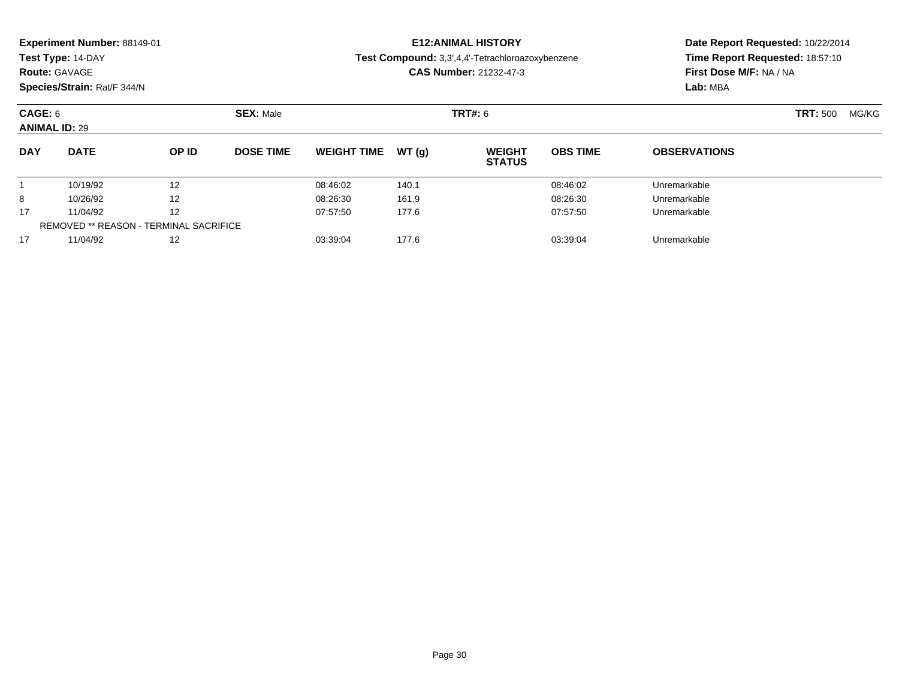**Experiment Number:** 88149-01
**Test Type:** 14-DAY
**Route:** GAVAGE
**Species/Strain:** Rat/F 344/N

**E12:ANIMAL HISTORY**
**Test Compound:** 3,3',4,4'-Tetrachloroazoxybenzene
**CAS Number:** 21232-47-3

**Date Report Requested:** 10/22/2014
**Time Report Requested:** 18:57:10
**First Dose M/F:** NA / NA
**Lab:** MBA

**CAGE:** 6 | **SEX:** Male | **TRT#:** 6 | **TRT:** 500 MG/KG
**ANIMAL ID:** 29

| DAY | DATE | OP ID | DOSE TIME | WEIGHT TIME | WT (g) | WEIGHT STATUS | OBS TIME | OBSERVATIONS |
|---|---|---|---|---|---|---|---|---|
| 1 | 10/19/92 | 12 | | 08:46:02 | 140.1 | | 08:46:02 | Unremarkable |
| 8 | 10/26/92 | 12 | | 08:26:30 | 161.9 | | 08:26:30 | Unremarkable |
| 17 | 11/04/92 | 12 | | 07:57:50 | 177.6 | | 07:57:50 | Unremarkable |
| REMOVED ** REASON - TERMINAL SACRIFICE | | | | | | | | |
| 17 | 11/04/92 | 12 | | 03:39:04 | 177.6 | | 03:39:04 | Unremarkable |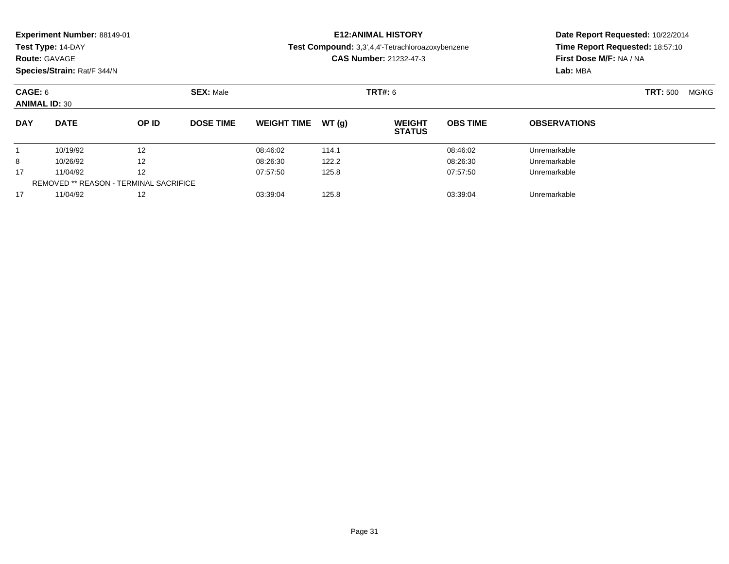**Experiment Number:** 88149-01
**Test Type:** 14-DAY
**Route:** GAVAGE
**Species/Strain:** Rat/F 344/N

# E12:ANIMAL HISTORY

**Test Compound:** 3,3',4,4'-Tetrachloroazoxybenzene
**CAS Number:** 21232-47-3

**Date Report Requested:** 10/22/2014
**Time Report Requested:** 18:57:10
**First Dose M/F:** NA / NA
**Lab:** MBA

**CAGE:** 6 **SEX:** Male **TRT#:** 6 **TRT:** 500 MG/KG
**ANIMAL ID:** 30

| DAY | DATE | OP ID | DOSE TIME | WEIGHT TIME | WT (g) | WEIGHT STATUS | OBS TIME | OBSERVATIONS |
|---|---|---|---|---|---|---|---|---|
| 1 | 10/19/92 | 12 | | 08:46:02 | 114.1 | | 08:46:02 | Unremarkable |
| 8 | 10/26/92 | 12 | | 08:26:30 | 122.2 | | 08:26:30 | Unremarkable |
| 17 | 11/04/92 | 12 | | 07:57:50 | 125.8 | | 07:57:50 | Unremarkable |
| REMOVED ** REASON - TERMINAL SACRIFICE | | | | | | | | |
| 17 | 11/04/92 | 12 | | 03:39:04 | 125.8 | | 03:39:04 | Unremarkable |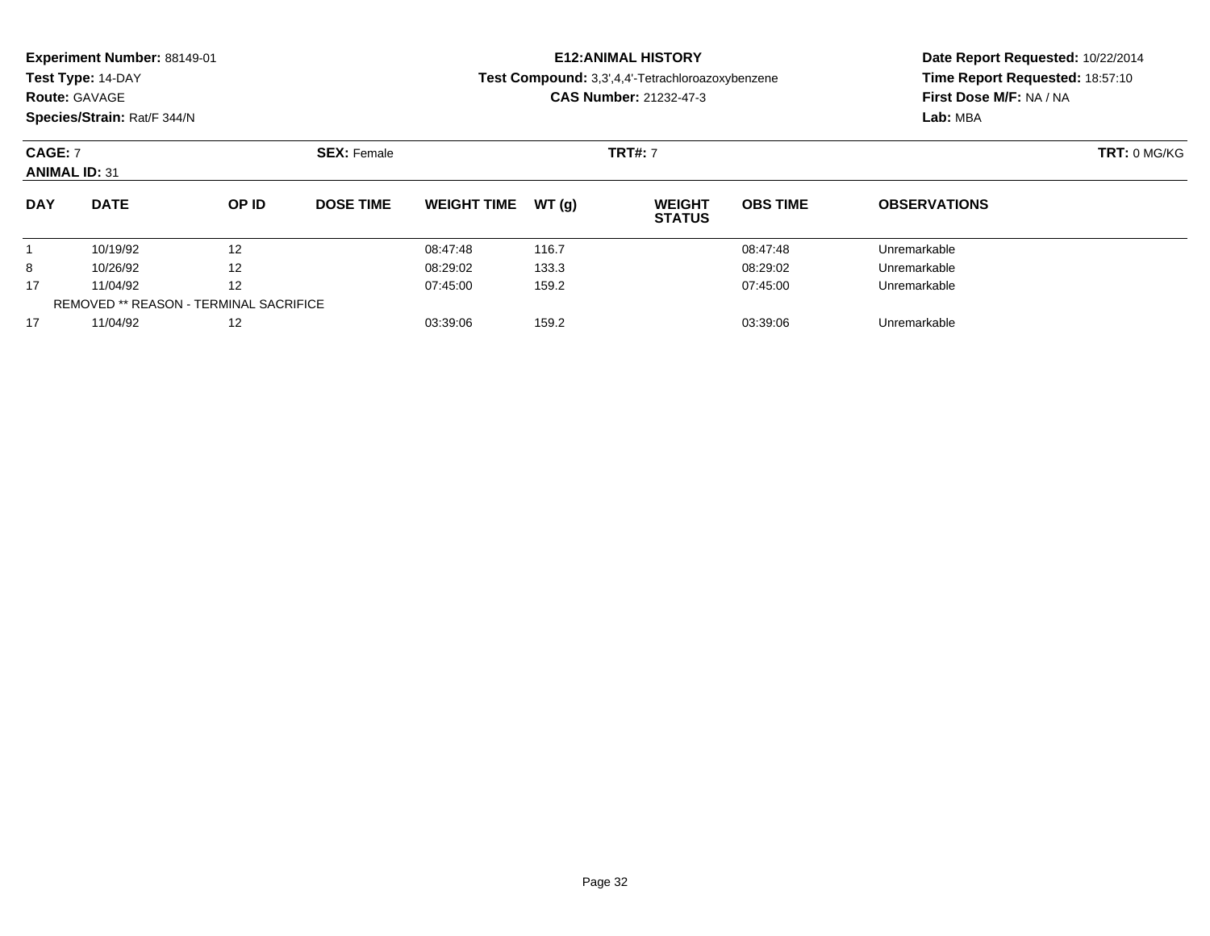**Experiment Number:** 88149-01
**Test Type:** 14-DAY
**Route:** GAVAGE
**Species/Strain:** Rat/F 344/N

**E12:ANIMAL HISTORY**
**Test Compound:** 3,3',4,4'-Tetrachloroazoxybenzene
**CAS Number:** 21232-47-3

**Date Report Requested:** 10/22/2014
**Time Report Requested:** 18:57:10
**First Dose M/F:** NA / NA
**Lab:** MBA

**CAGE:** 7　**SEX:** Female　**TRT#:** 7　**TRT:** 0 MG/KG
**ANIMAL ID:** 31

| DAY | DATE | OP ID | DOSE TIME | WEIGHT TIME | WT (g) | WEIGHT STATUS | OBS TIME | OBSERVATIONS |
|---|---|---|---|---|---|---|---|---|
| 1 | 10/19/92 | 12 | | 08:47:48 | 116.7 | | 08:47:48 | Unremarkable |
| 8 | 10/26/92 | 12 | | 08:29:02 | 133.3 | | 08:29:02 | Unremarkable |
| 17 | 11/04/92 | 12 | | 07:45:00 | 159.2 | | 07:45:00 | Unremarkable |
| REMOVED ** REASON - TERMINAL SACRIFICE | | | | | | | | |
| 17 | 11/04/92 | 12 | | 03:39:06 | 159.2 | | 03:39:06 | Unremarkable |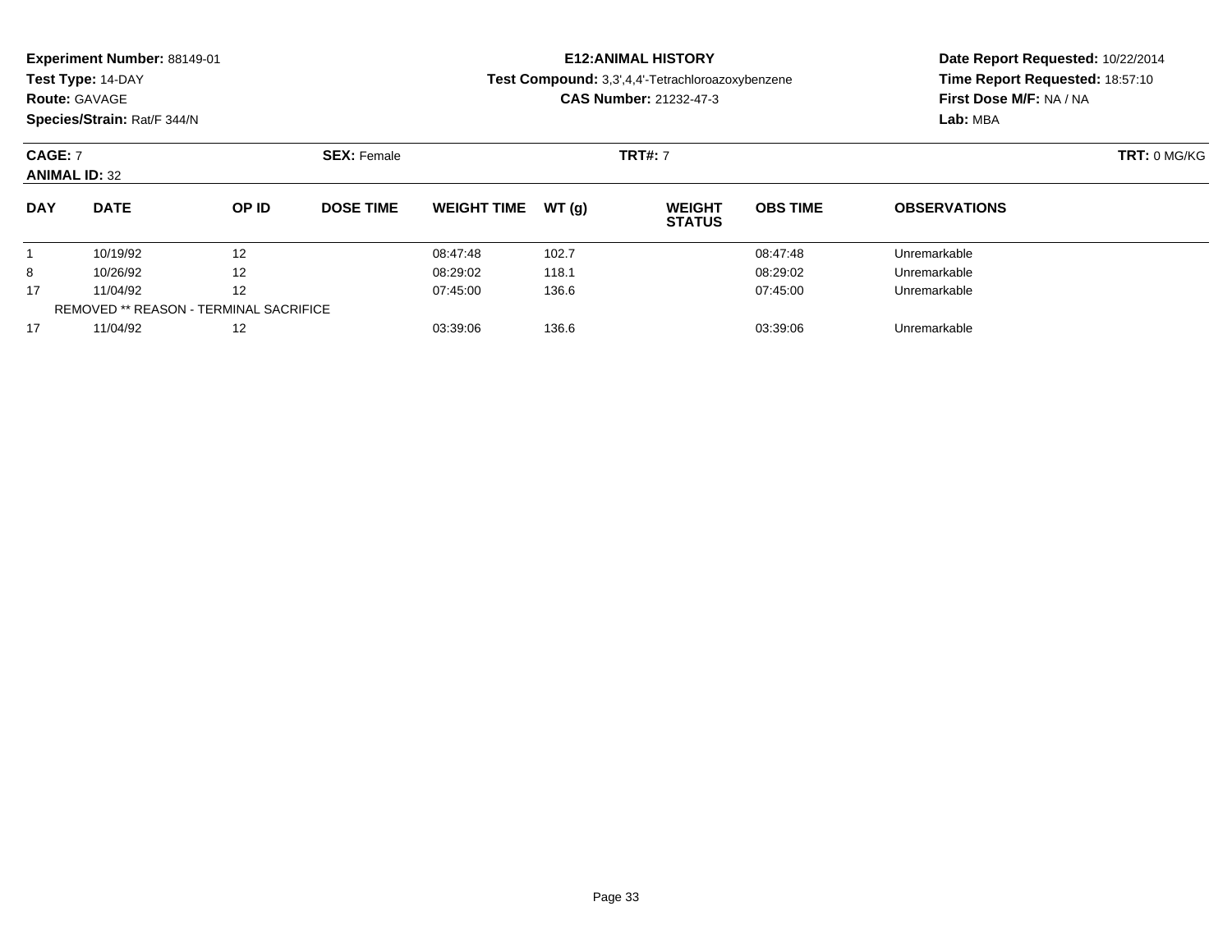**Experiment Number:** 88149-01
**Test Type:** 14-DAY
**Route:** GAVAGE
**Species/Strain:** Rat/F 344/N

**E12:ANIMAL HISTORY**
**Test Compound:** 3,3',4,4'-Tetrachloroazoxybenzene
**CAS Number:** 21232-47-3

**Date Report Requested:** 10/22/2014
**Time Report Requested:** 18:57:10
**First Dose M/F:** NA / NA
**Lab:** MBA

**CAGE:** 7 **SEX:** Female **TRT#:** 7 **TRT:** 0 MG/KG
**ANIMAL ID:** 32

| DAY | DATE | OP ID | DOSE TIME | WEIGHT TIME | WT (g) | WEIGHT STATUS | OBS TIME | OBSERVATIONS |
|---|---|---|---|---|---|---|---|---|
| 1 | 10/19/92 | 12 | | 08:47:48 | 102.7 | | 08:47:48 | Unremarkable |
| 8 | 10/26/92 | 12 | | 08:29:02 | 118.1 | | 08:29:02 | Unremarkable |
| 17 | 11/04/92 | 12 | | 07:45:00 | 136.6 | | 07:45:00 | Unremarkable |
| REMOVED ** REASON - TERMINAL SACRIFICE | | | | | | | | |
| 17 | 11/04/92 | 12 | | 03:39:06 | 136.6 | | 03:39:06 | Unremarkable |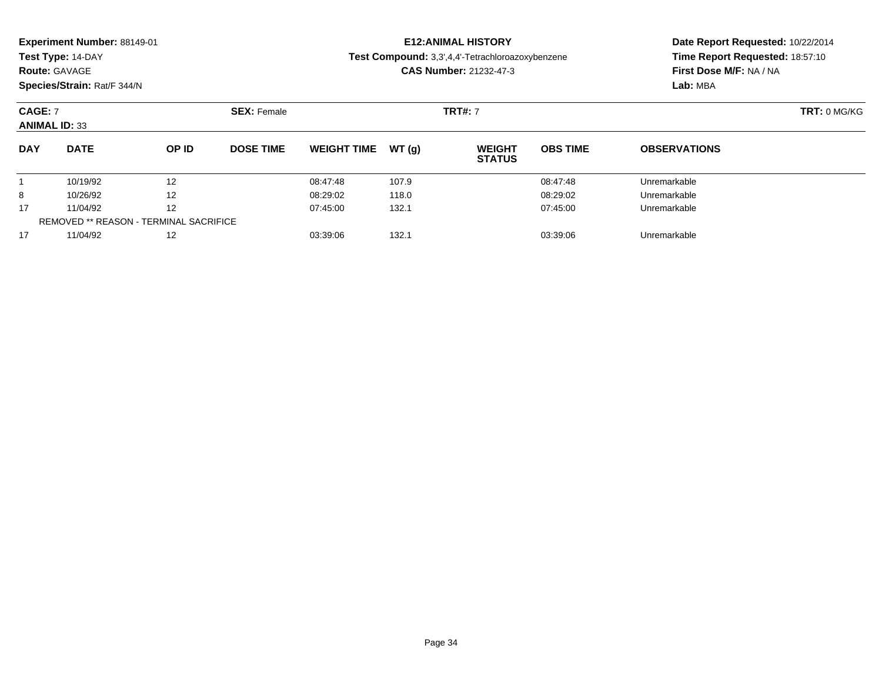**Experiment Number:** 88149-01
**Test Type:** 14-DAY
**Route:** GAVAGE
**Species/Strain:** Rat/F 344/N

**E12:ANIMAL HISTORY**
**Test Compound:** 3,3',4,4'-Tetrachloroazoxybenzene
**CAS Number:** 21232-47-3

**Date Report Requested:** 10/22/2014
**Time Report Requested:** 18:57:10
**First Dose M/F:** NA / NA
**Lab:** MBA

**CAGE:** 7 **SEX:** Female **TRT#:** 7 **TRT:** 0 MG/KG
**ANIMAL ID:** 33

| DAY | DATE | OP ID | DOSE TIME | WEIGHT TIME | WT (g) | WEIGHT STATUS | OBS TIME | OBSERVATIONS |
|---|---|---|---|---|---|---|---|---|
| 1 | 10/19/92 | 12 | | 08:47:48 | 107.9 | | 08:47:48 | Unremarkable |
| 8 | 10/26/92 | 12 | | 08:29:02 | 118.0 | | 08:29:02 | Unremarkable |
| 17 | 11/04/92 | 12 | | 07:45:00 | 132.1 | | 07:45:00 | Unremarkable |
| REMOVED ** REASON - TERMINAL SACRIFICE | | | | | | | | |
| 17 | 11/04/92 | 12 | | 03:39:06 | 132.1 | | 03:39:06 | Unremarkable |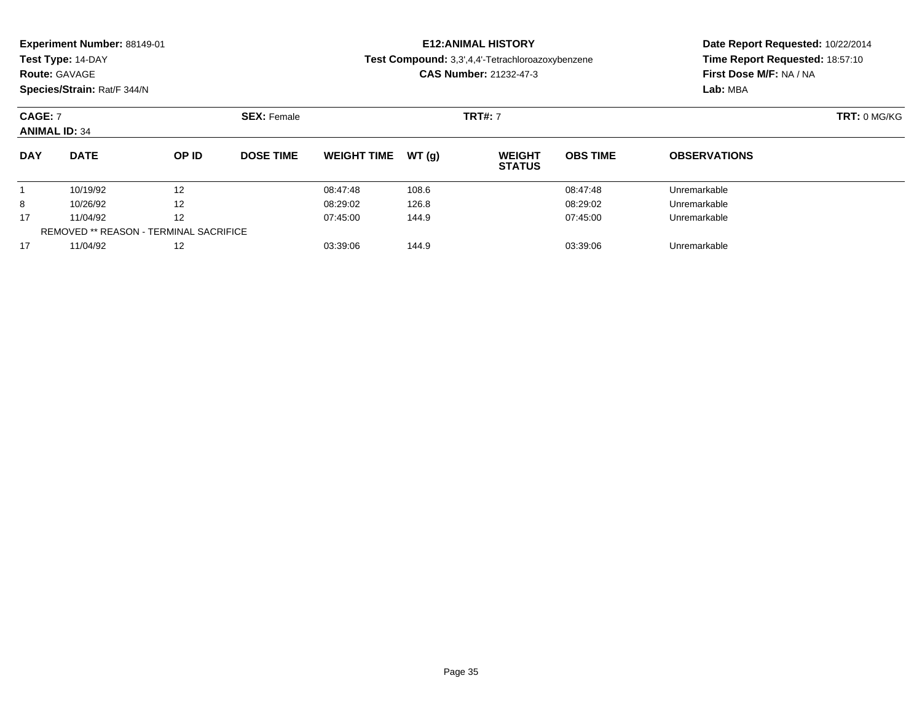**Experiment Number:** 88149-01
**Test Type:** 14-DAY
**Route:** GAVAGE
**Species/Strain:** Rat/F 344/N

**E12:ANIMAL HISTORY**
**Test Compound:** 3,3',4,4'-Tetrachloroazoxybenzene
**CAS Number:** 21232-47-3

**Date Report Requested:** 10/22/2014
**Time Report Requested:** 18:57:10
**First Dose M/F:** NA / NA
**Lab:** MBA

**CAGE:** 7 **SEX:** Female **TRT#:** 7 **TRT:** 0 MG/KG
**ANIMAL ID:** 34

| DAY | DATE | OP ID | DOSE TIME | WEIGHT TIME | WT (g) | WEIGHT STATUS | OBS TIME | OBSERVATIONS |
|---|---|---|---|---|---|---|---|---|
| 1 | 10/19/92 | 12 | | 08:47:48 | 108.6 | | 08:47:48 | Unremarkable |
| 8 | 10/26/92 | 12 | | 08:29:02 | 126.8 | | 08:29:02 | Unremarkable |
| 17 | 11/04/92 | 12 | | 07:45:00 | 144.9 | | 07:45:00 | Unremarkable |
| REMOVED ** REASON - TERMINAL SACRIFICE | | | | | | | | |
| 17 | 11/04/92 | 12 | | 03:39:06 | 144.9 | | 03:39:06 | Unremarkable |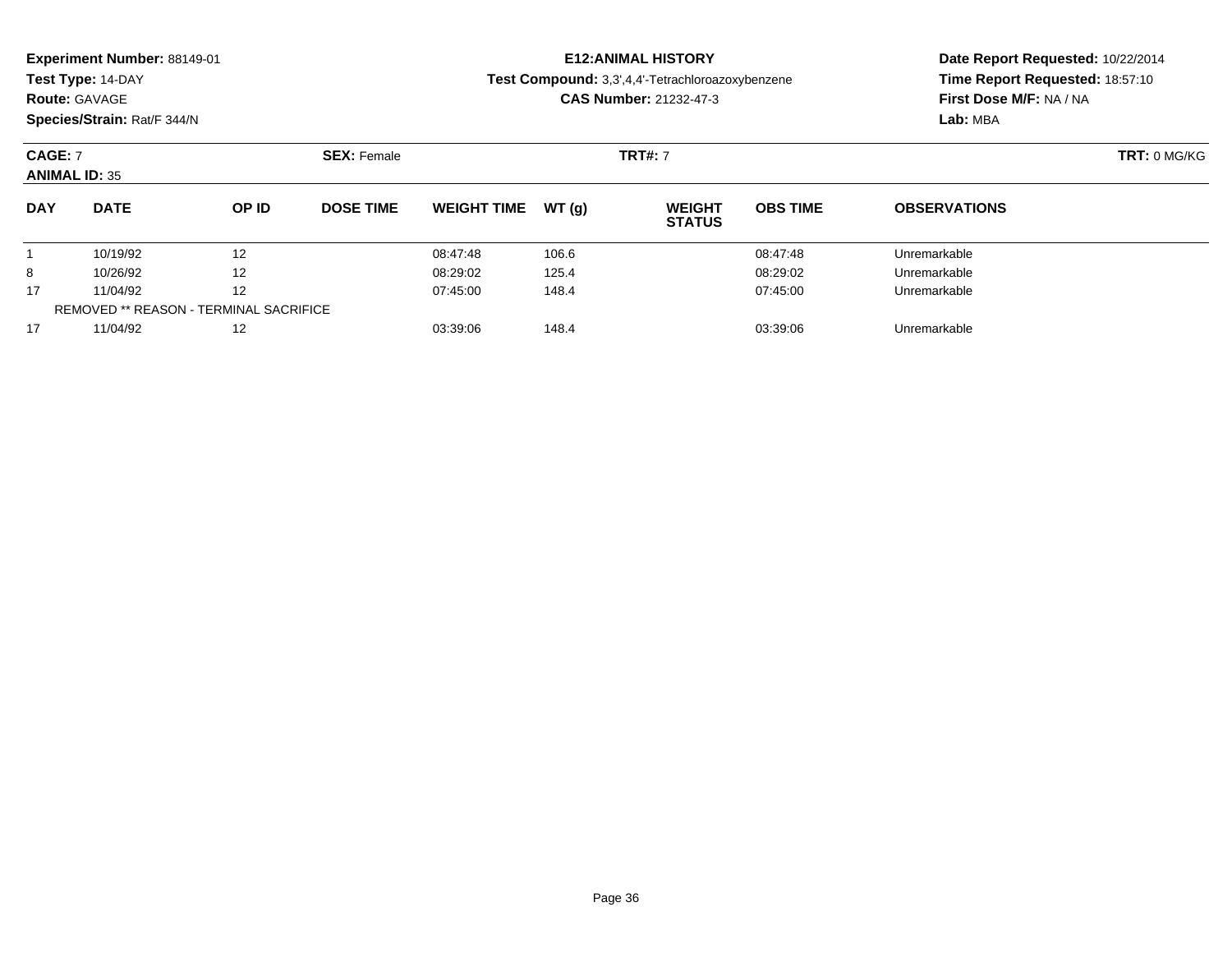**Experiment Number:** 88149-01
**Test Type:** 14-DAY
**Route:** GAVAGE
**Species/Strain:** Rat/F 344/N

**E12:ANIMAL HISTORY**
**Test Compound:** 3,3',4,4'-Tetrachloroazoxybenzene
**CAS Number:** 21232-47-3

**Date Report Requested:** 10/22/2014
**Time Report Requested:** 18:57:10
**First Dose M/F:** NA / NA
**Lab:** MBA

**CAGE:** 7 **SEX:** Female **TRT#:** 7 **TRT:** 0 MG/KG
**ANIMAL ID:** 35

| DAY | DATE | OP ID | DOSE TIME | WEIGHT TIME | WT (g) | WEIGHT STATUS | OBS TIME | OBSERVATIONS |
|---|---|---|---|---|---|---|---|---|
| 1 | 10/19/92 | 12 | | 08:47:48 | 106.6 | | 08:47:48 | Unremarkable |
| 8 | 10/26/92 | 12 | | 08:29:02 | 125.4 | | 08:29:02 | Unremarkable |
| 17 | 11/04/92 | 12 | | 07:45:00 | 148.4 | | 07:45:00 | Unremarkable |
| REMOVED ** REASON - TERMINAL SACRIFICE | | | | | | | | |
| 17 | 11/04/92 | 12 | | 03:39:06 | 148.4 | | 03:39:06 | Unremarkable |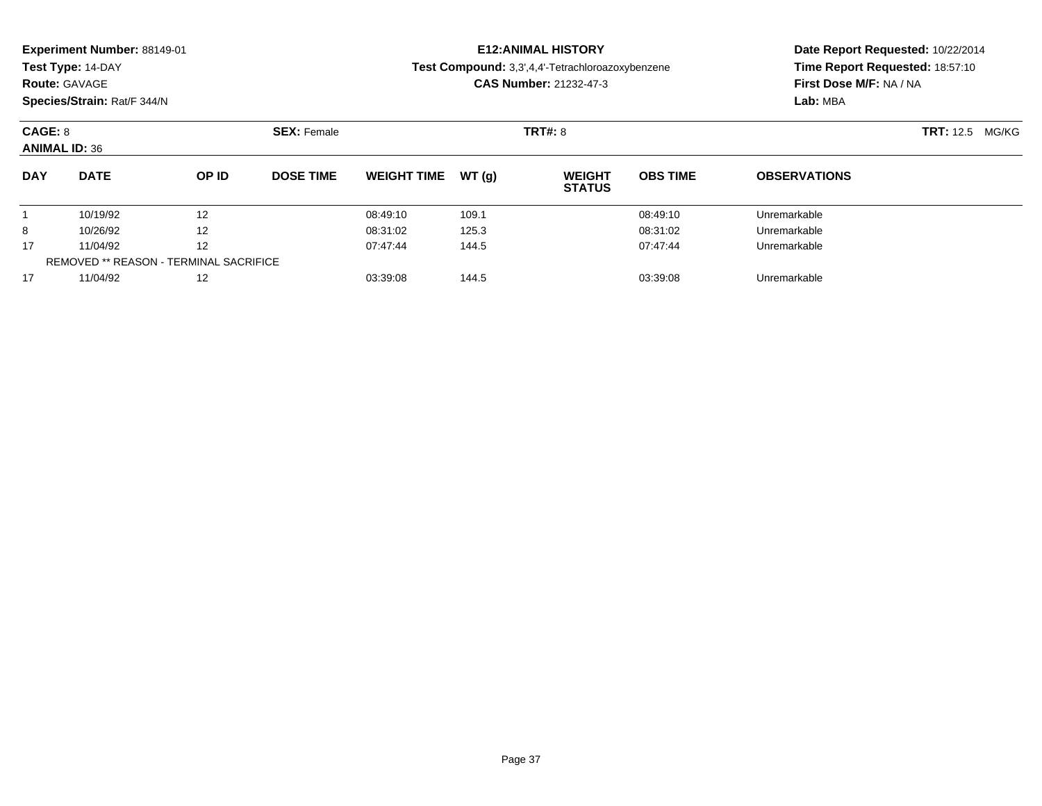**Experiment Number:** 88149-01
**Test Type:** 14-DAY
**Route:** GAVAGE
**Species/Strain:** Rat/F 344/N

**E12:ANIMAL HISTORY**
**Test Compound:** 3,3',4,4'-Tetrachloroazoxybenzene
**CAS Number:** 21232-47-3

**Date Report Requested:** 10/22/2014
**Time Report Requested:** 18:57:10
**First Dose M/F:** NA / NA
**Lab:** MBA

**CAGE:** 8 **SEX:** Female **TRT#:** 8 **TRT:** 12.5 MG/KG
**ANIMAL ID:** 36

| DAY | DATE | OP ID | DOSE TIME | WEIGHT TIME | WT (g) | WEIGHT STATUS | OBS TIME | OBSERVATIONS |
|---|---|---|---|---|---|---|---|---|
| 1 | 10/19/92 | 12 | | 08:49:10 | 109.1 | | 08:49:10 | Unremarkable |
| 8 | 10/26/92 | 12 | | 08:31:02 | 125.3 | | 08:31:02 | Unremarkable |
| 17 | 11/04/92 | 12 | | 07:47:44 | 144.5 | | 07:47:44 | Unremarkable |
| REMOVED ** REASON - TERMINAL SACRIFICE | | | | | | | | |
| 17 | 11/04/92 | 12 | | 03:39:08 | 144.5 | | 03:39:08 | Unremarkable |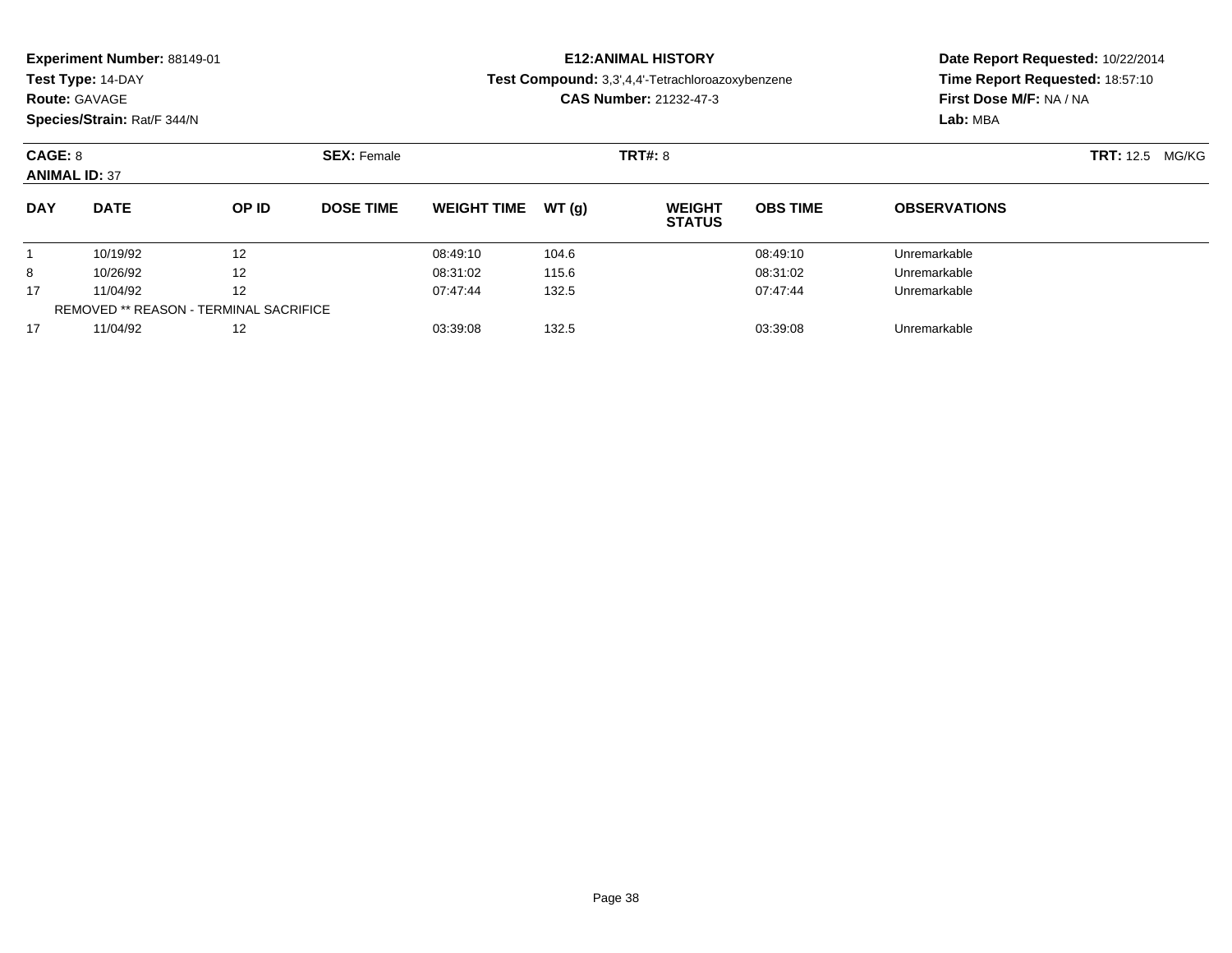**Experiment Number:** 88149-01
**Test Type:** 14-DAY
**Route:** GAVAGE
**Species/Strain:** Rat/F 344/N

**E12:ANIMAL HISTORY**
**Test Compound:** 3,3',4,4'-Tetrachloroazoxybenzene
**CAS Number:** 21232-47-3

**Date Report Requested:** 10/22/2014
**Time Report Requested:** 18:57:10
**First Dose M/F:** NA / NA
**Lab:** MBA

**CAGE:** 8 **SEX:** Female **TRT#:** 8 **TRT:** 12.5 MG/KG
**ANIMAL ID:** 37

| DAY | DATE | OP ID | DOSE TIME | WEIGHT TIME | WT (g) | WEIGHT STATUS | OBS TIME | OBSERVATIONS |
|---|---|---|---|---|---|---|---|---|
| 1 | 10/19/92 | 12 | | 08:49:10 | 104.6 | | 08:49:10 | Unremarkable |
| 8 | 10/26/92 | 12 | | 08:31:02 | 115.6 | | 08:31:02 | Unremarkable |
| 17 | 11/04/92 | 12 | | 07:47:44 | 132.5 | | 07:47:44 | Unremarkable |
| REMOVED ** REASON - TERMINAL SACRIFICE | | | | | | | | |
| 17 | 11/04/92 | 12 | | 03:39:08 | 132.5 | | 03:39:08 | Unremarkable |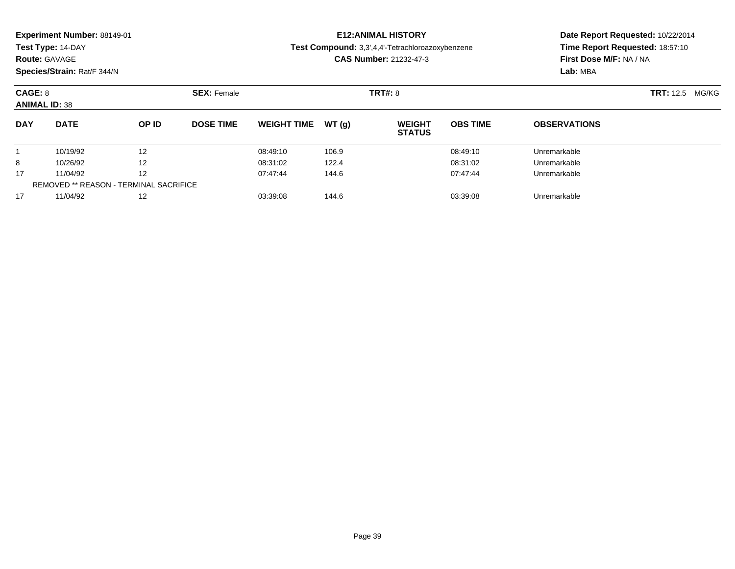**Experiment Number:** 88149-01
**Test Type:** 14-DAY
**Route:** GAVAGE
**Species/Strain:** Rat/F 344/N

# E12:ANIMAL HISTORY

**Test Compound:** 3,3',4,4'-Tetrachloroazoxybenzene
**CAS Number:** 21232-47-3

**Date Report Requested:** 10/22/2014
**Time Report Requested:** 18:57:10
**First Dose M/F:** NA / NA
**Lab:** MBA

**CAGE:** 8 **SEX:** Female **TRT#:** 8 **TRT:** 12.5 MG/KG
**ANIMAL ID:** 38

| DAY | DATE | OP ID | DOSE TIME | WEIGHT TIME | WT (g) | WEIGHT STATUS | OBS TIME | OBSERVATIONS |
|---|---|---|---|---|---|---|---|---|
| 1 | 10/19/92 | 12 | | 08:49:10 | 106.9 | | 08:49:10 | Unremarkable |
| 8 | 10/26/92 | 12 | | 08:31:02 | 122.4 | | 08:31:02 | Unremarkable |
| 17 | 11/04/92 | 12 | | 07:47:44 | 144.6 | | 07:47:44 | Unremarkable |
| REMOVED ** REASON - TERMINAL SACRIFICE | | | | | | | | |
| 17 | 11/04/92 | 12 | | 03:39:08 | 144.6 | | 03:39:08 | Unremarkable |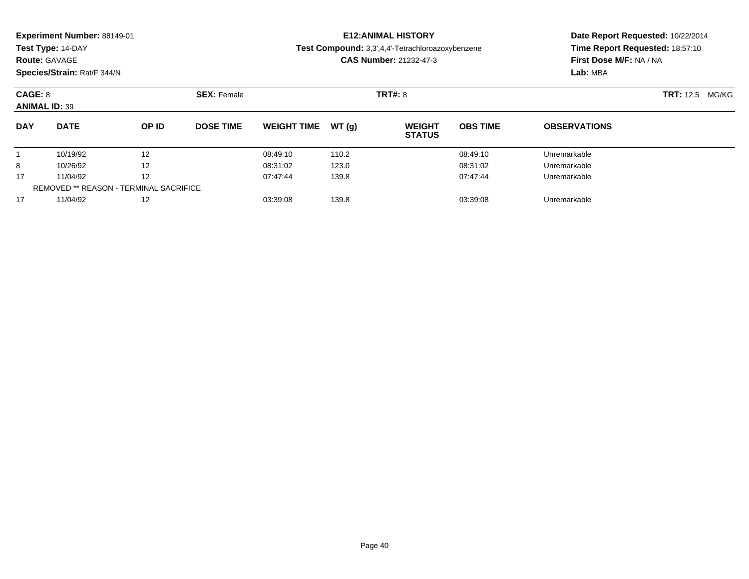**Experiment Number:** 88149-01
**Test Type:** 14-DAY
**Route:** GAVAGE
**Species/Strain:** Rat/F 344/N

**E12:ANIMAL HISTORY**
**Test Compound:** 3,3',4,4'-Tetrachloroazoxybenzene
**CAS Number:** 21232-47-3

**Date Report Requested:** 10/22/2014
**Time Report Requested:** 18:57:10
**First Dose M/F:** NA / NA
**Lab:** MBA

**CAGE:** 8 **SEX:** Female **TRT#:** 8 **TRT:** 12.5 MG/KG
**ANIMAL ID:** 39

| DAY | DATE | OP ID | DOSE TIME | WEIGHT TIME | WT (g) | WEIGHT STATUS | OBS TIME | OBSERVATIONS |
|---|---|---|---|---|---|---|---|---|
| 1 | 10/19/92 | 12 | | 08:49:10 | 110.2 | | 08:49:10 | Unremarkable |
| 8 | 10/26/92 | 12 | | 08:31:02 | 123.0 | | 08:31:02 | Unremarkable |
| 17 | 11/04/92 | 12 | | 07:47:44 | 139.8 | | 07:47:44 | Unremarkable |
| REMOVED ** REASON - TERMINAL SACRIFICE | | | | | | | | |
| 17 | 11/04/92 | 12 | | 03:39:08 | 139.8 | | 03:39:08 | Unremarkable |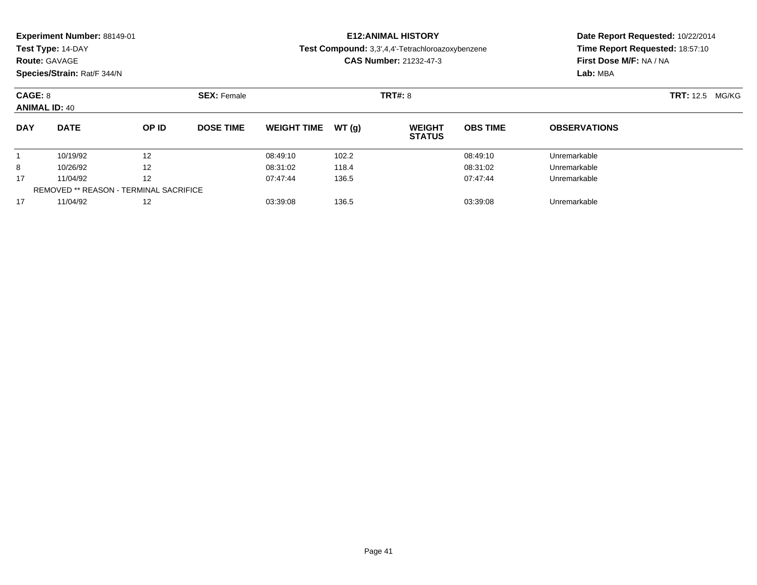**Experiment Number:** 88149-01
**Test Type:** 14-DAY
**Route:** GAVAGE
**Species/Strain:** Rat/F 344/N

**E12:ANIMAL HISTORY**
**Test Compound:** 3,3',4,4'-Tetrachloroazoxybenzene
**CAS Number:** 21232-47-3

**Date Report Requested:** 10/22/2014
**Time Report Requested:** 18:57:10
**First Dose M/F:** NA / NA
**Lab:** MBA

**CAGE:** 8
**ANIMAL ID:** 40
**SEX:** Female
**TRT#:** 8
**TRT:** 12.5 MG/KG

| DAY | DATE | OP ID | DOSE TIME | WEIGHT TIME | WT (g) | WEIGHT STATUS | OBS TIME | OBSERVATIONS |
|---|---|---|---|---|---|---|---|---|
| 1 | 10/19/92 | 12 | | 08:49:10 | 102.2 | | 08:49:10 | Unremarkable |
| 8 | 10/26/92 | 12 | | 08:31:02 | 118.4 | | 08:31:02 | Unremarkable |
| 17 | 11/04/92 | 12 | | 07:47:44 | 136.5 | | 07:47:44 | Unremarkable |
| REMOVED ** REASON - TERMINAL SACRIFICE | | | | | | | | |
| 17 | 11/04/92 | 12 | | 03:39:08 | 136.5 | | 03:39:08 | Unremarkable |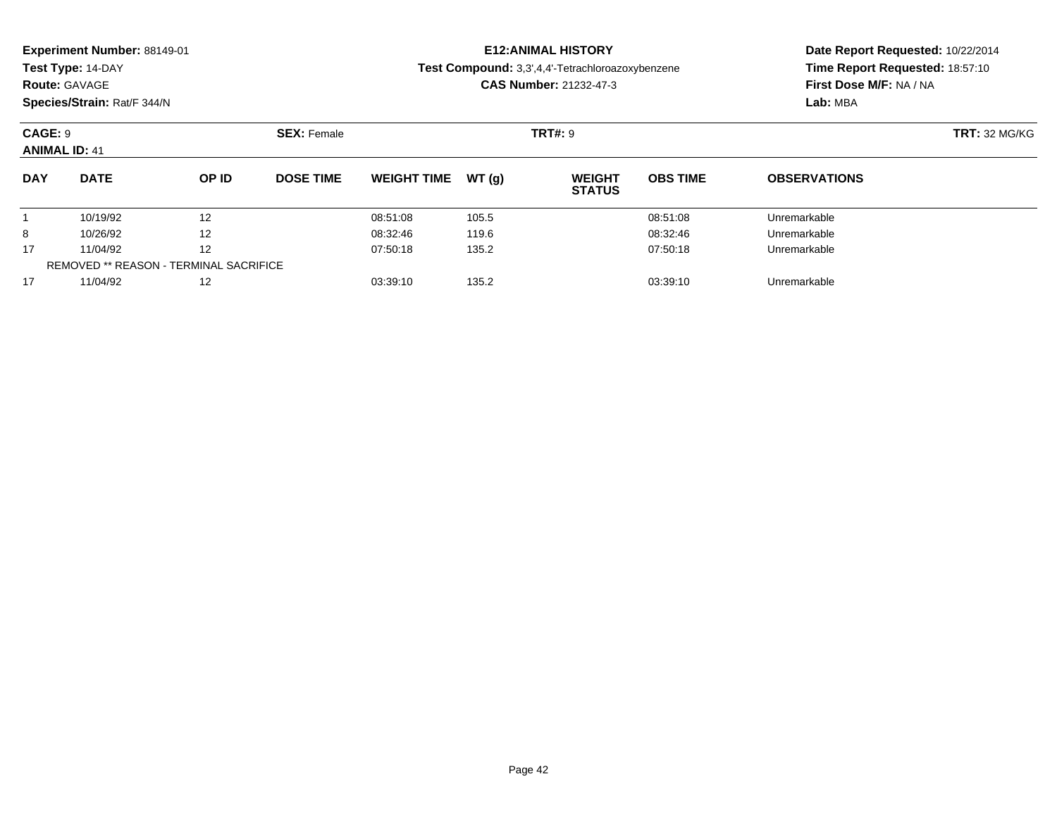**Experiment Number:** 88149-01
**Test Type:** 14-DAY
**Route:** GAVAGE
**Species/Strain:** Rat/F 344/N

**E12:ANIMAL HISTORY**
**Test Compound:** 3,3',4,4'-Tetrachloroazoxybenzene
**CAS Number:** 21232-47-3

**Date Report Requested:** 10/22/2014
**Time Report Requested:** 18:57:10
**First Dose M/F:** NA / NA
**Lab:** MBA

**CAGE:** 9 **SEX:** Female **TRT#:** 9 **TRT:** 32 MG/KG
**ANIMAL ID:** 41

| DAY | DATE | OP ID | DOSE TIME | WEIGHT TIME | WT (g) | WEIGHT STATUS | OBS TIME | OBSERVATIONS |
|---|---|---|---|---|---|---|---|---|
| 1 | 10/19/92 | 12 | | 08:51:08 | 105.5 | | 08:51:08 | Unremarkable |
| 8 | 10/26/92 | 12 | | 08:32:46 | 119.6 | | 08:32:46 | Unremarkable |
| 17 | 11/04/92 | 12 | | 07:50:18 | 135.2 | | 07:50:18 | Unremarkable |
| REMOVED ** REASON - TERMINAL SACRIFICE | | | | | | | | |
| 17 | 11/04/92 | 12 | | 03:39:10 | 135.2 | | 03:39:10 | Unremarkable |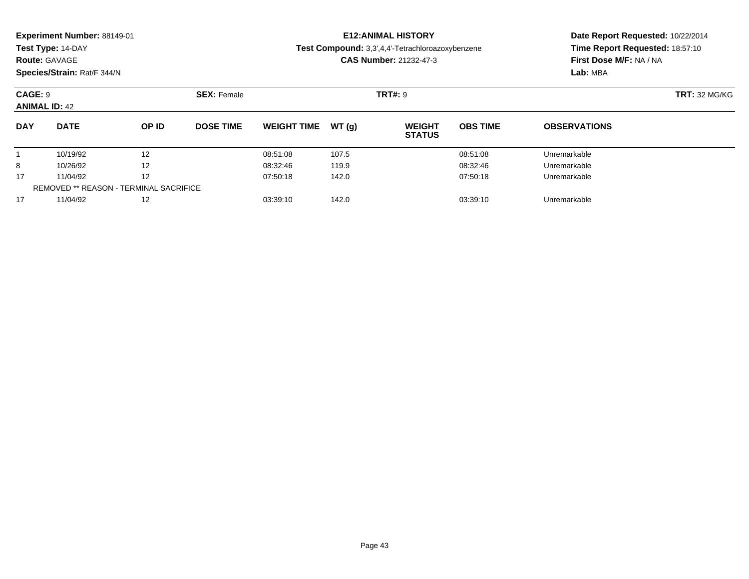**Experiment Number:** 88149-01
**Test Type:** 14-DAY
**Route:** GAVAGE
**Species/Strain:** Rat/F 344/N

**E12:ANIMAL HISTORY**
**Test Compound:** 3,3',4,4'-Tetrachloroazoxybenzene
**CAS Number:** 21232-47-3

**Date Report Requested:** 10/22/2014
**Time Report Requested:** 18:57:10
**First Dose M/F:** NA / NA
**Lab:** MBA

**CAGE:** 9 **SEX:** Female **TRT#:** 9 **TRT:** 32 MG/KG
**ANIMAL ID:** 42

| DAY | DATE | OP ID | DOSE TIME | WEIGHT TIME | WT (g) | WEIGHT STATUS | OBS TIME | OBSERVATIONS |
|---|---|---|---|---|---|---|---|---|
| 1 | 10/19/92 | 12 | | 08:51:08 | 107.5 | | 08:51:08 | Unremarkable |
| 8 | 10/26/92 | 12 | | 08:32:46 | 119.9 | | 08:32:46 | Unremarkable |
| 17 | 11/04/92 | 12 | | 07:50:18 | 142.0 | | 07:50:18 | Unremarkable |
| REMOVED ** REASON - TERMINAL SACRIFICE | | | | | | | | |
| 17 | 11/04/92 | 12 | | 03:39:10 | 142.0 | | 03:39:10 | Unremarkable |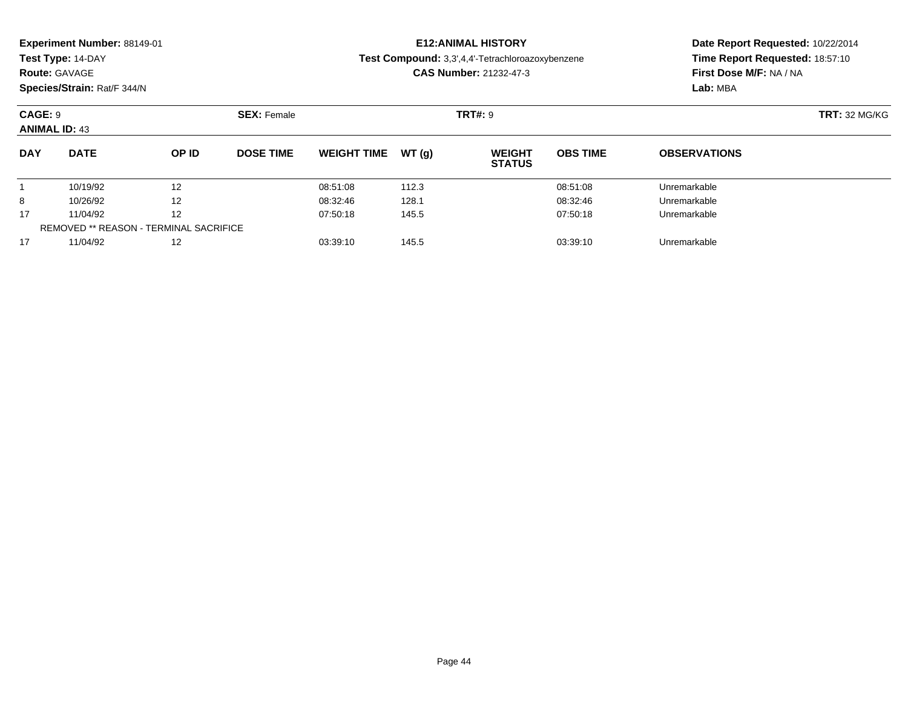**Experiment Number:** 88149-01
**Test Type:** 14-DAY
**Route:** GAVAGE
**Species/Strain:** Rat/F 344/N

# E12:ANIMAL HISTORY

**Test Compound:** 3,3',4,4'-Tetrachloroazoxybenzene
**CAS Number:** 21232-47-3

**Date Report Requested:** 10/22/2014
**Time Report Requested:** 18:57:10
**First Dose M/F:** NA / NA
**Lab:** MBA

**CAGE:** 9 **SEX:** Female **TRT#:** 9 **TRT:** 32 MG/KG
**ANIMAL ID:** 43

| DAY | DATE | OP ID | DOSE TIME | WEIGHT TIME | WT (g) | WEIGHT STATUS | OBS TIME | OBSERVATIONS |
|---|---|---|---|---|---|---|---|---|
| 1 | 10/19/92 | 12 | | 08:51:08 | 112.3 | | 08:51:08 | Unremarkable |
| 8 | 10/26/92 | 12 | | 08:32:46 | 128.1 | | 08:32:46 | Unremarkable |
| 17 | 11/04/92 | 12 | | 07:50:18 | 145.5 | | 07:50:18 | Unremarkable |
| REMOVED ** REASON - TERMINAL SACRIFICE | | | | | | | | |
| 17 | 11/04/92 | 12 | | 03:39:10 | 145.5 | | 03:39:10 | Unremarkable |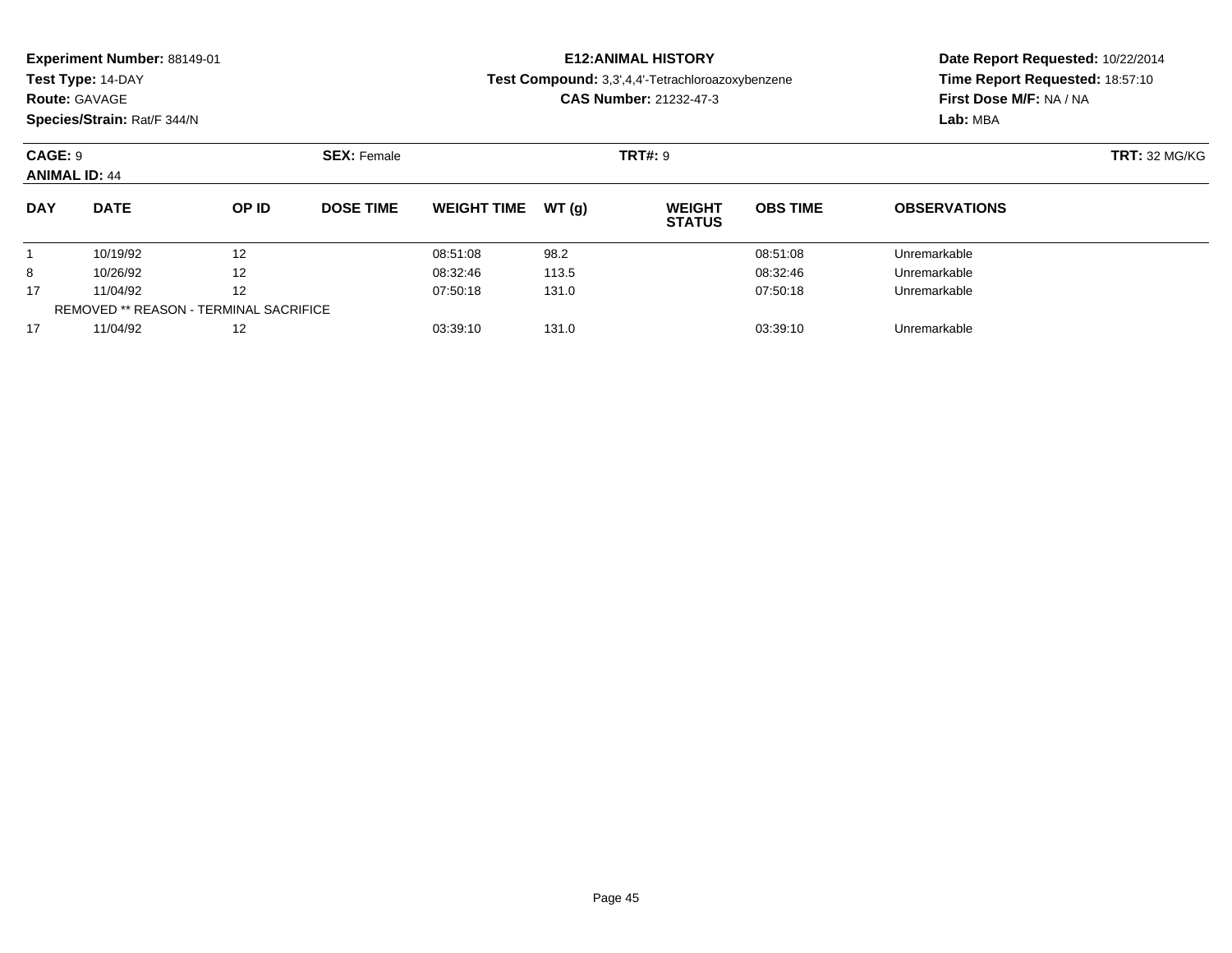**Experiment Number:** 88149-01
**Test Type:** 14-DAY
**Route:** GAVAGE
**Species/Strain:** Rat/F 344/N

**E12:ANIMAL HISTORY**
**Test Compound:** 3,3',4,4'-Tetrachloroazoxybenzene
**CAS Number:** 21232-47-3

**Date Report Requested:** 10/22/2014
**Time Report Requested:** 18:57:10
**First Dose M/F:** NA / NA
**Lab:** MBA

**CAGE:** 9 **SEX:** Female **TRT#:** 9 **TRT:** 32 MG/KG
**ANIMAL ID:** 44

| DAY | DATE | OP ID | DOSE TIME | WEIGHT TIME | WT (g) | WEIGHT STATUS | OBS TIME | OBSERVATIONS |
|---|---|---|---|---|---|---|---|---|
| 1 | 10/19/92 | 12 | | 08:51:08 | 98.2 | | 08:51:08 | Unremarkable |
| 8 | 10/26/92 | 12 | | 08:32:46 | 113.5 | | 08:32:46 | Unremarkable |
| 17 | 11/04/92 | 12 | | 07:50:18 | 131.0 | | 07:50:18 | Unremarkable |
| REMOVED ** REASON - TERMINAL SACRIFICE | | | | | | | | |
| 17 | 11/04/92 | 12 | | 03:39:10 | 131.0 | | 03:39:10 | Unremarkable |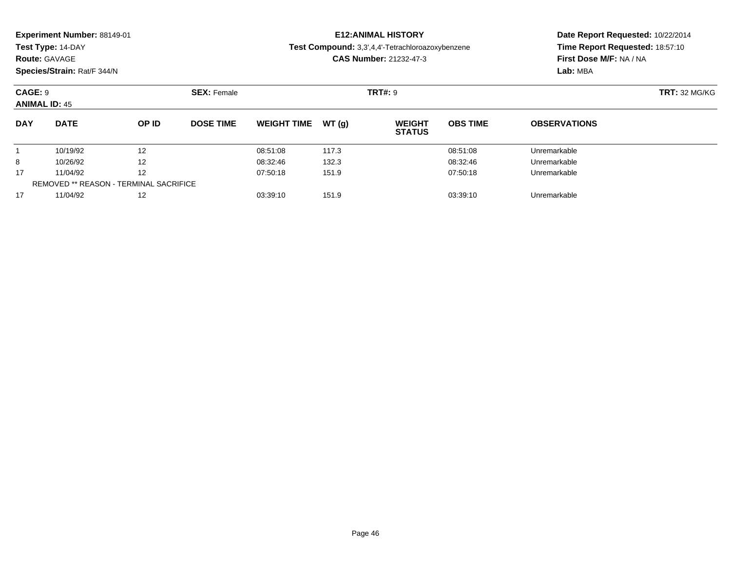**Experiment Number:** 88149-01
**Test Type:** 14-DAY
**Route:** GAVAGE
**Species/Strain:** Rat/F 344/N

**E12:ANIMAL HISTORY**
**Test Compound:** 3,3',4,4'-Tetrachloroazoxybenzene
**CAS Number:** 21232-47-3

**Date Report Requested:** 10/22/2014
**Time Report Requested:** 18:57:10
**First Dose M/F:** NA / NA
**Lab:** MBA

**CAGE:** 9 **SEX:** Female **TRT#:** 9 **TRT:** 32 MG/KG
**ANIMAL ID:** 45

| DAY | DATE | OP ID | DOSE TIME | WEIGHT TIME | WT (g) | WEIGHT STATUS | OBS TIME | OBSERVATIONS |
|---|---|---|---|---|---|---|---|---|
| 1 | 10/19/92 | 12 | | 08:51:08 | 117.3 | | 08:51:08 | Unremarkable |
| 8 | 10/26/92 | 12 | | 08:32:46 | 132.3 | | 08:32:46 | Unremarkable |
| 17 | 11/04/92 | 12 | | 07:50:18 | 151.9 | | 07:50:18 | Unremarkable |
| REMOVED ** REASON - TERMINAL SACRIFICE | | | | | | | | |
| 17 | 11/04/92 | 12 | | 03:39:10 | 151.9 | | 03:39:10 | Unremarkable |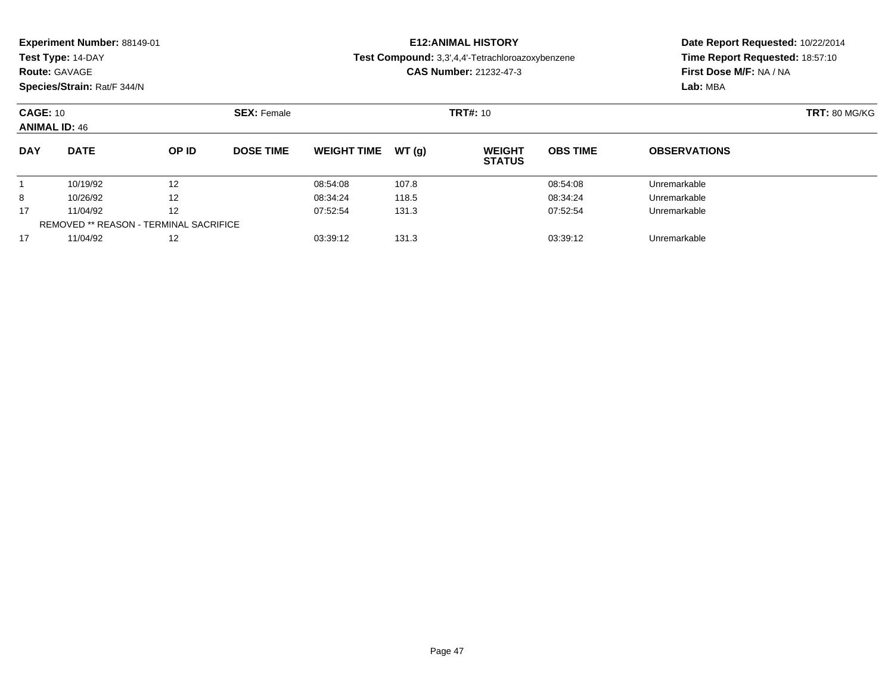**Experiment Number:** 88149-01
**Test Type:** 14-DAY
**Route:** GAVAGE
**Species/Strain:** Rat/F 344/N

**E12:ANIMAL HISTORY**
**Test Compound:** 3,3',4,4'-Tetrachloroazoxybenzene
**CAS Number:** 21232-47-3

**Date Report Requested:** 10/22/2014
**Time Report Requested:** 18:57:10
**First Dose M/F:** NA / NA
**Lab:** MBA

**CAGE:** 10 **SEX:** Female **TRT#:** 10 **TRT:** 80 MG/KG
**ANIMAL ID:** 46

| DAY | DATE | OP ID | DOSE TIME | WEIGHT TIME | WT (g) | WEIGHT STATUS | OBS TIME | OBSERVATIONS |
|---|---|---|---|---|---|---|---|---|
| 1 | 10/19/92 | 12 | | 08:54:08 | 107.8 | | 08:54:08 | Unremarkable |
| 8 | 10/26/92 | 12 | | 08:34:24 | 118.5 | | 08:34:24 | Unremarkable |
| 17 | 11/04/92 | 12 | | 07:52:54 | 131.3 | | 07:52:54 | Unremarkable |
| REMOVED ** REASON - TERMINAL SACRIFICE | | | | | | | | |
| 17 | 11/04/92 | 12 | | 03:39:12 | 131.3 | | 03:39:12 | Unremarkable |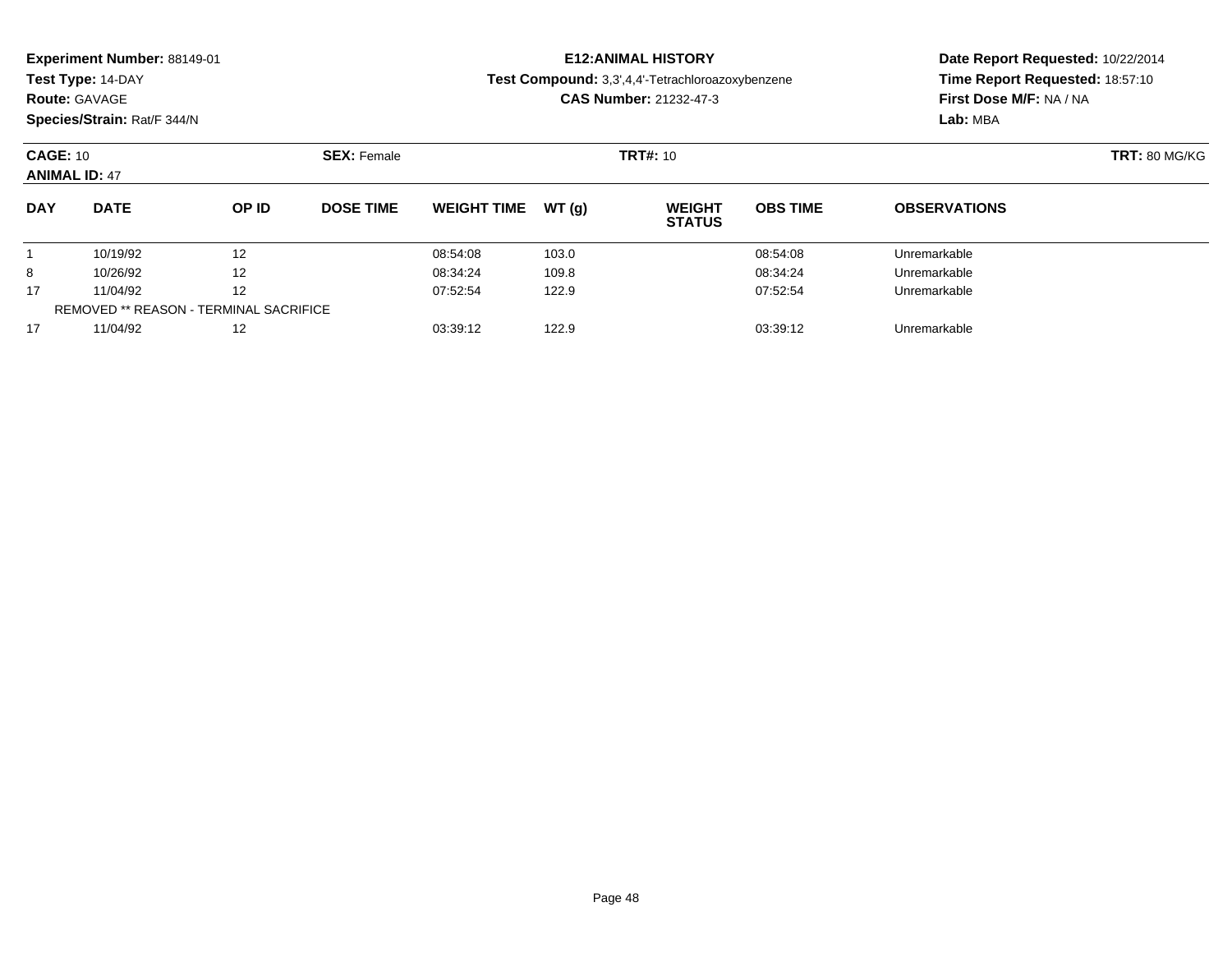**Experiment Number:** 88149-01
**Test Type:** 14-DAY
**Route:** GAVAGE
**Species/Strain:** Rat/F 344/N

**E12:ANIMAL HISTORY**
**Test Compound:** 3,3',4,4'-Tetrachloroazoxybenzene
**CAS Number:** 21232-47-3

**Date Report Requested:** 10/22/2014
**Time Report Requested:** 18:57:10
**First Dose M/F:** NA / NA
**Lab:** MBA

**CAGE:** 10 **SEX:** Female **TRT#:** 10 **TRT:** 80 MG/KG
**ANIMAL ID:** 47

| DAY | DATE | OP ID | DOSE TIME | WEIGHT TIME | WT (g) | WEIGHT STATUS | OBS TIME | OBSERVATIONS |
|---|---|---|---|---|---|---|---|---|
| 1 | 10/19/92 | 12 | | 08:54:08 | 103.0 | | 08:54:08 | Unremarkable |
| 8 | 10/26/92 | 12 | | 08:34:24 | 109.8 | | 08:34:24 | Unremarkable |
| 17 | 11/04/92 | 12 | | 07:52:54 | 122.9 | | 07:52:54 | Unremarkable |
| REMOVED ** REASON - TERMINAL SACRIFICE | | | | | | | | |
| 17 | 11/04/92 | 12 | | 03:39:12 | 122.9 | | 03:39:12 | Unremarkable |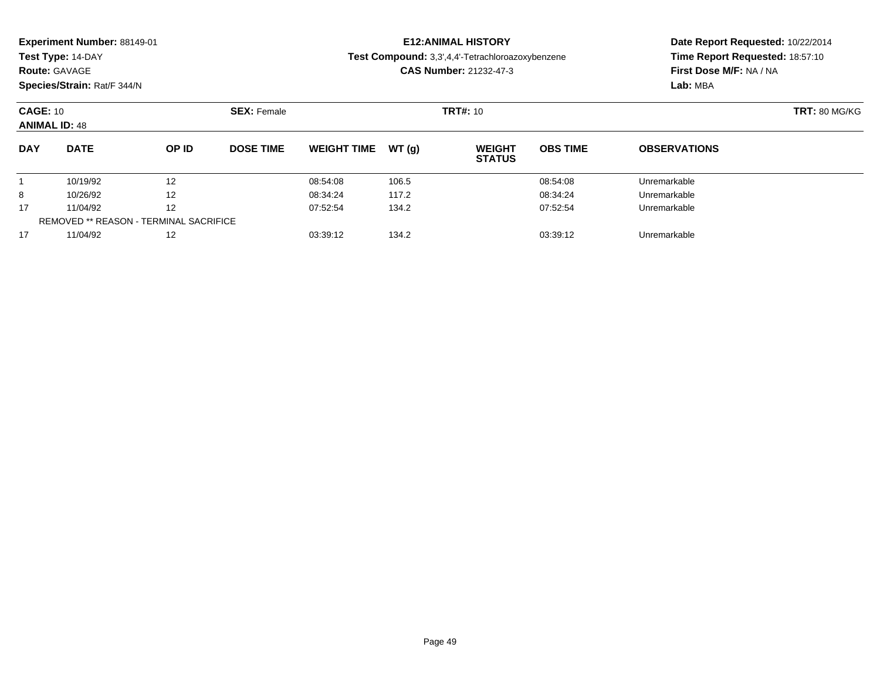**Experiment Number:** 88149-01
**Test Type:** 14-DAY
**Route:** GAVAGE
**Species/Strain:** Rat/F 344/N

**E12:ANIMAL HISTORY**
**Test Compound:** 3,3',4,4'-Tetrachloroazoxybenzene
**CAS Number:** 21232-47-3

**Date Report Requested:** 10/22/2014
**Time Report Requested:** 18:57:10
**First Dose M/F:** NA / NA
**Lab:** MBA

**CAGE:** 10 **SEX:** Female **TRT#:** 10 **TRT:** 80 MG/KG
**ANIMAL ID:** 48

| DAY | DATE | OP ID | DOSE TIME | WEIGHT TIME | WT (g) | WEIGHT STATUS | OBS TIME | OBSERVATIONS |
|---|---|---|---|---|---|---|---|---|
| 1 | 10/19/92 | 12 | | 08:54:08 | 106.5 | | 08:54:08 | Unremarkable |
| 8 | 10/26/92 | 12 | | 08:34:24 | 117.2 | | 08:34:24 | Unremarkable |
| 17 | 11/04/92 | 12 | | 07:52:54 | 134.2 | | 07:52:54 | Unremarkable |
| REMOVED ** REASON - TERMINAL SACRIFICE | | | | | | | | |
| 17 | 11/04/92 | 12 | | 03:39:12 | 134.2 | | 03:39:12 | Unremarkable |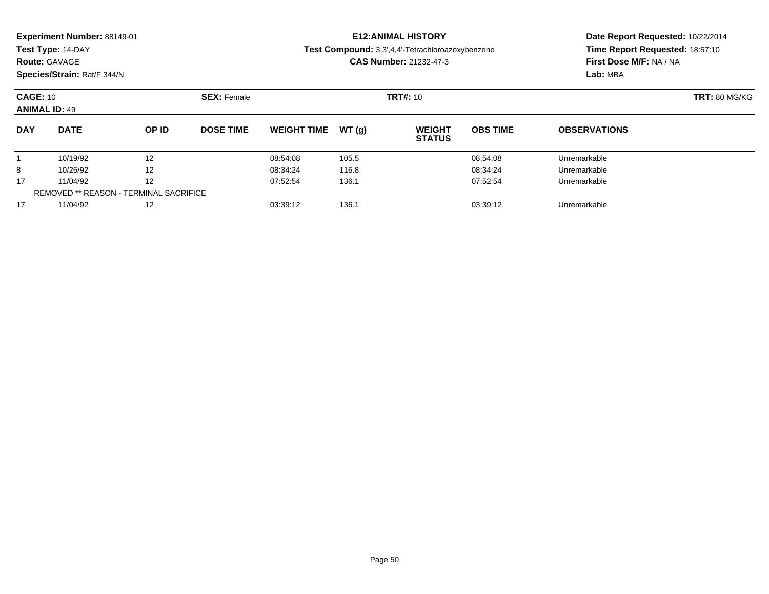**Experiment Number:** 88149-01
**Test Type:** 14-DAY
**Route:** GAVAGE
**Species/Strain:** Rat/F 344/N

**E12:ANIMAL HISTORY**
**Test Compound:** 3,3',4,4'-Tetrachloroazoxybenzene
**CAS Number:** 21232-47-3

**Date Report Requested:** 10/22/2014
**Time Report Requested:** 18:57:10
**First Dose M/F:** NA / NA
**Lab:** MBA

**CAGE:** 10 **SEX:** Female **TRT#:** 10 **TRT:** 80 MG/KG
**ANIMAL ID:** 49

| DAY | DATE | OP ID | DOSE TIME | WEIGHT TIME | WT (g) | WEIGHT STATUS | OBS TIME | OBSERVATIONS |
|---|---|---|---|---|---|---|---|---|
| 1 | 10/19/92 | 12 | | 08:54:08 | 105.5 | | 08:54:08 | Unremarkable |
| 8 | 10/26/92 | 12 | | 08:34:24 | 116.8 | | 08:34:24 | Unremarkable |
| 17 | 11/04/92 | 12 | | 07:52:54 | 136.1 | | 07:52:54 | Unremarkable |
| REMOVED ** REASON - TERMINAL SACRIFICE | | | | | | | | |
| 17 | 11/04/92 | 12 | | 03:39:12 | 136.1 | | 03:39:12 | Unremarkable |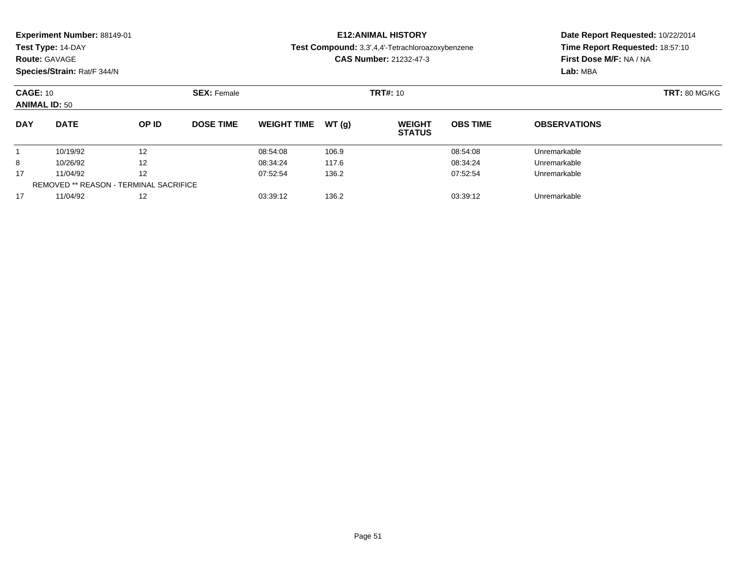**Experiment Number:** 88149-01
**Test Type:** 14-DAY
**Route:** GAVAGE
**Species/Strain:** Rat/F 344/N

**E12:ANIMAL HISTORY**
**Test Compound:** 3,3',4,4'-Tetrachloroazoxybenzene
**CAS Number:** 21232-47-3

**Date Report Requested:** 10/22/2014
**Time Report Requested:** 18:57:10
**First Dose M/F:** NA / NA
**Lab:** MBA

**CAGE:** 10 **SEX:** Female **TRT#:** 10 **TRT:** 80 MG/KG
**ANIMAL ID:** 50

| DAY | DATE | OP ID | DOSE TIME | WEIGHT TIME | WT (g) | WEIGHT STATUS | OBS TIME | OBSERVATIONS |
|---|---|---|---|---|---|---|---|---|
| 1 | 10/19/92 | 12 | | 08:54:08 | 106.9 | | 08:54:08 | Unremarkable |
| 8 | 10/26/92 | 12 | | 08:34:24 | 117.6 | | 08:34:24 | Unremarkable |
| 17 | 11/04/92 | 12 | | 07:52:54 | 136.2 | | 07:52:54 | Unremarkable |
| REMOVED ** REASON - TERMINAL SACRIFICE | | | | | | | | |
| 17 | 11/04/92 | 12 | | 03:39:12 | 136.2 | | 03:39:12 | Unremarkable |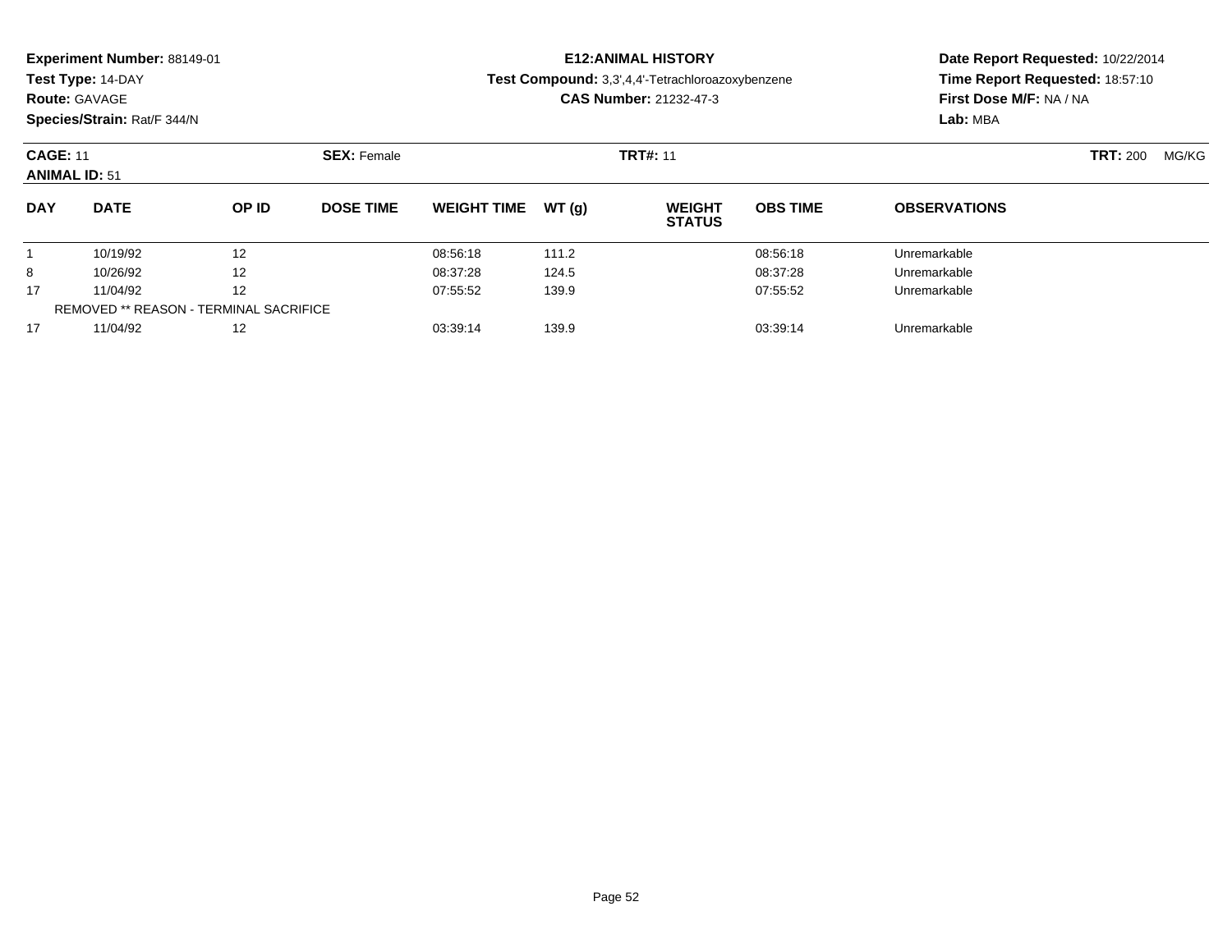**Experiment Number:** 88149-01
**Test Type:** 14-DAY
**Route:** GAVAGE
**Species/Strain:** Rat/F 344/N

**E12:ANIMAL HISTORY**
**Test Compound:** 3,3',4,4'-Tetrachloroazoxybenzene
**CAS Number:** 21232-47-3

**Date Report Requested:** 10/22/2014
**Time Report Requested:** 18:57:10
**First Dose M/F:** NA / NA
**Lab:** MBA

**CAGE:** 11
**ANIMAL ID:** 51
**SEX:** Female
**TRT#:** 11
**TRT:** 200 MG/KG

| DAY | DATE | OP ID | DOSE TIME | WEIGHT TIME | WT (g) | WEIGHT STATUS | OBS TIME | OBSERVATIONS |
|---|---|---|---|---|---|---|---|---|
| 1 | 10/19/92 | 12 | | 08:56:18 | 111.2 | | 08:56:18 | Unremarkable |
| 8 | 10/26/92 | 12 | | 08:37:28 | 124.5 | | 08:37:28 | Unremarkable |
| 17 | 11/04/92 | 12 | | 07:55:52 | 139.9 | | 07:55:52 | Unremarkable |
| REMOVED ** REASON - TERMINAL SACRIFICE | | | | | | | | |
| 17 | 11/04/92 | 12 | | 03:39:14 | 139.9 | | 03:39:14 | Unremarkable |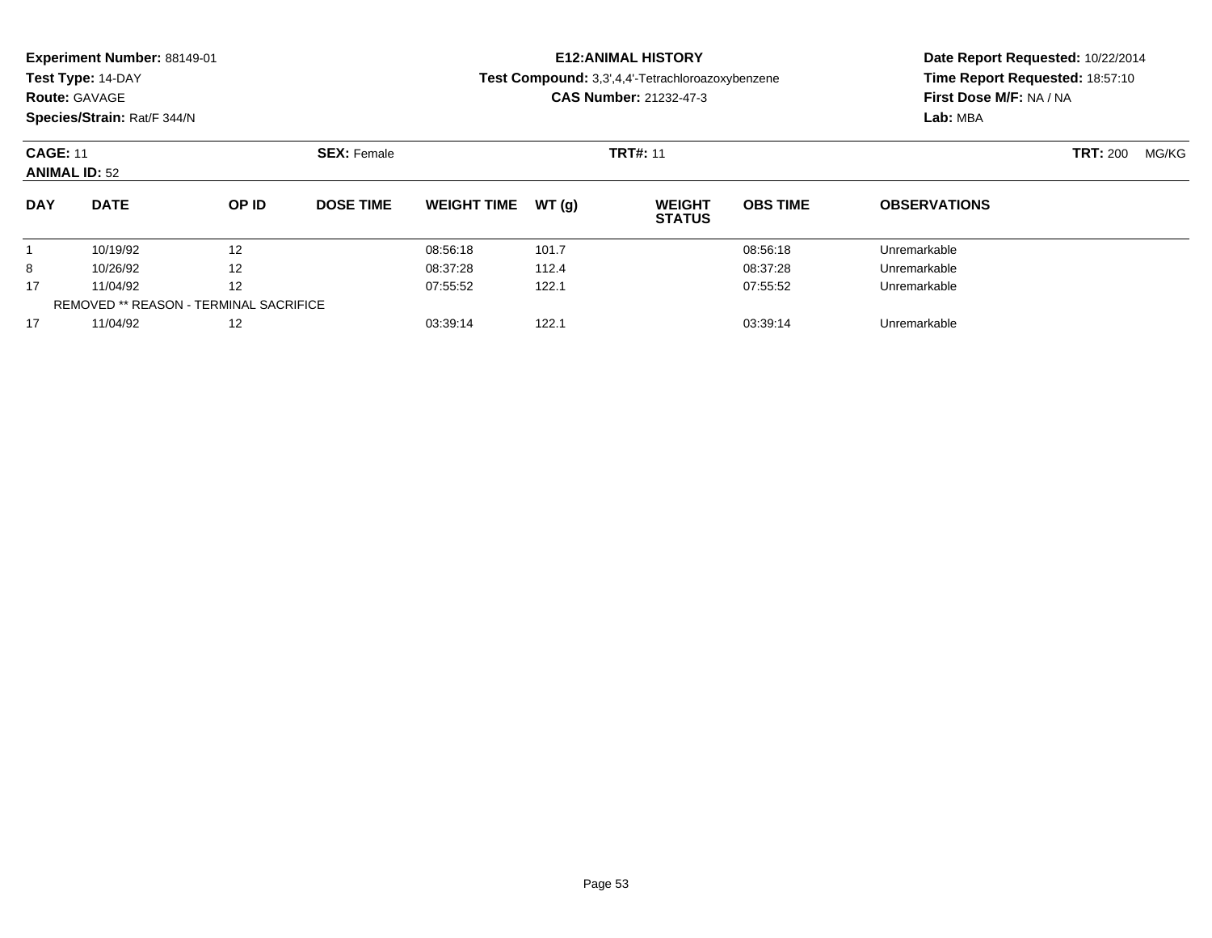**Experiment Number:** 88149-01
**Test Type:** 14-DAY
**Route:** GAVAGE
**Species/Strain:** Rat/F 344/N

**E12:ANIMAL HISTORY**
**Test Compound:** 3,3',4,4'-Tetrachloroazoxybenzene
**CAS Number:** 21232-47-3

**Date Report Requested:** 10/22/2014
**Time Report Requested:** 18:57:10
**First Dose M/F:** NA / NA
**Lab:** MBA

**CAGE:** 11
**ANIMAL ID:** 52
**SEX:** Female
**TRT#:** 11
**TRT:** 200 MG/KG

| DAY | DATE | OP ID | DOSE TIME | WEIGHT TIME | WT (g) | WEIGHT STATUS | OBS TIME | OBSERVATIONS |
|---|---|---|---|---|---|---|---|---|
| 1 | 10/19/92 | 12 | | 08:56:18 | 101.7 | | 08:56:18 | Unremarkable |
| 8 | 10/26/92 | 12 | | 08:37:28 | 112.4 | | 08:37:28 | Unremarkable |
| 17 | 11/04/92 | 12 | | 07:55:52 | 122.1 | | 07:55:52 | Unremarkable |
| REMOVED ** REASON - TERMINAL SACRIFICE | | | | | | | | |
| 17 | 11/04/92 | 12 | | 03:39:14 | 122.1 | | 03:39:14 | Unremarkable |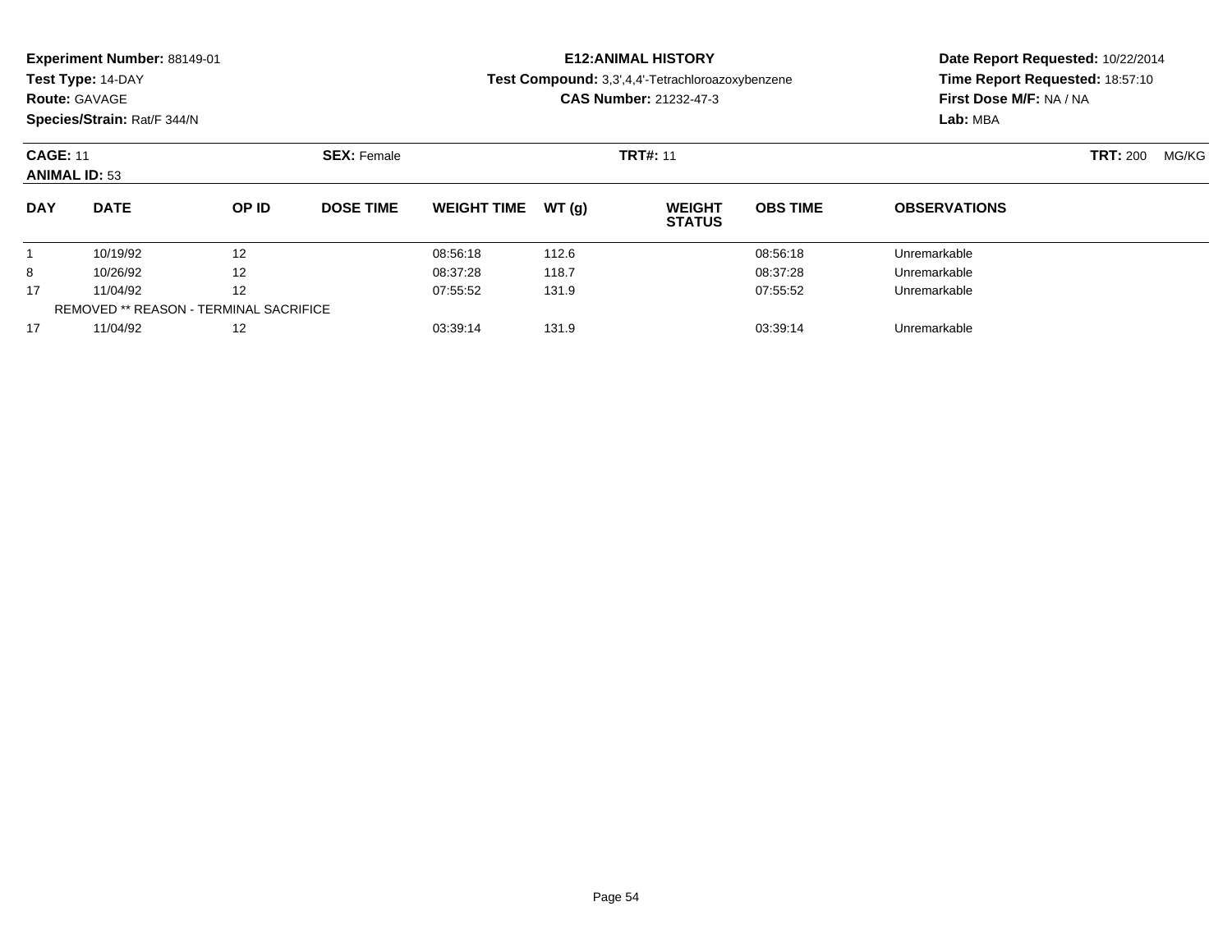**Experiment Number:** 88149-01
**Test Type:** 14-DAY
**Route:** GAVAGE
**Species/Strain:** Rat/F 344/N

**E12:ANIMAL HISTORY**
**Test Compound:** 3,3',4,4'-Tetrachloroazoxybenzene
**CAS Number:** 21232-47-3

**Date Report Requested:** 10/22/2014
**Time Report Requested:** 18:57:10
**First Dose M/F:** NA / NA
**Lab:** MBA

**CAGE:** 11 **SEX:** Female **TRT#:** 11 **TRT:** 200 MG/KG
**ANIMAL ID:** 53

| DAY | DATE | OP ID | DOSE TIME | WEIGHT TIME | WT (g) | WEIGHT STATUS | OBS TIME | OBSERVATIONS |
|---|---|---|---|---|---|---|---|---|
| 1 | 10/19/92 | 12 | | 08:56:18 | 112.6 | | 08:56:18 | Unremarkable |
| 8 | 10/26/92 | 12 | | 08:37:28 | 118.7 | | 08:37:28 | Unremarkable |
| 17 | 11/04/92 | 12 | | 07:55:52 | 131.9 | | 07:55:52 | Unremarkable |
| REMOVED ** REASON - TERMINAL SACRIFICE | | | | | | | | |
| 17 | 11/04/92 | 12 | | 03:39:14 | 131.9 | | 03:39:14 | Unremarkable |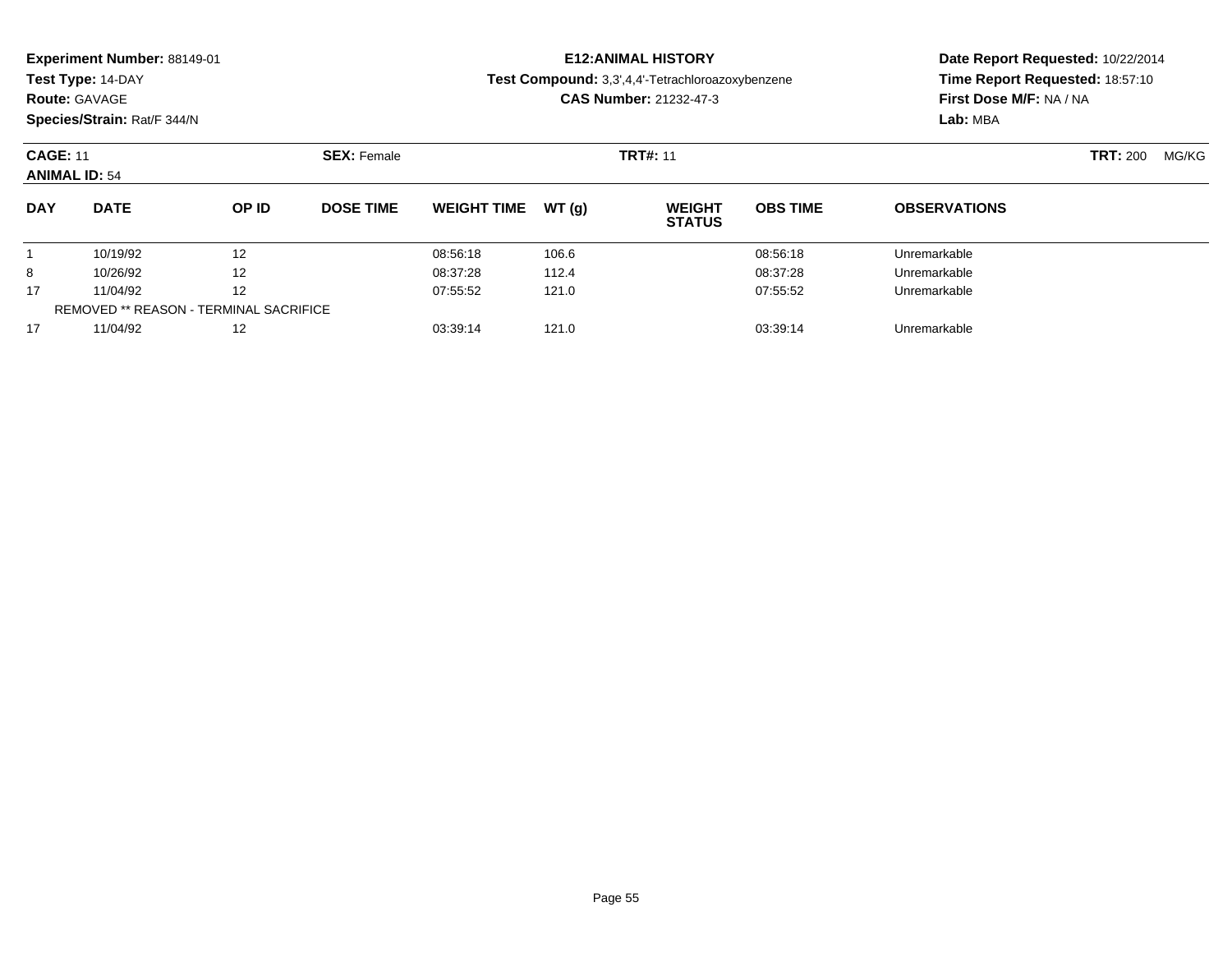**Experiment Number:** 88149-01
**Test Type:** 14-DAY
**Route:** GAVAGE
**Species/Strain:** Rat/F 344/N

# E12:ANIMAL HISTORY

**Test Compound:** 3,3',4,4'-Tetrachloroazoxybenzene
**CAS Number:** 21232-47-3

**Date Report Requested:** 10/22/2014
**Time Report Requested:** 18:57:10
**First Dose M/F:** NA / NA
**Lab:** MBA

**CAGE:** 11 **SEX:** Female **TRT#:** 11 **TRT:** 200 MG/KG
**ANIMAL ID:** 54

| DAY | DATE | OP ID | DOSE TIME | WEIGHT TIME | WT (g) | WEIGHT STATUS | OBS TIME | OBSERVATIONS |
|---|---|---|---|---|---|---|---|---|
| 1 | 10/19/92 | 12 | | 08:56:18 | 106.6 | | 08:56:18 | Unremarkable |
| 8 | 10/26/92 | 12 | | 08:37:28 | 112.4 | | 08:37:28 | Unremarkable |
| 17 | 11/04/92 | 12 | | 07:55:52 | 121.0 | | 07:55:52 | Unremarkable |
| REMOVED ** REASON - TERMINAL SACRIFICE | | | | | | | | |
| 17 | 11/04/92 | 12 | | 03:39:14 | 121.0 | | 03:39:14 | Unremarkable |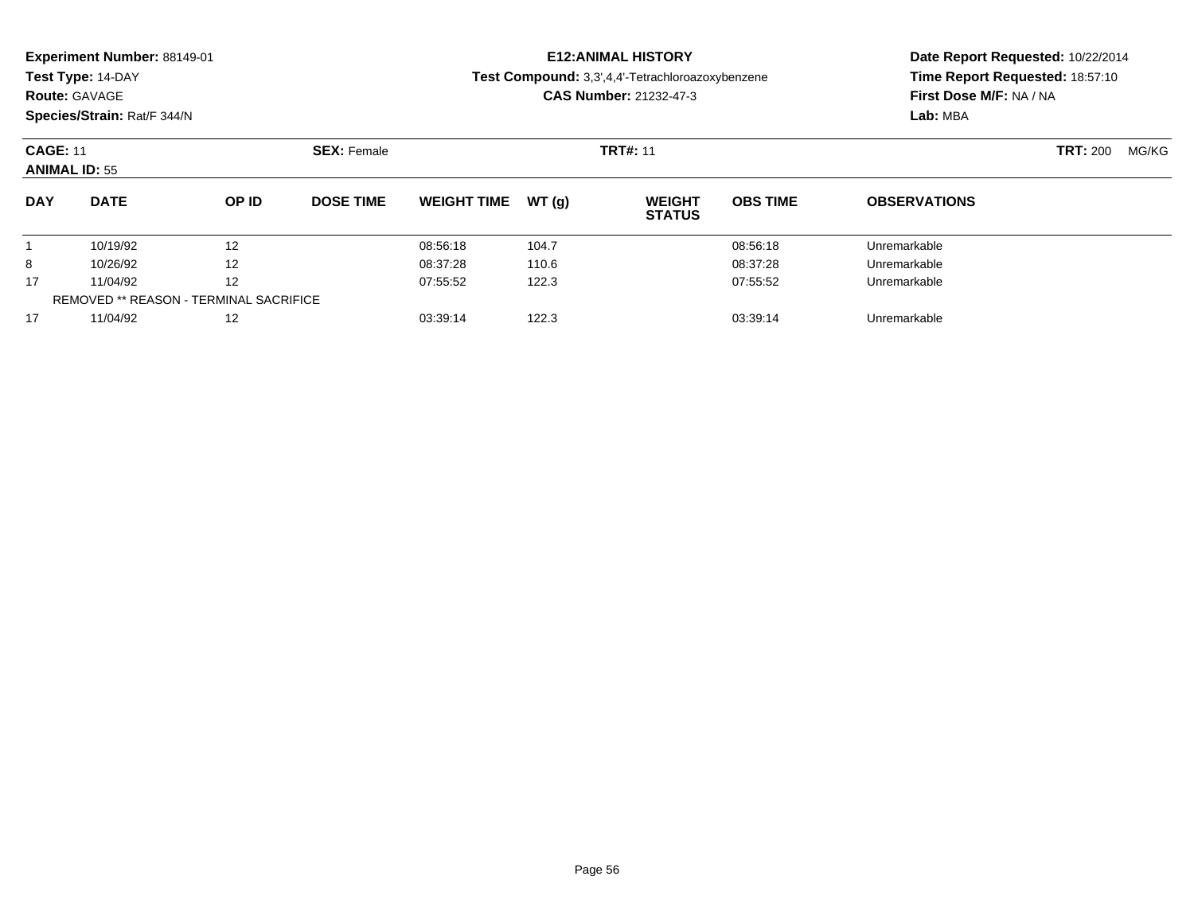**Experiment Number:** 88149-01
**Test Type:** 14-DAY
**Route:** GAVAGE
**Species/Strain:** Rat/F 344/N

**E12:ANIMAL HISTORY**
**Test Compound:** 3,3',4,4'-Tetrachloroazoxybenzene
**CAS Number:** 21232-47-3

**Date Report Requested:** 10/22/2014
**Time Report Requested:** 18:57:10
**First Dose M/F:** NA / NA
**Lab:** MBA

**CAGE:** 11 **SEX:** Female **TRT#:** 11 **TRT:** 200 MG/KG
**ANIMAL ID:** 55

| DAY | DATE | OP ID | DOSE TIME | WEIGHT TIME | WT (g) | WEIGHT STATUS | OBS TIME | OBSERVATIONS |
|---|---|---|---|---|---|---|---|---|
| 1 | 10/19/92 | 12 | | 08:56:18 | 104.7 | | 08:56:18 | Unremarkable |
| 8 | 10/26/92 | 12 | | 08:37:28 | 110.6 | | 08:37:28 | Unremarkable |
| 17 | 11/04/92 | 12 | | 07:55:52 | 122.3 | | 07:55:52 | Unremarkable |
| REMOVED ** REASON - TERMINAL SACRIFICE | | | | | | | | |
| 17 | 11/04/92 | 12 | | 03:39:14 | 122.3 | | 03:39:14 | Unremarkable |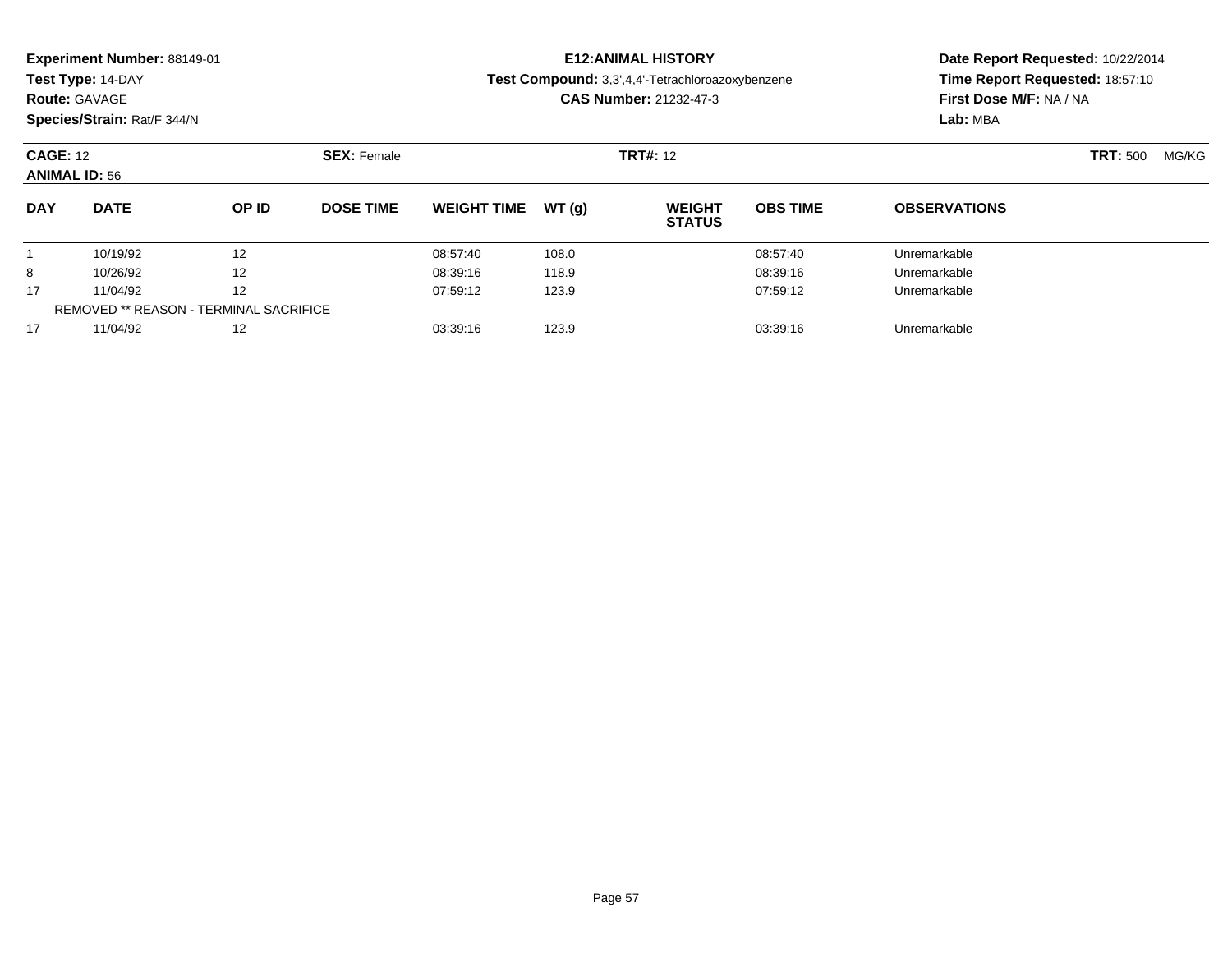**Experiment Number:** 88149-01
**Test Type:** 14-DAY
**Route:** GAVAGE
**Species/Strain:** Rat/F 344/N

**E12:ANIMAL HISTORY**
**Test Compound:** 3,3',4,4'-Tetrachloroazoxybenzene
**CAS Number:** 21232-47-3

**Date Report Requested:** 10/22/2014
**Time Report Requested:** 18:57:10
**First Dose M/F:** NA / NA
**Lab:** MBA

**CAGE:** 12 **SEX:** Female **TRT#:** 12 **TRT:** 500 MG/KG
**ANIMAL ID:** 56

| DAY | DATE | OP ID | DOSE TIME | WEIGHT TIME | WT (g) | WEIGHT STATUS | OBS TIME | OBSERVATIONS |
|---|---|---|---|---|---|---|---|---|
| 1 | 10/19/92 | 12 | | 08:57:40 | 108.0 | | 08:57:40 | Unremarkable |
| 8 | 10/26/92 | 12 | | 08:39:16 | 118.9 | | 08:39:16 | Unremarkable |
| 17 | 11/04/92 | 12 | | 07:59:12 | 123.9 | | 07:59:12 | Unremarkable |
| REMOVED ** REASON - TERMINAL SACRIFICE | | | | | | | | |
| 17 | 11/04/92 | 12 | | 03:39:16 | 123.9 | | 03:39:16 | Unremarkable |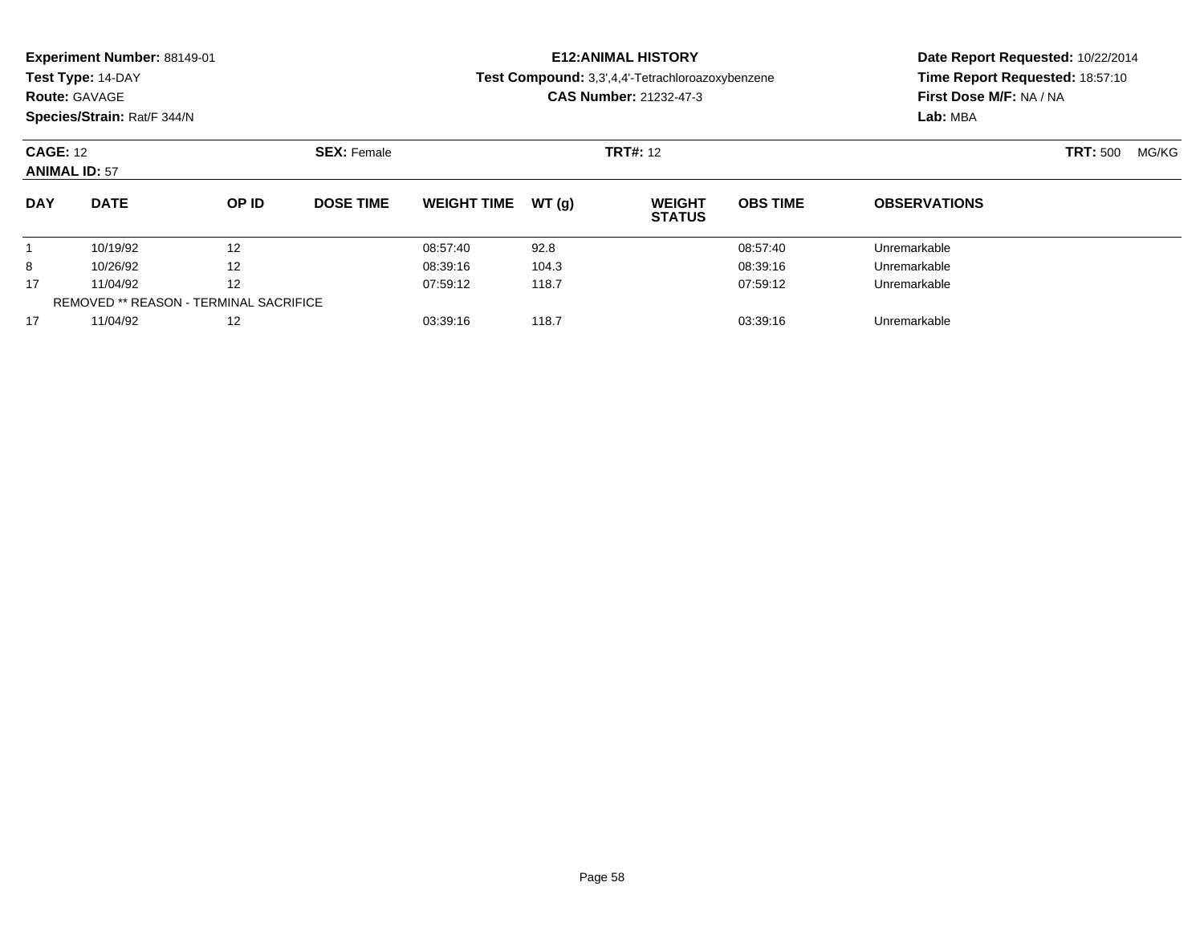**Experiment Number:** 88149-01
**Test Type:** 14-DAY
**Route:** GAVAGE
**Species/Strain:** Rat/F 344/N

**E12:ANIMAL HISTORY**
**Test Compound:** 3,3',4,4'-Tetrachloroazoxybenzene
**CAS Number:** 21232-47-3

**Date Report Requested:** 10/22/2014
**Time Report Requested:** 18:57:10
**First Dose M/F:** NA / NA
**Lab:** MBA

**CAGE:** 12 **SEX:** Female **TRT#:** 12 **TRT:** 500 MG/KG
**ANIMAL ID:** 57

| DAY | DATE | OP ID | DOSE TIME | WEIGHT TIME | WT (g) | WEIGHT STATUS | OBS TIME | OBSERVATIONS |
|---|---|---|---|---|---|---|---|---|
| 1 | 10/19/92 | 12 | | 08:57:40 | 92.8 | | 08:57:40 | Unremarkable |
| 8 | 10/26/92 | 12 | | 08:39:16 | 104.3 | | 08:39:16 | Unremarkable |
| 17 | 11/04/92 | 12 | | 07:59:12 | 118.7 | | 07:59:12 | Unremarkable |
| REMOVED ** REASON - TERMINAL SACRIFICE | | | | | | | | |
| 17 | 11/04/92 | 12 | | 03:39:16 | 118.7 | | 03:39:16 | Unremarkable |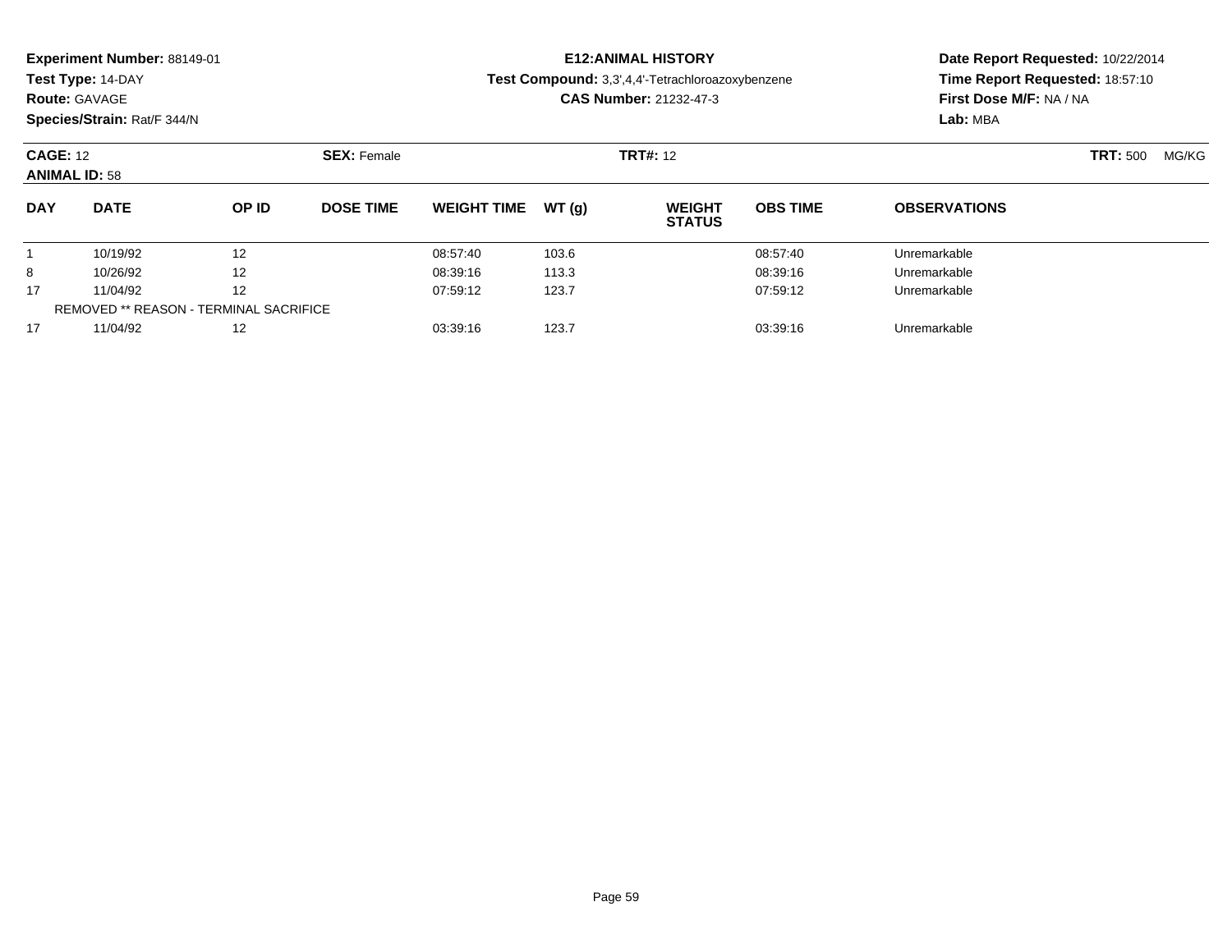**Experiment Number:** 88149-01
**Test Type:** 14-DAY
**Route:** GAVAGE
**Species/Strain:** Rat/F 344/N

**E12:ANIMAL HISTORY**
**Test Compound:** 3,3',4,4'-Tetrachloroazoxybenzene
**CAS Number:** 21232-47-3

**Date Report Requested:** 10/22/2014
**Time Report Requested:** 18:57:10
**First Dose M/F:** NA / NA
**Lab:** MBA

**CAGE:** 12 **SEX:** Female **TRT#:** 12 **TRT:** 500 MG/KG
**ANIMAL ID:** 58

| DAY | DATE | OP ID | DOSE TIME | WEIGHT TIME | WT (g) | WEIGHT STATUS | OBS TIME | OBSERVATIONS |
|---|---|---|---|---|---|---|---|---|
| 1 | 10/19/92 | 12 | | 08:57:40 | 103.6 | | 08:57:40 | Unremarkable |
| 8 | 10/26/92 | 12 | | 08:39:16 | 113.3 | | 08:39:16 | Unremarkable |
| 17 | 11/04/92 | 12 | | 07:59:12 | 123.7 | | 07:59:12 | Unremarkable |
| REMOVED ** REASON - TERMINAL SACRIFICE | | | | | | | | |
| 17 | 11/04/92 | 12 | | 03:39:16 | 123.7 | | 03:39:16 | Unremarkable |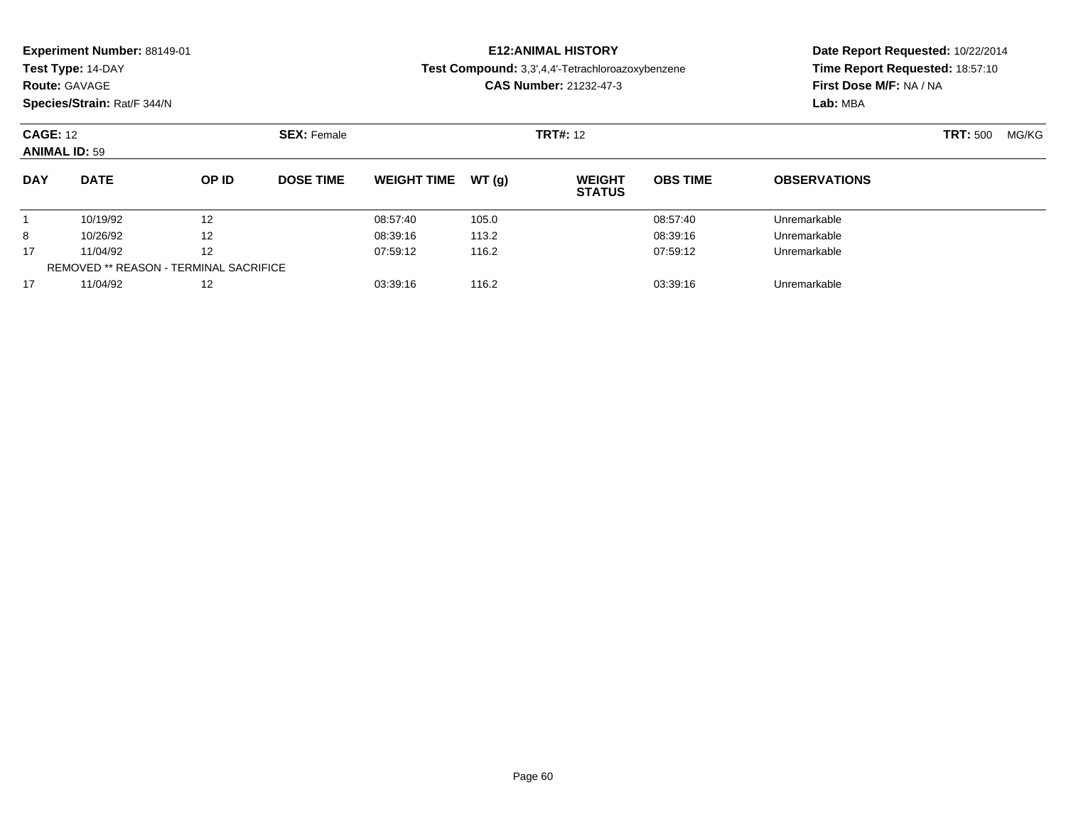**Experiment Number:** 88149-01
**Test Type:** 14-DAY
**Route:** GAVAGE
**Species/Strain:** Rat/F 344/N

**E12:ANIMAL HISTORY**
**Test Compound:** 3,3',4,4'-Tetrachloroazoxybenzene
**CAS Number:** 21232-47-3

**Date Report Requested:** 10/22/2014
**Time Report Requested:** 18:57:10
**First Dose M/F:** NA / NA
**Lab:** MBA

**CAGE:** 12 **SEX:** Female **TRT#:** 12 **TRT:** 500 MG/KG
**ANIMAL ID:** 59

| DAY | DATE | OP ID | DOSE TIME | WEIGHT TIME | WT (g) | WEIGHT STATUS | OBS TIME | OBSERVATIONS |
|---|---|---|---|---|---|---|---|---|
| 1 | 10/19/92 | 12 | | 08:57:40 | 105.0 | | 08:57:40 | Unremarkable |
| 8 | 10/26/92 | 12 | | 08:39:16 | 113.2 | | 08:39:16 | Unremarkable |
| 17 | 11/04/92 | 12 | | 07:59:12 | 116.2 | | 07:59:12 | Unremarkable |
| REMOVED ** REASON - TERMINAL SACRIFICE | | | | | | | | |
| 17 | 11/04/92 | 12 | | 03:39:16 | 116.2 | | 03:39:16 | Unremarkable |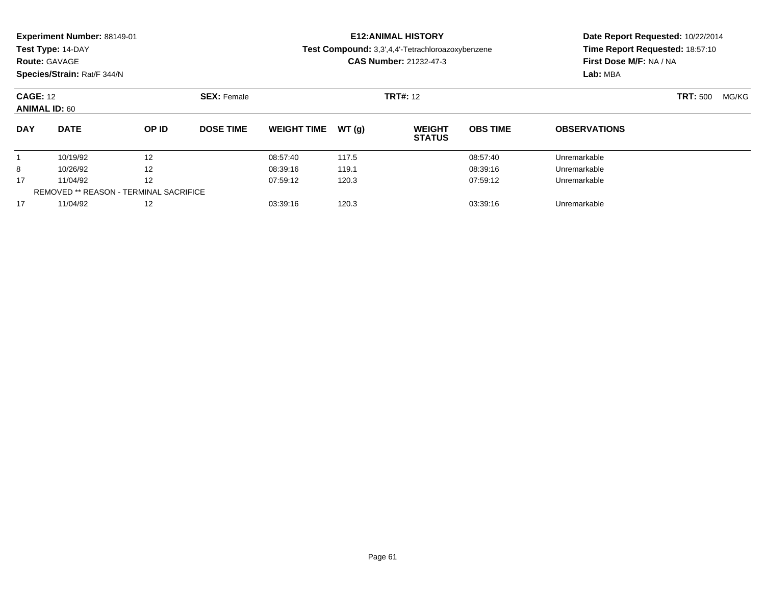**Experiment Number:** 88149-01
**Test Type:** 14-DAY
**Route:** GAVAGE
**Species/Strain:** Rat/F 344/N

**E12:ANIMAL HISTORY**
**Test Compound:** 3,3',4,4'-Tetrachloroazoxybenzene
**CAS Number:** 21232-47-3

**Date Report Requested:** 10/22/2014
**Time Report Requested:** 18:57:10
**First Dose M/F:** NA / NA
**Lab:** MBA

**CAGE:** 12 **SEX:** Female **TRT#:** 12 **TRT:** 500 MG/KG
**ANIMAL ID:** 60

| DAY | DATE | OP ID | DOSE TIME | WEIGHT TIME | WT (g) | WEIGHT STATUS | OBS TIME | OBSERVATIONS |
|---|---|---|---|---|---|---|---|---|
| 1 | 10/19/92 | 12 | | 08:57:40 | 117.5 | | 08:57:40 | Unremarkable |
| 8 | 10/26/92 | 12 | | 08:39:16 | 119.1 | | 08:39:16 | Unremarkable |
| 17 | 11/04/92 | 12 | | 07:59:12 | 120.3 | | 07:59:12 | Unremarkable |
| REMOVED ** REASON - TERMINAL SACRIFICE | | | | | | | | |
| 17 | 11/04/92 | 12 | | 03:39:16 | 120.3 | | 03:39:16 | Unremarkable |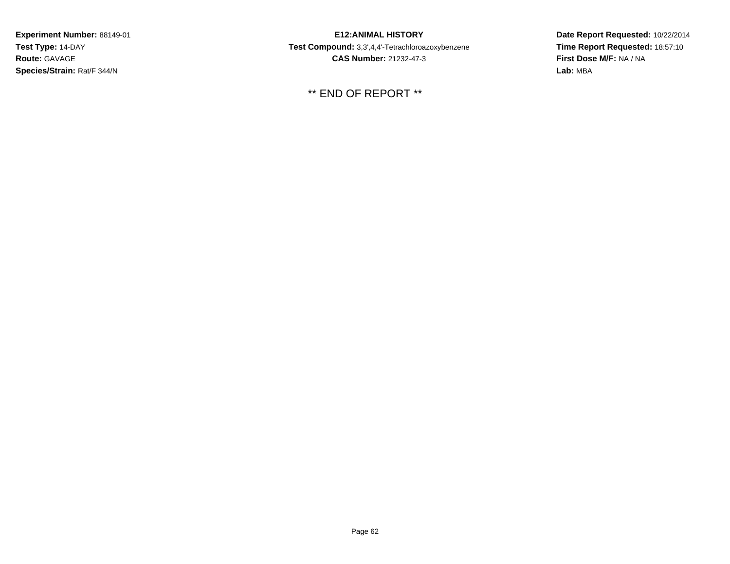**Experiment Number:** 88149-01
**Test Type:** 14-DAY
**Route:** GAVAGE
**Species/Strain:** Rat/F 344/N

**E12:ANIMAL HISTORY**
**Test Compound:** 3,3',4,4'-Tetrachloroazoxybenzene
**CAS Number:** 21232-47-3

**Date Report Requested:** 10/22/2014
**Time Report Requested:** 18:57:10
**First Dose M/F:** NA / NA
**Lab:** MBA

** END OF REPORT **